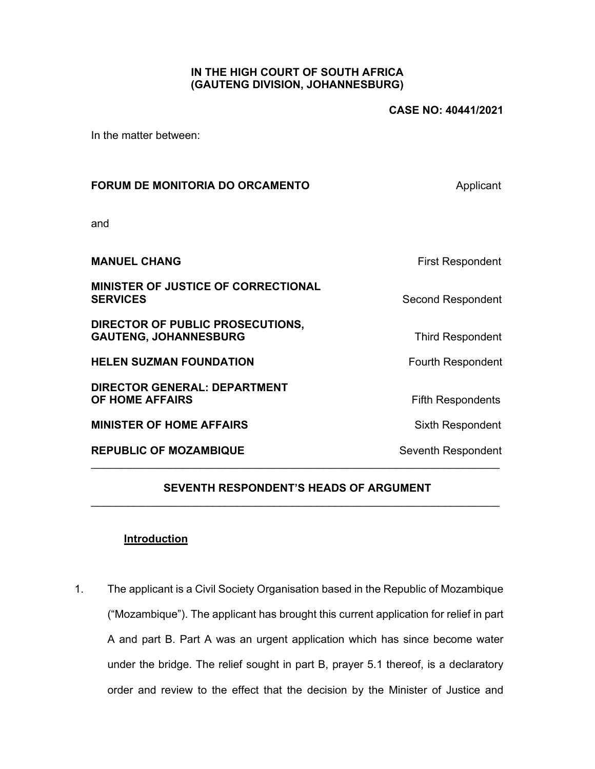**IN THE HIGH COURT OF SOUTH AFRICA**
**(GAUTENG DIVISION, JOHANNESBURG)**

**CASE NO: 40441/2021**

In the matter between:

| | |
|---|---|
| **FORUM DE MONITORIA DO ORCAMENTO** | Applicant |
| and | |
| **MANUEL CHANG** | First Respondent |
| **MINISTER OF JUSTICE OF CORRECTIONAL SERVICES** | Second Respondent |
| **DIRECTOR OF PUBLIC PROSECUTIONS, GAUTENG, JOHANNESBURG** | Third Respondent |
| **HELEN SUZMAN FOUNDATION** | Fourth Respondent |
| **DIRECTOR GENERAL: DEPARTMENT OF HOME AFFAIRS** | Fifth Respondents |
| **MINISTER OF HOME AFFAIRS** | Sixth Respondent |
| **REPUBLIC OF MOZAMBIQUE** | Seventh Respondent |

---

## SEVENTH RESPONDENT'S HEADS OF ARGUMENT

---

### Introduction

1. The applicant is a Civil Society Organisation based in the Republic of Mozambique ("Mozambique"). The applicant has brought this current application for relief in part A and part B. Part A was an urgent application which has since become water under the bridge. The relief sought in part B, prayer 5.1 thereof, is a declaratory order and review to the effect that the decision by the Minister of Justice and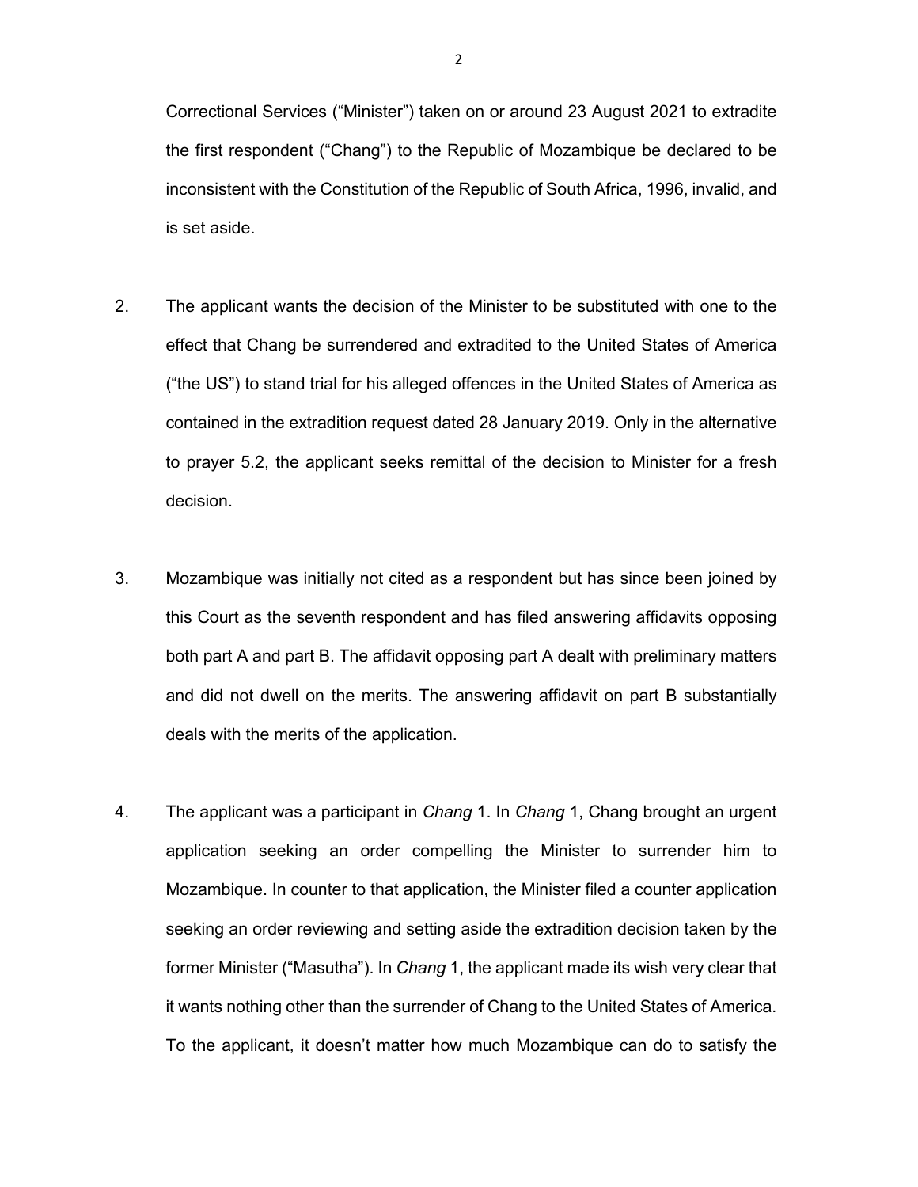Correctional Services ("Minister") taken on or around 23 August 2021 to extradite the first respondent ("Chang") to the Republic of Mozambique be declared to be inconsistent with the Constitution of the Republic of South Africa, 1996, invalid, and is set aside.

2. The applicant wants the decision of the Minister to be substituted with one to the effect that Chang be surrendered and extradited to the United States of America ("the US") to stand trial for his alleged offences in the United States of America as contained in the extradition request dated 28 January 2019. Only in the alternative to prayer 5.2, the applicant seeks remittal of the decision to Minister for a fresh decision.

3. Mozambique was initially not cited as a respondent but has since been joined by this Court as the seventh respondent and has filed answering affidavits opposing both part A and part B. The affidavit opposing part A dealt with preliminary matters and did not dwell on the merits. The answering affidavit on part B substantially deals with the merits of the application.

4. The applicant was a participant in *Chang* 1. In *Chang* 1, Chang brought an urgent application seeking an order compelling the Minister to surrender him to Mozambique. In counter to that application, the Minister filed a counter application seeking an order reviewing and setting aside the extradition decision taken by the former Minister ("Masutha"). In *Chang* 1, the applicant made its wish very clear that it wants nothing other than the surrender of Chang to the United States of America. To the applicant, it doesn't matter how much Mozambique can do to satisfy the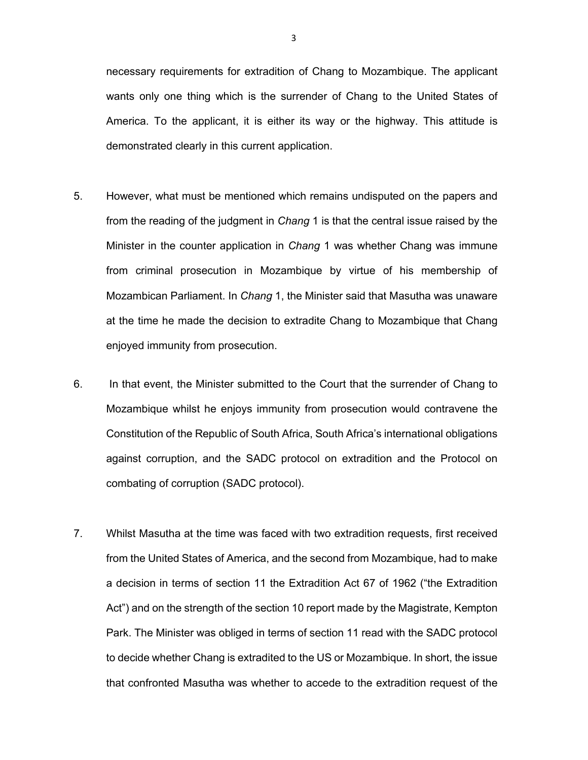necessary requirements for extradition of Chang to Mozambique. The applicant wants only one thing which is the surrender of Chang to the United States of America. To the applicant, it is either its way or the highway. This attitude is demonstrated clearly in this current application.

5. However, what must be mentioned which remains undisputed on the papers and from the reading of the judgment in *Chang* 1 is that the central issue raised by the Minister in the counter application in *Chang* 1 was whether Chang was immune from criminal prosecution in Mozambique by virtue of his membership of Mozambican Parliament. In *Chang* 1, the Minister said that Masutha was unaware at the time he made the decision to extradite Chang to Mozambique that Chang enjoyed immunity from prosecution.

6. In that event, the Minister submitted to the Court that the surrender of Chang to Mozambique whilst he enjoys immunity from prosecution would contravene the Constitution of the Republic of South Africa, South Africa's international obligations against corruption, and the SADC protocol on extradition and the Protocol on combating of corruption (SADC protocol).

7. Whilst Masutha at the time was faced with two extradition requests, first received from the United States of America, and the second from Mozambique, had to make a decision in terms of section 11 the Extradition Act 67 of 1962 ("the Extradition Act") and on the strength of the section 10 report made by the Magistrate, Kempton Park. The Minister was obliged in terms of section 11 read with the SADC protocol to decide whether Chang is extradited to the US or Mozambique. In short, the issue that confronted Masutha was whether to accede to the extradition request of the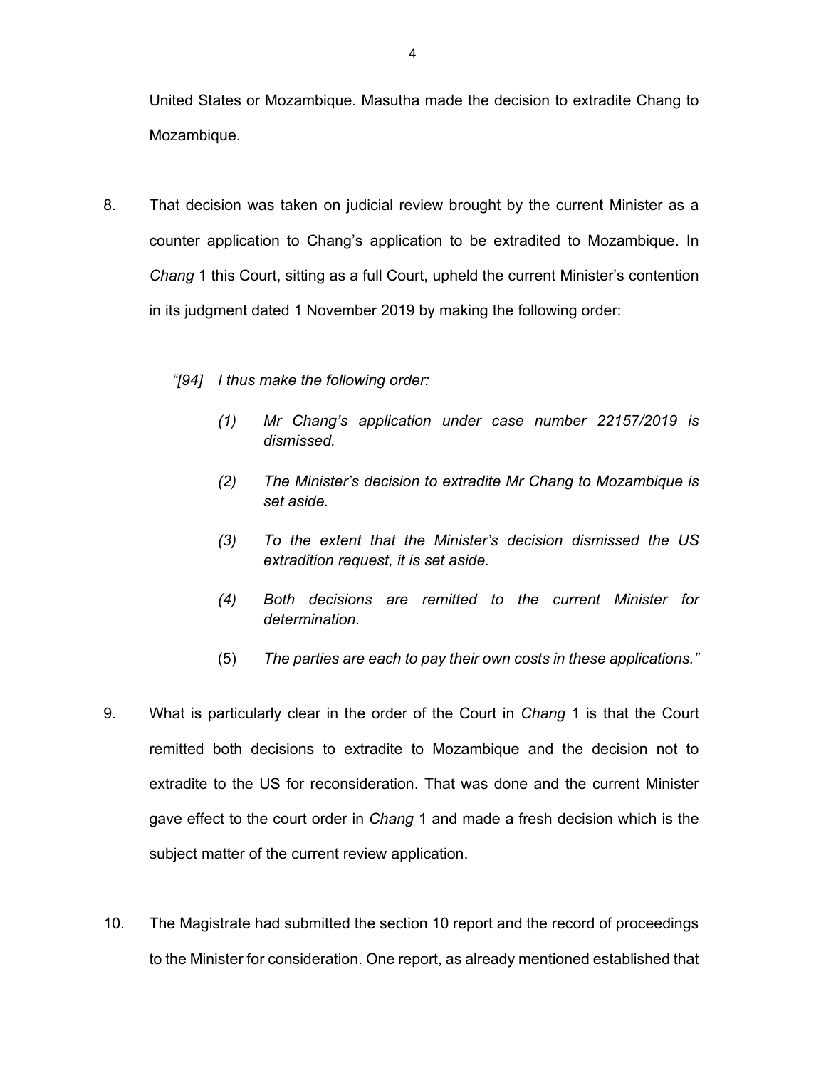United States or Mozambique. Masutha made the decision to extradite Chang to Mozambique.

8. That decision was taken on judicial review brought by the current Minister as a counter application to Chang's application to be extradited to Mozambique. In *Chang* 1 this Court, sitting as a full Court, upheld the current Minister's contention in its judgment dated 1 November 2019 by making the following order:

   *"[94] I thus make the following order:*

   *(1) Mr Chang's application under case number 22157/2019 is dismissed.*

   *(2) The Minister's decision to extradite Mr Chang to Mozambique is set aside.*

   *(3) To the extent that the Minister's decision dismissed the US extradition request, it is set aside.*

   *(4) Both decisions are remitted to the current Minister for determination.*

   (5) *The parties are each to pay their own costs in these applications."*

9. What is particularly clear in the order of the Court in *Chang* 1 is that the Court remitted both decisions to extradite to Mozambique and the decision not to extradite to the US for reconsideration. That was done and the current Minister gave effect to the court order in *Chang* 1 and made a fresh decision which is the subject matter of the current review application.

10. The Magistrate had submitted the section 10 report and the record of proceedings to the Minister for consideration. One report, as already mentioned established that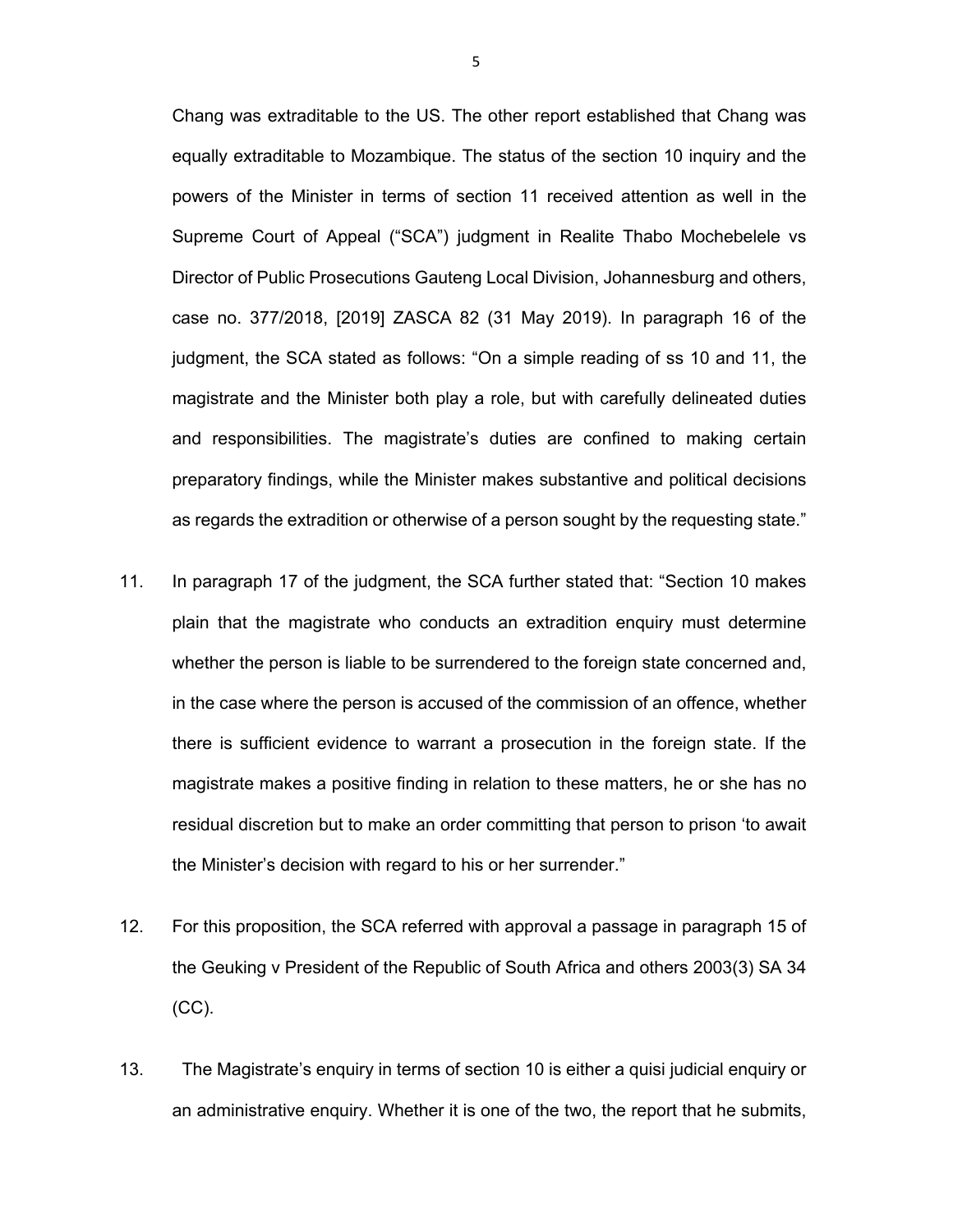Chang was extraditable to the US. The other report established that Chang was equally extraditable to Mozambique. The status of the section 10 inquiry and the powers of the Minister in terms of section 11 received attention as well in the Supreme Court of Appeal ("SCA") judgment in Realite Thabo Mochebelele vs Director of Public Prosecutions Gauteng Local Division, Johannesburg and others, case no. 377/2018, [2019] ZASCA 82 (31 May 2019). In paragraph 16 of the judgment, the SCA stated as follows: "On a simple reading of ss 10 and 11, the magistrate and the Minister both play a role, but with carefully delineated duties and responsibilities. The magistrate's duties are confined to making certain preparatory findings, while the Minister makes substantive and political decisions as regards the extradition or otherwise of a person sought by the requesting state."

11. In paragraph 17 of the judgment, the SCA further stated that: "Section 10 makes plain that the magistrate who conducts an extradition enquiry must determine whether the person is liable to be surrendered to the foreign state concerned and, in the case where the person is accused of the commission of an offence, whether there is sufficient evidence to warrant a prosecution in the foreign state. If the magistrate makes a positive finding in relation to these matters, he or she has no residual discretion but to make an order committing that person to prison 'to await the Minister's decision with regard to his or her surrender."

12. For this proposition, the SCA referred with approval a passage in paragraph 15 of the Geuking v President of the Republic of South Africa and others 2003(3) SA 34 (CC).

13. The Magistrate's enquiry in terms of section 10 is either a quisi judicial enquiry or an administrative enquiry. Whether it is one of the two, the report that he submits,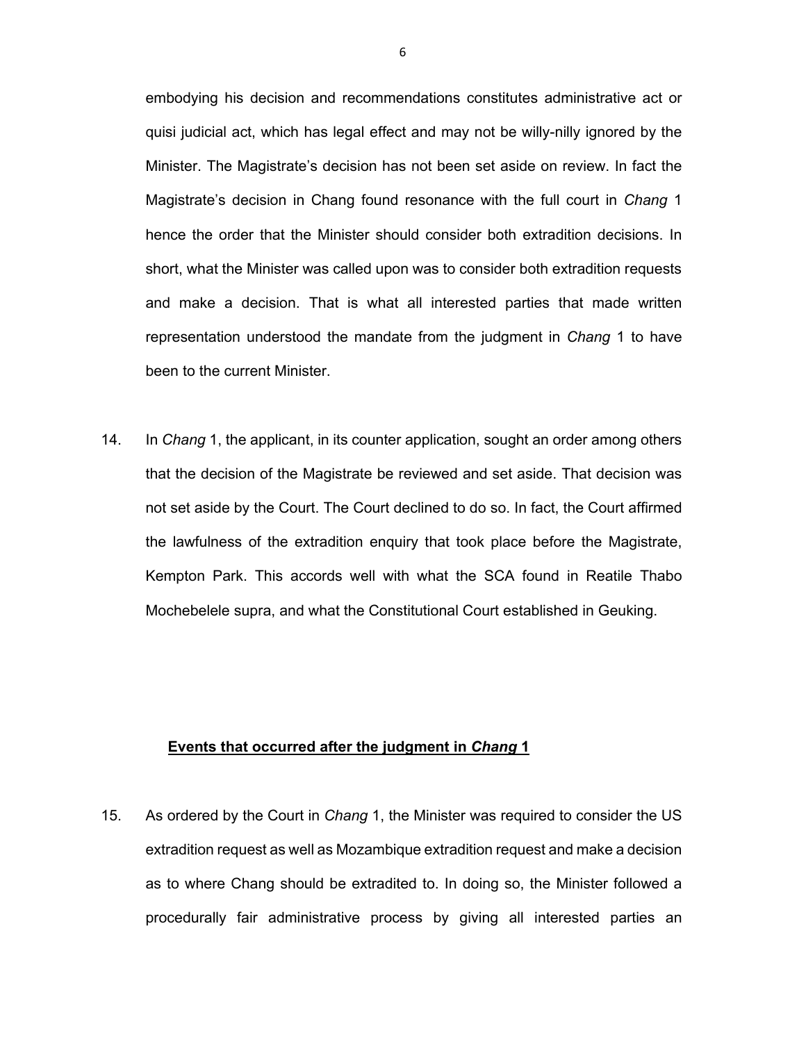embodying his decision and recommendations constitutes administrative act or quisi judicial act, which has legal effect and may not be willy-nilly ignored by the Minister. The Magistrate's decision has not been set aside on review. In fact the Magistrate's decision in Chang found resonance with the full court in *Chang* 1 hence the order that the Minister should consider both extradition decisions. In short, what the Minister was called upon was to consider both extradition requests and make a decision. That is what all interested parties that made written representation understood the mandate from the judgment in *Chang* 1 to have been to the current Minister.

14. In *Chang* 1, the applicant, in its counter application, sought an order among others that the decision of the Magistrate be reviewed and set aside. That decision was not set aside by the Court. The Court declined to do so. In fact, the Court affirmed the lawfulness of the extradition enquiry that took place before the Magistrate, Kempton Park. This accords well with what the SCA found in Reatile Thabo Mochebelele supra, and what the Constitutional Court established in Geuking.

## **Events that occurred after the judgment in *Chang* 1**

15. As ordered by the Court in *Chang* 1, the Minister was required to consider the US extradition request as well as Mozambique extradition request and make a decision as to where Chang should be extradited to. In doing so, the Minister followed a procedurally fair administrative process by giving all interested parties an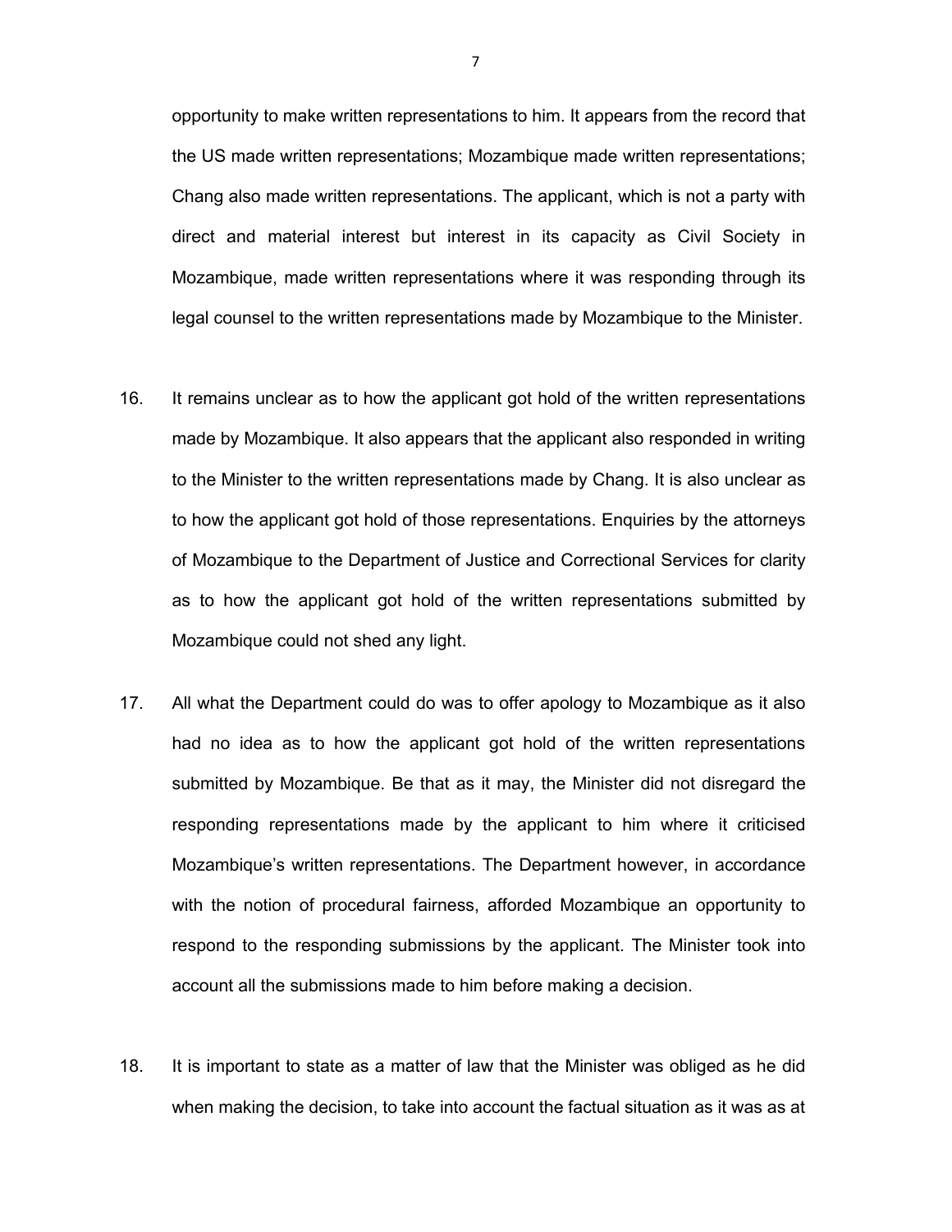opportunity to make written representations to him. It appears from the record that the US made written representations; Mozambique made written representations; Chang also made written representations. The applicant, which is not a party with direct and material interest but interest in its capacity as Civil Society in Mozambique, made written representations where it was responding through its legal counsel to the written representations made by Mozambique to the Minister.

16. It remains unclear as to how the applicant got hold of the written representations made by Mozambique. It also appears that the applicant also responded in writing to the Minister to the written representations made by Chang. It is also unclear as to how the applicant got hold of those representations. Enquiries by the attorneys of Mozambique to the Department of Justice and Correctional Services for clarity as to how the applicant got hold of the written representations submitted by Mozambique could not shed any light.

17. All what the Department could do was to offer apology to Mozambique as it also had no idea as to how the applicant got hold of the written representations submitted by Mozambique. Be that as it may, the Minister did not disregard the responding representations made by the applicant to him where it criticised Mozambique's written representations. The Department however, in accordance with the notion of procedural fairness, afforded Mozambique an opportunity to respond to the responding submissions by the applicant. The Minister took into account all the submissions made to him before making a decision.

18. It is important to state as a matter of law that the Minister was obliged as he did when making the decision, to take into account the factual situation as it was as at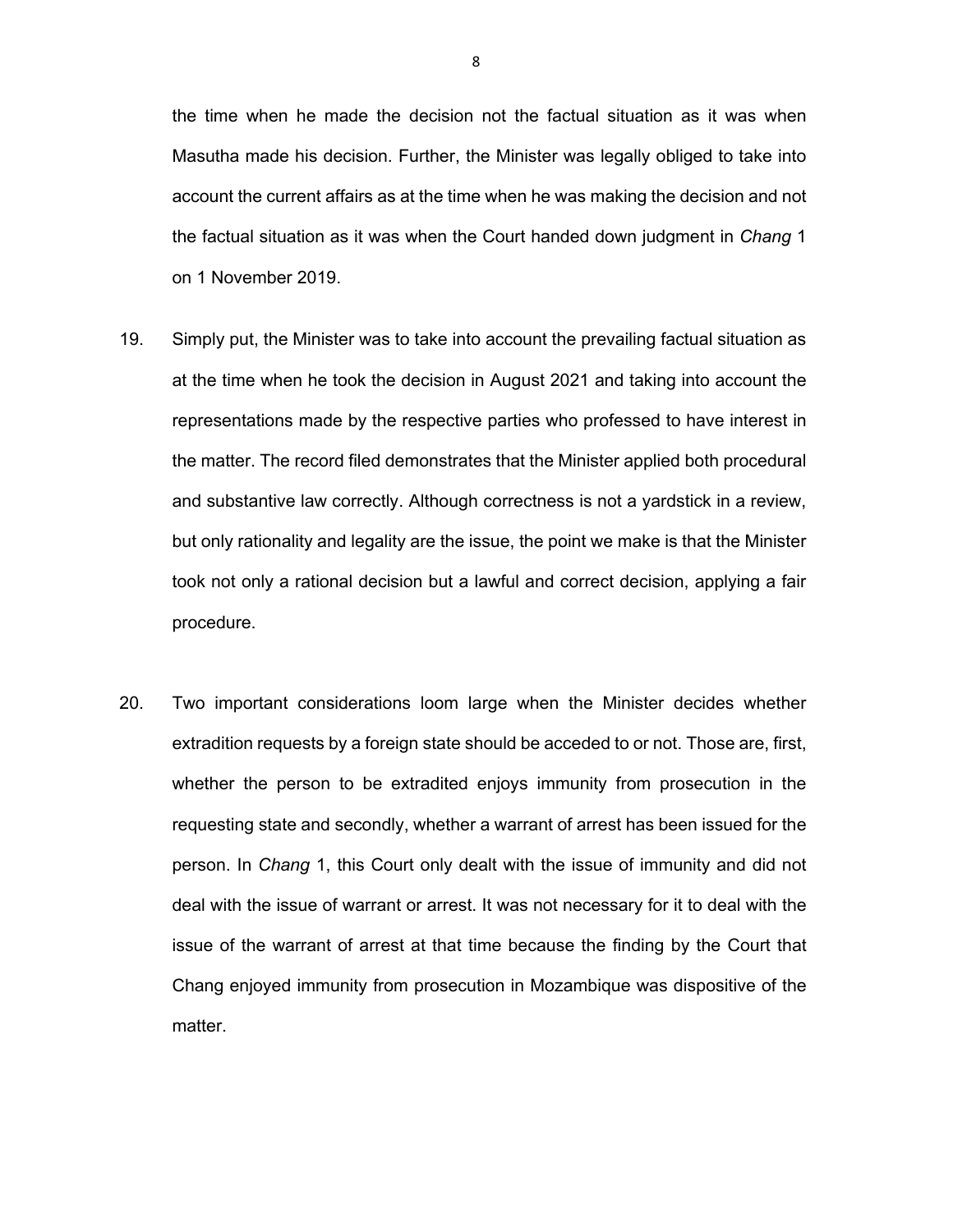the time when he made the decision not the factual situation as it was when Masutha made his decision. Further, the Minister was legally obliged to take into account the current affairs as at the time when he was making the decision and not the factual situation as it was when the Court handed down judgment in *Chang* 1 on 1 November 2019.

19. Simply put, the Minister was to take into account the prevailing factual situation as at the time when he took the decision in August 2021 and taking into account the representations made by the respective parties who professed to have interest in the matter. The record filed demonstrates that the Minister applied both procedural and substantive law correctly. Although correctness is not a yardstick in a review, but only rationality and legality are the issue, the point we make is that the Minister took not only a rational decision but a lawful and correct decision, applying a fair procedure.

20. Two important considerations loom large when the Minister decides whether extradition requests by a foreign state should be acceded to or not. Those are, first, whether the person to be extradited enjoys immunity from prosecution in the requesting state and secondly, whether a warrant of arrest has been issued for the person. In *Chang* 1, this Court only dealt with the issue of immunity and did not deal with the issue of warrant or arrest. It was not necessary for it to deal with the issue of the warrant of arrest at that time because the finding by the Court that Chang enjoyed immunity from prosecution in Mozambique was dispositive of the matter.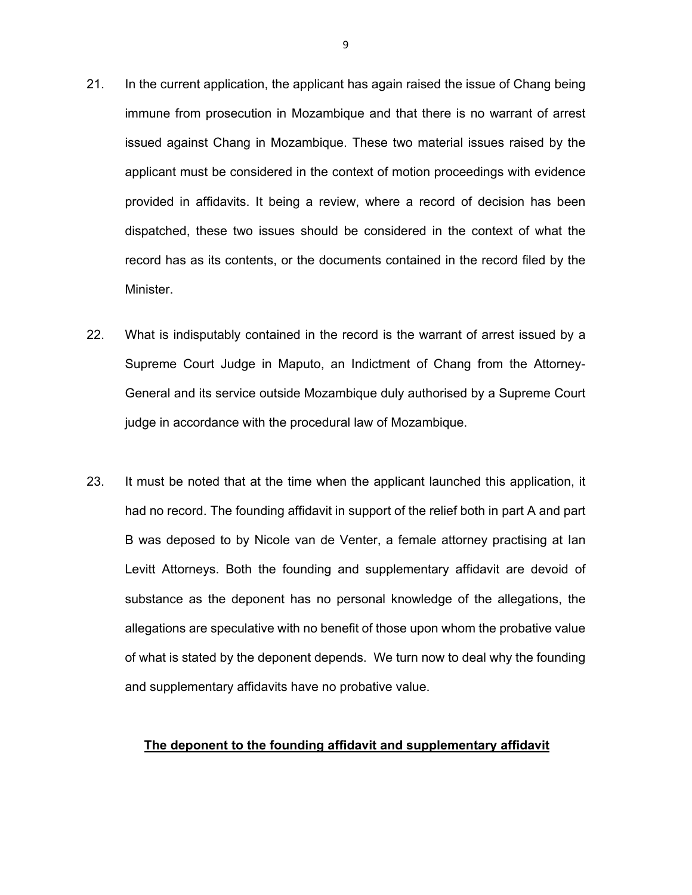21. In the current application, the applicant has again raised the issue of Chang being immune from prosecution in Mozambique and that there is no warrant of arrest issued against Chang in Mozambique. These two material issues raised by the applicant must be considered in the context of motion proceedings with evidence provided in affidavits. It being a review, where a record of decision has been dispatched, these two issues should be considered in the context of what the record has as its contents, or the documents contained in the record filed by the Minister.

22. What is indisputably contained in the record is the warrant of arrest issued by a Supreme Court Judge in Maputo, an Indictment of Chang from the Attorney-General and its service outside Mozambique duly authorised by a Supreme Court judge in accordance with the procedural law of Mozambique.

23. It must be noted that at the time when the applicant launched this application, it had no record. The founding affidavit in support of the relief both in part A and part B was deposed to by Nicole van de Venter, a female attorney practising at Ian Levitt Attorneys. Both the founding and supplementary affidavit are devoid of substance as the deponent has no personal knowledge of the allegations, the allegations are speculative with no benefit of those upon whom the probative value of what is stated by the deponent depends. We turn now to deal why the founding and supplementary affidavits have no probative value.

**<u>The deponent to the founding affidavit and supplementary affidavit</u>**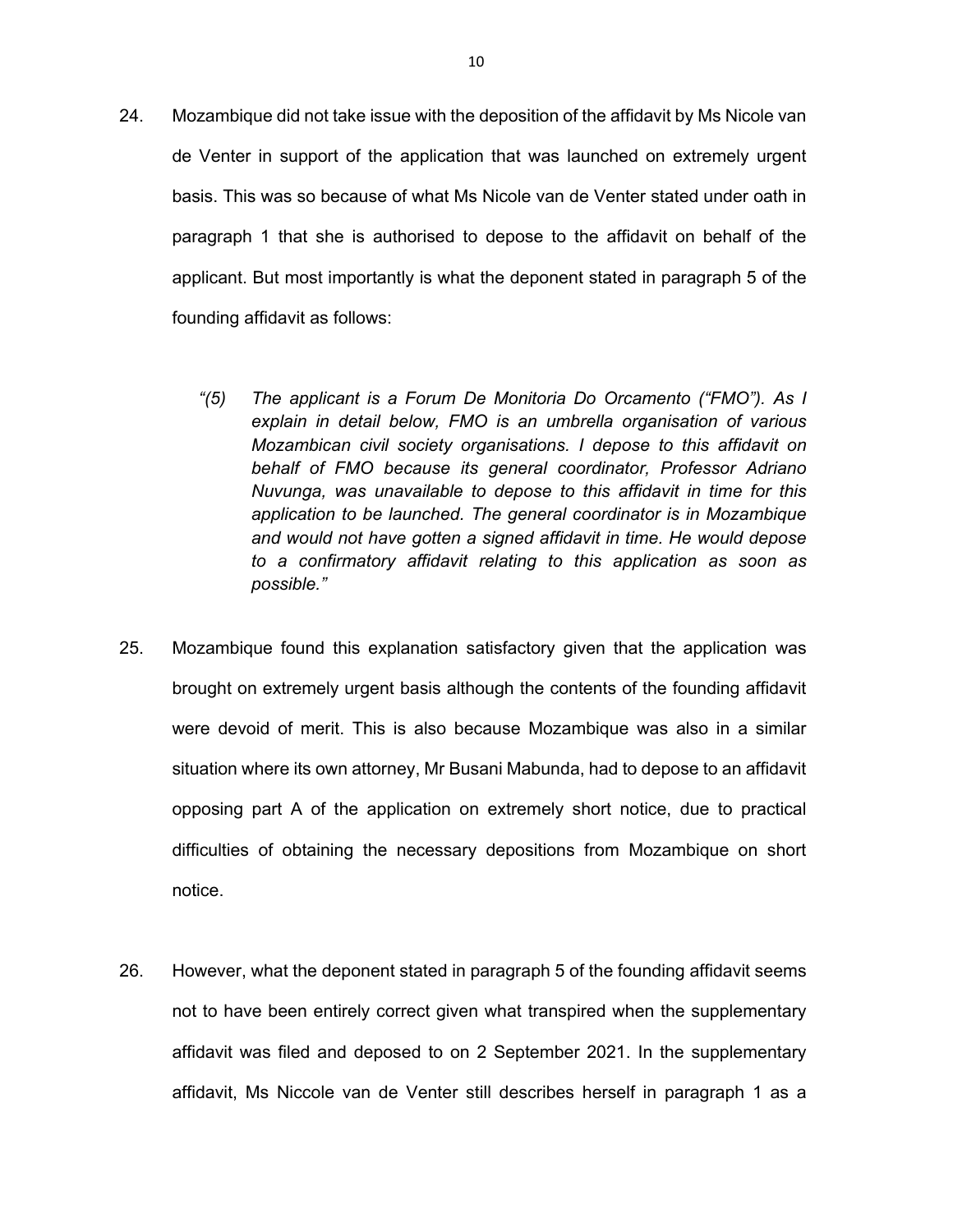24. Mozambique did not take issue with the deposition of the affidavit by Ms Nicole van de Venter in support of the application that was launched on extremely urgent basis. This was so because of what Ms Nicole van de Venter stated under oath in paragraph 1 that she is authorised to depose to the affidavit on behalf of the applicant. But most importantly is what the deponent stated in paragraph 5 of the founding affidavit as follows:

> *"(5) The applicant is a Forum De Monitoria Do Orcamento ("FMO"). As I explain in detail below, FMO is an umbrella organisation of various Mozambican civil society organisations. I depose to this affidavit on behalf of FMO because its general coordinator, Professor Adriano Nuvunga, was unavailable to depose to this affidavit in time for this application to be launched. The general coordinator is in Mozambique and would not have gotten a signed affidavit in time. He would depose to a confirmatory affidavit relating to this application as soon as possible."*

25. Mozambique found this explanation satisfactory given that the application was brought on extremely urgent basis although the contents of the founding affidavit were devoid of merit. This is also because Mozambique was also in a similar situation where its own attorney, Mr Busani Mabunda, had to depose to an affidavit opposing part A of the application on extremely short notice, due to practical difficulties of obtaining the necessary depositions from Mozambique on short notice.

26. However, what the deponent stated in paragraph 5 of the founding affidavit seems not to have been entirely correct given what transpired when the supplementary affidavit was filed and deposed to on 2 September 2021. In the supplementary affidavit, Ms Niccole van de Venter still describes herself in paragraph 1 as a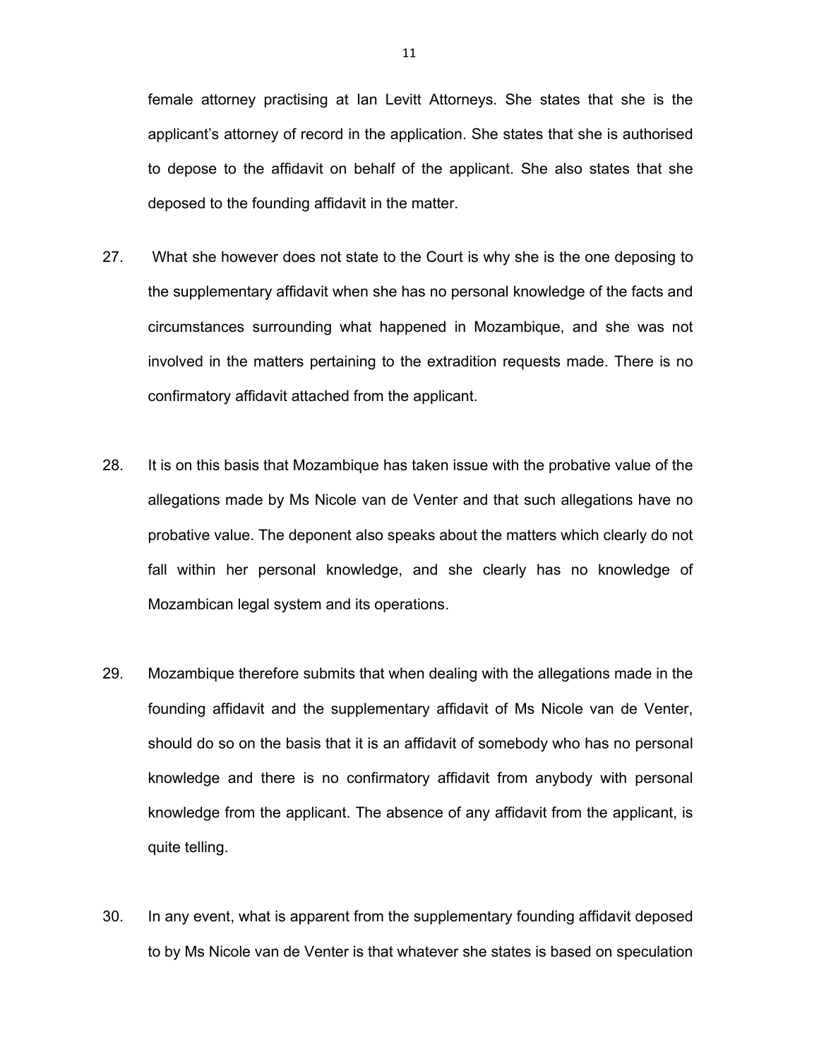female attorney practising at Ian Levitt Attorneys. She states that she is the applicant's attorney of record in the application. She states that she is authorised to depose to the affidavit on behalf of the applicant. She also states that she deposed to the founding affidavit in the matter.

27. What she however does not state to the Court is why she is the one deposing to the supplementary affidavit when she has no personal knowledge of the facts and circumstances surrounding what happened in Mozambique, and she was not involved in the matters pertaining to the extradition requests made. There is no confirmatory affidavit attached from the applicant.

28. It is on this basis that Mozambique has taken issue with the probative value of the allegations made by Ms Nicole van de Venter and that such allegations have no probative value. The deponent also speaks about the matters which clearly do not fall within her personal knowledge, and she clearly has no knowledge of Mozambican legal system and its operations.

29. Mozambique therefore submits that when dealing with the allegations made in the founding affidavit and the supplementary affidavit of Ms Nicole van de Venter, should do so on the basis that it is an affidavit of somebody who has no personal knowledge and there is no confirmatory affidavit from anybody with personal knowledge from the applicant. The absence of any affidavit from the applicant, is quite telling.

30. In any event, what is apparent from the supplementary founding affidavit deposed to by Ms Nicole van de Venter is that whatever she states is based on speculation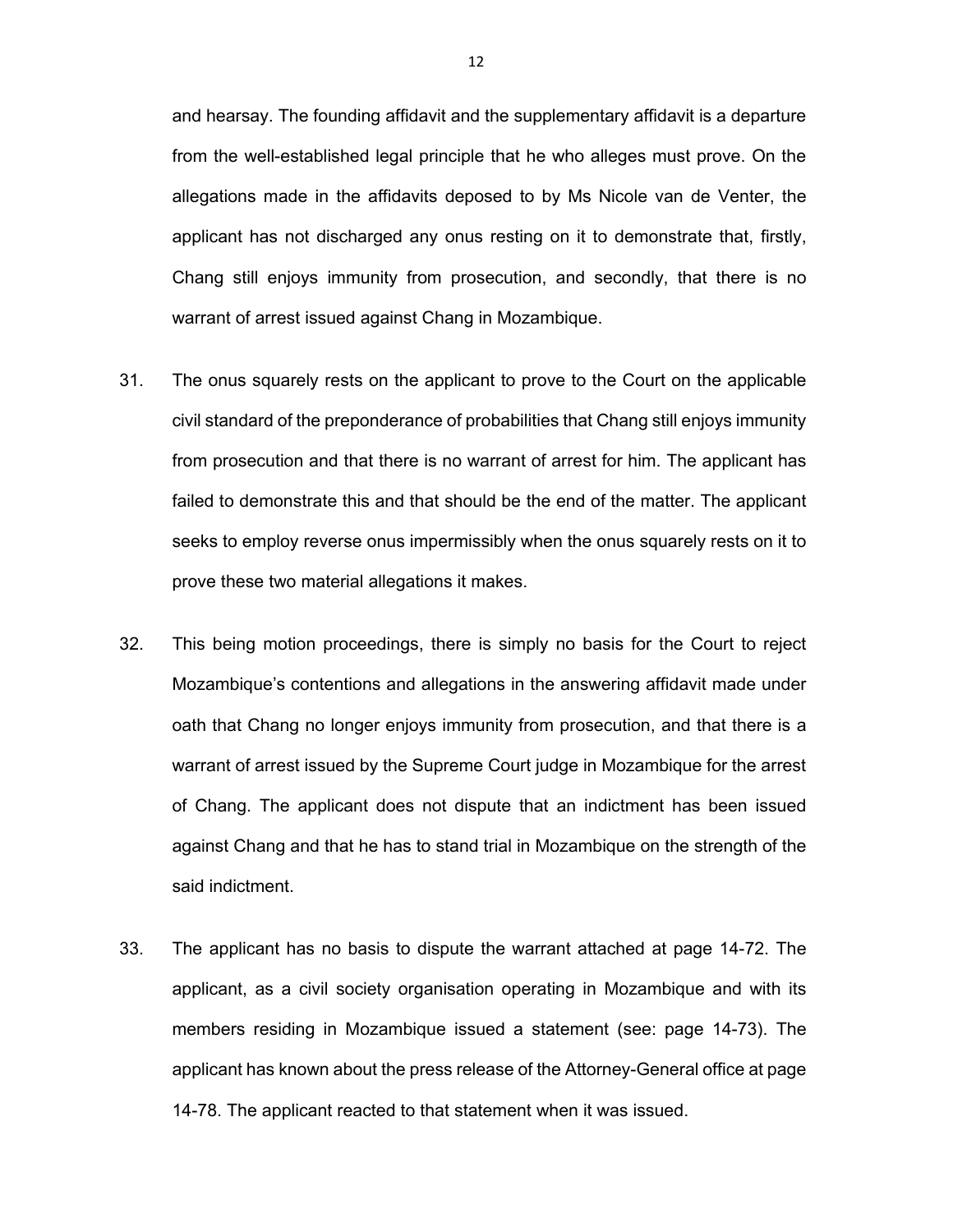and hearsay. The founding affidavit and the supplementary affidavit is a departure from the well-established legal principle that he who alleges must prove. On the allegations made in the affidavits deposed to by Ms Nicole van de Venter, the applicant has not discharged any onus resting on it to demonstrate that, firstly, Chang still enjoys immunity from prosecution, and secondly, that there is no warrant of arrest issued against Chang in Mozambique.

31. The onus squarely rests on the applicant to prove to the Court on the applicable civil standard of the preponderance of probabilities that Chang still enjoys immunity from prosecution and that there is no warrant of arrest for him. The applicant has failed to demonstrate this and that should be the end of the matter. The applicant seeks to employ reverse onus impermissibly when the onus squarely rests on it to prove these two material allegations it makes.

32. This being motion proceedings, there is simply no basis for the Court to reject Mozambique's contentions and allegations in the answering affidavit made under oath that Chang no longer enjoys immunity from prosecution, and that there is a warrant of arrest issued by the Supreme Court judge in Mozambique for the arrest of Chang. The applicant does not dispute that an indictment has been issued against Chang and that he has to stand trial in Mozambique on the strength of the said indictment.

33. The applicant has no basis to dispute the warrant attached at page 14-72. The applicant, as a civil society organisation operating in Mozambique and with its members residing in Mozambique issued a statement (see: page 14-73). The applicant has known about the press release of the Attorney-General office at page 14-78. The applicant reacted to that statement when it was issued.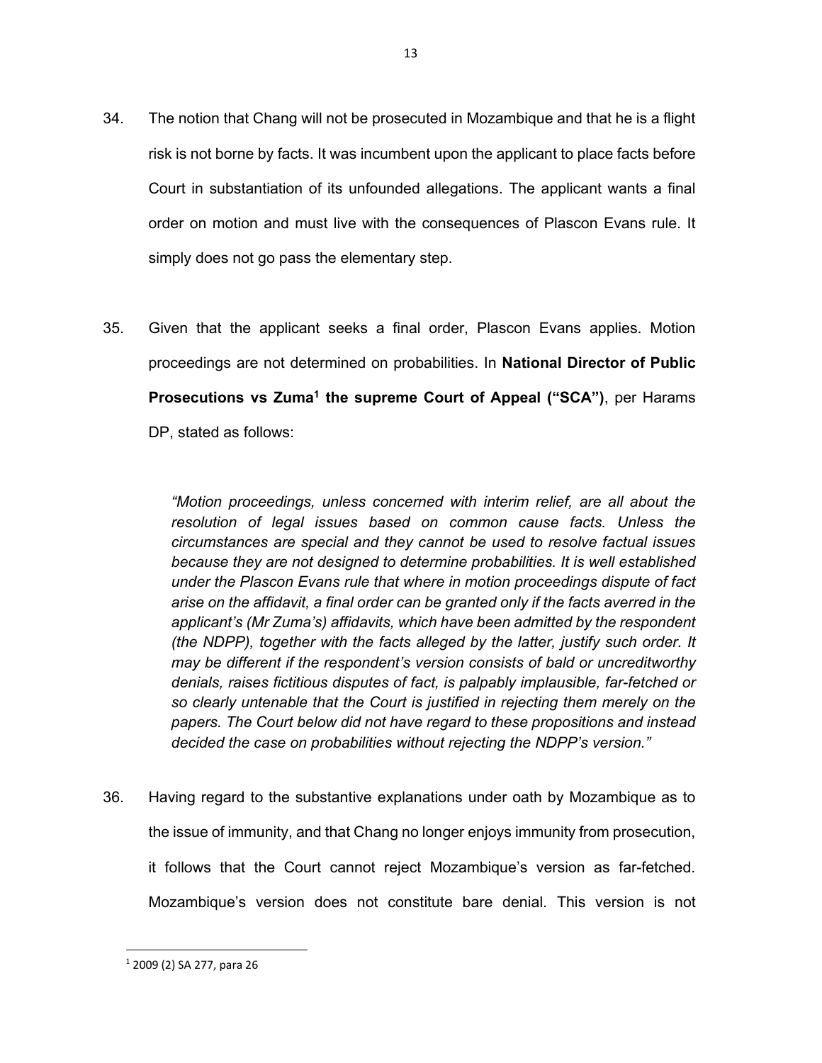34. The notion that Chang will not be prosecuted in Mozambique and that he is a flight risk is not borne by facts. It was incumbent upon the applicant to place facts before Court in substantiation of its unfounded allegations. The applicant wants a final order on motion and must live with the consequences of Plascon Evans rule. It simply does not go pass the elementary step.

35. Given that the applicant seeks a final order, Plascon Evans applies. Motion proceedings are not determined on probabilities. In **National Director of Public Prosecutions vs Zuma[1] the supreme Court of Appeal ("SCA")**, per Harams DP, stated as follows:

> *"Motion proceedings, unless concerned with interim relief, are all about the resolution of legal issues based on common cause facts. Unless the circumstances are special and they cannot be used to resolve factual issues because they are not designed to determine probabilities. It is well established under the Plascon Evans rule that where in motion proceedings dispute of fact arise on the affidavit, a final order can be granted only if the facts averred in the applicant's (Mr Zuma's) affidavits, which have been admitted by the respondent (the NDPP), together with the facts alleged by the latter, justify such order. It may be different if the respondent's version consists of bald or uncreditworthy denials, raises fictitious disputes of fact, is palpably implausible, far-fetched or so clearly untenable that the Court is justified in rejecting them merely on the papers. The Court below did not have regard to these propositions and instead decided the case on probabilities without rejecting the NDPP's version."*

36. Having regard to the substantive explanations under oath by Mozambique as to the issue of immunity, and that Chang no longer enjoys immunity from prosecution, it follows that the Court cannot reject Mozambique's version as far-fetched. Mozambique's version does not constitute bare denial. This version is not

---

[1] 2009 (2) SA 277, para 26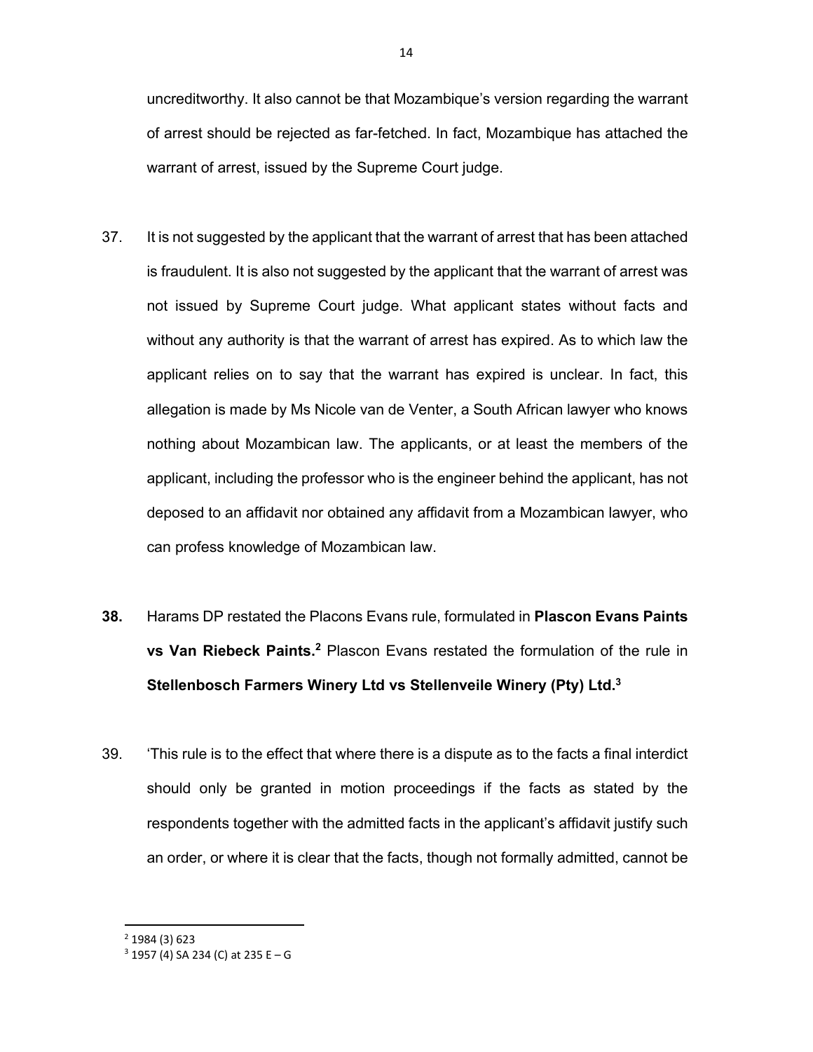uncreditworthy. It also cannot be that Mozambique's version regarding the warrant of arrest should be rejected as far-fetched. In fact, Mozambique has attached the warrant of arrest, issued by the Supreme Court judge.

37. It is not suggested by the applicant that the warrant of arrest that has been attached is fraudulent. It is also not suggested by the applicant that the warrant of arrest was not issued by Supreme Court judge. What applicant states without facts and without any authority is that the warrant of arrest has expired. As to which law the applicant relies on to say that the warrant has expired is unclear. In fact, this allegation is made by Ms Nicole van de Venter, a South African lawyer who knows nothing about Mozambican law. The applicants, or at least the members of the applicant, including the professor who is the engineer behind the applicant, has not deposed to an affidavit nor obtained any affidavit from a Mozambican lawyer, who can profess knowledge of Mozambican law.

**38.** Harams DP restated the Placons Evans rule, formulated in **Plascon Evans Paints vs Van Riebeck Paints.**[2] Plascon Evans restated the formulation of the rule in **Stellenbosch Farmers Winery Ltd vs Stellenveile Winery (Pty) Ltd.**[3]

39. 'This rule is to the effect that where there is a dispute as to the facts a final interdict should only be granted in motion proceedings if the facts as stated by the respondents together with the admitted facts in the applicant's affidavit justify such an order, or where it is clear that the facts, though not formally admitted, cannot be

[2] 1984 (3) 623

[3] 1957 (4) SA 234 (C) at 235 E – G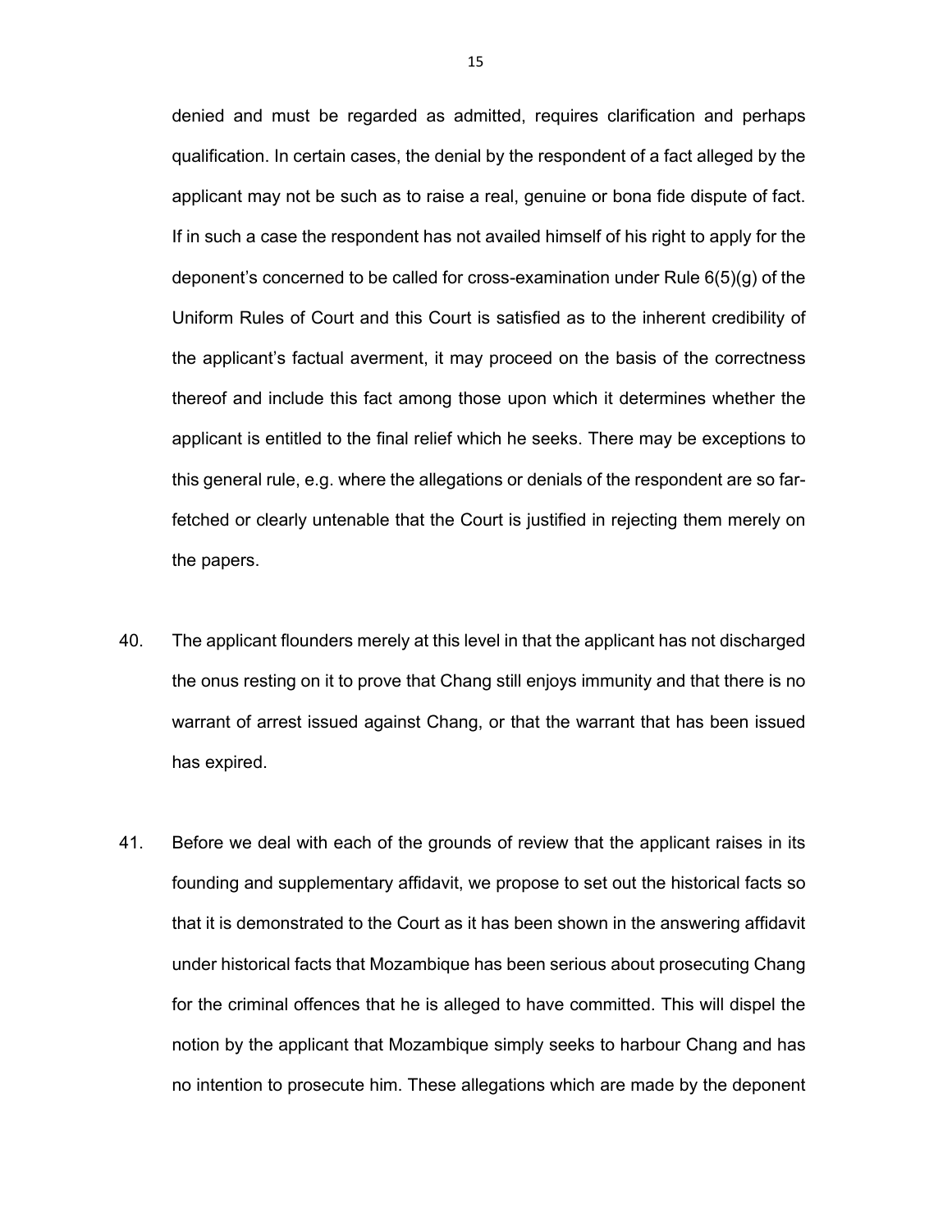denied and must be regarded as admitted, requires clarification and perhaps qualification. In certain cases, the denial by the respondent of a fact alleged by the applicant may not be such as to raise a real, genuine or bona fide dispute of fact. If in such a case the respondent has not availed himself of his right to apply for the deponent's concerned to be called for cross-examination under Rule 6(5)(g) of the Uniform Rules of Court and this Court is satisfied as to the inherent credibility of the applicant's factual averment, it may proceed on the basis of the correctness thereof and include this fact among those upon which it determines whether the applicant is entitled to the final relief which he seeks. There may be exceptions to this general rule, e.g. where the allegations or denials of the respondent are so far-fetched or clearly untenable that the Court is justified in rejecting them merely on the papers.

40. The applicant flounders merely at this level in that the applicant has not discharged the onus resting on it to prove that Chang still enjoys immunity and that there is no warrant of arrest issued against Chang, or that the warrant that has been issued has expired.

41. Before we deal with each of the grounds of review that the applicant raises in its founding and supplementary affidavit, we propose to set out the historical facts so that it is demonstrated to the Court as it has been shown in the answering affidavit under historical facts that Mozambique has been serious about prosecuting Chang for the criminal offences that he is alleged to have committed. This will dispel the notion by the applicant that Mozambique simply seeks to harbour Chang and has no intention to prosecute him. These allegations which are made by the deponent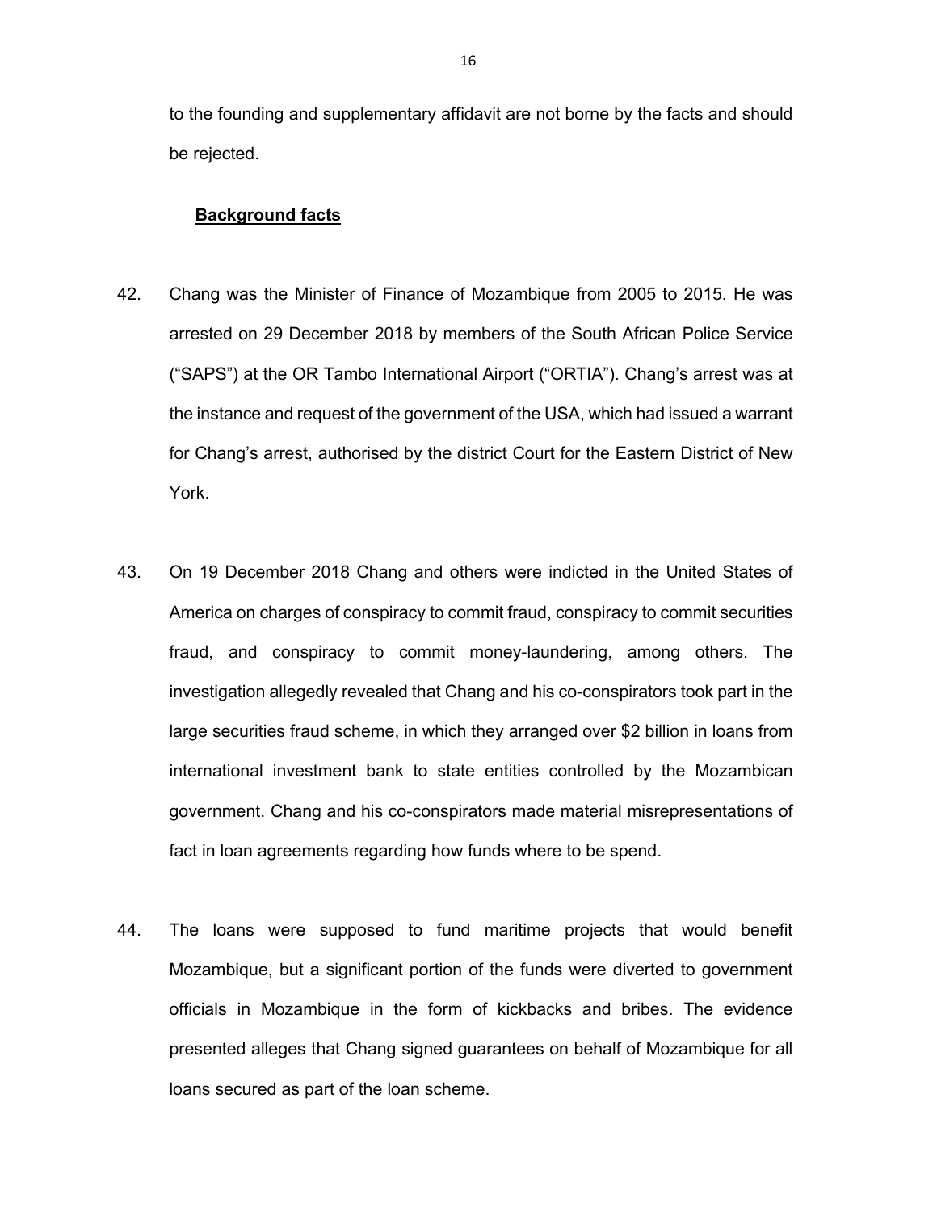to the founding and supplementary affidavit are not borne by the facts and should be rejected.

**<u>Background facts</u>**

42. Chang was the Minister of Finance of Mozambique from 2005 to 2015. He was arrested on 29 December 2018 by members of the South African Police Service ("SAPS") at the OR Tambo International Airport ("ORTIA"). Chang's arrest was at the instance and request of the government of the USA, which had issued a warrant for Chang's arrest, authorised by the district Court for the Eastern District of New York.

43. On 19 December 2018 Chang and others were indicted in the United States of America on charges of conspiracy to commit fraud, conspiracy to commit securities fraud, and conspiracy to commit money-laundering, among others. The investigation allegedly revealed that Chang and his co-conspirators took part in the large securities fraud scheme, in which they arranged over $2 billion in loans from international investment bank to state entities controlled by the Mozambican government. Chang and his co-conspirators made material misrepresentations of fact in loan agreements regarding how funds where to be spend.

44. The loans were supposed to fund maritime projects that would benefit Mozambique, but a significant portion of the funds were diverted to government officials in Mozambique in the form of kickbacks and bribes. The evidence presented alleges that Chang signed guarantees on behalf of Mozambique for all loans secured as part of the loan scheme.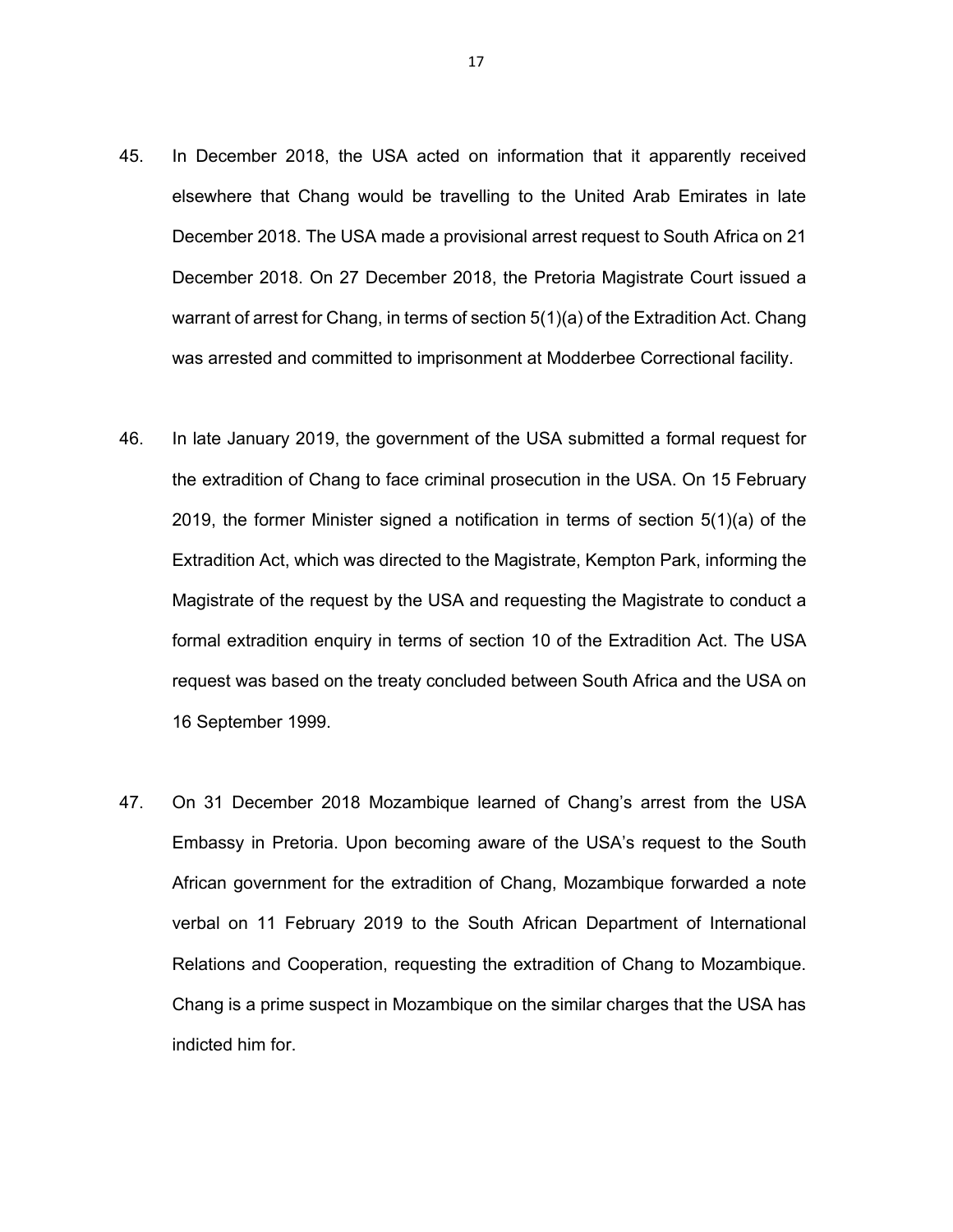45. In December 2018, the USA acted on information that it apparently received elsewhere that Chang would be travelling to the United Arab Emirates in late December 2018. The USA made a provisional arrest request to South Africa on 21 December 2018. On 27 December 2018, the Pretoria Magistrate Court issued a warrant of arrest for Chang, in terms of section 5(1)(a) of the Extradition Act. Chang was arrested and committed to imprisonment at Modderbee Correctional facility.

46. In late January 2019, the government of the USA submitted a formal request for the extradition of Chang to face criminal prosecution in the USA. On 15 February 2019, the former Minister signed a notification in terms of section 5(1)(a) of the Extradition Act, which was directed to the Magistrate, Kempton Park, informing the Magistrate of the request by the USA and requesting the Magistrate to conduct a formal extradition enquiry in terms of section 10 of the Extradition Act. The USA request was based on the treaty concluded between South Africa and the USA on 16 September 1999.

47. On 31 December 2018 Mozambique learned of Chang's arrest from the USA Embassy in Pretoria. Upon becoming aware of the USA's request to the South African government for the extradition of Chang, Mozambique forwarded a note verbal on 11 February 2019 to the South African Department of International Relations and Cooperation, requesting the extradition of Chang to Mozambique. Chang is a prime suspect in Mozambique on the similar charges that the USA has indicted him for.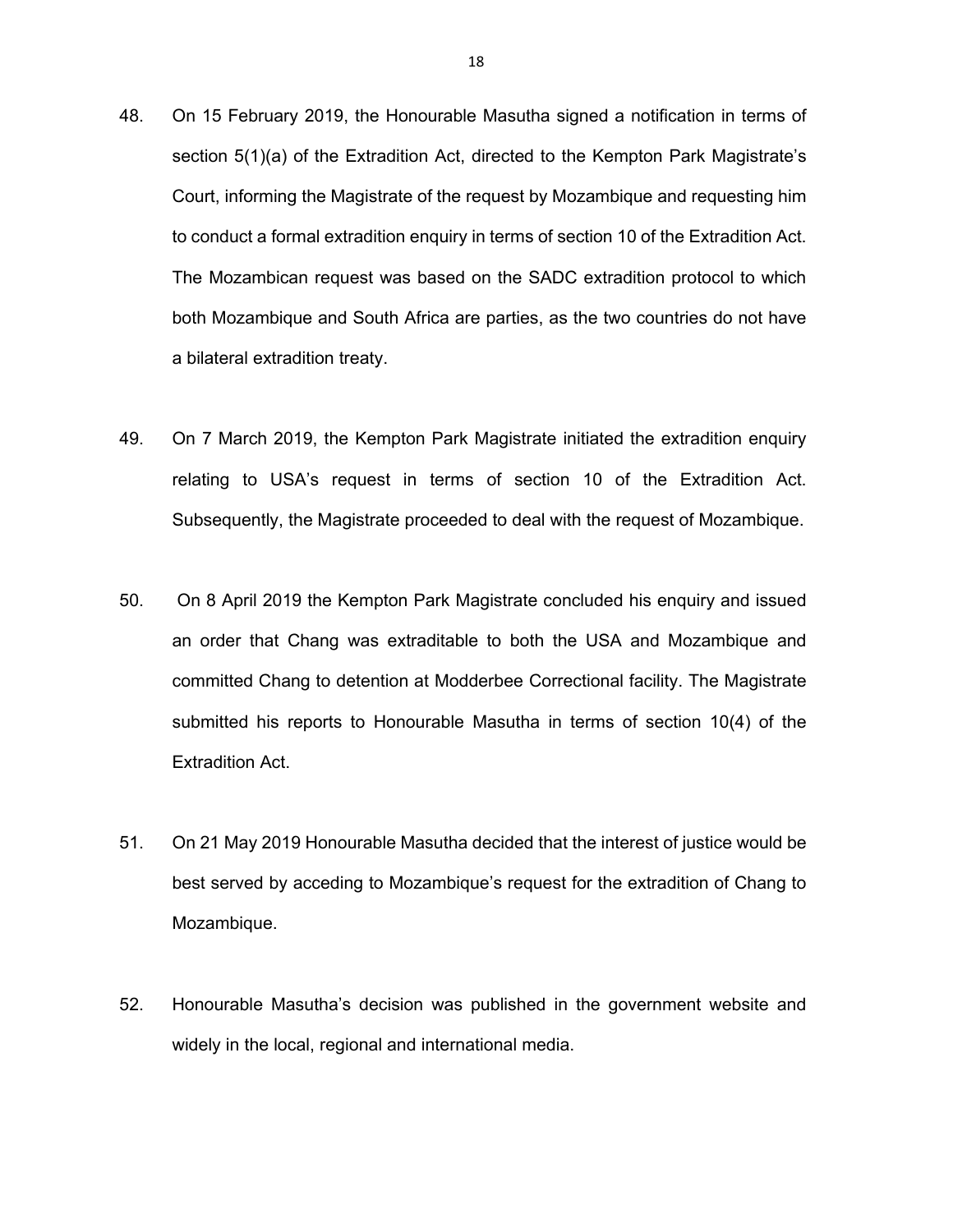48. On 15 February 2019, the Honourable Masutha signed a notification in terms of section 5(1)(a) of the Extradition Act, directed to the Kempton Park Magistrate's Court, informing the Magistrate of the request by Mozambique and requesting him to conduct a formal extradition enquiry in terms of section 10 of the Extradition Act. The Mozambican request was based on the SADC extradition protocol to which both Mozambique and South Africa are parties, as the two countries do not have a bilateral extradition treaty.

49. On 7 March 2019, the Kempton Park Magistrate initiated the extradition enquiry relating to USA's request in terms of section 10 of the Extradition Act. Subsequently, the Magistrate proceeded to deal with the request of Mozambique.

50. On 8 April 2019 the Kempton Park Magistrate concluded his enquiry and issued an order that Chang was extraditable to both the USA and Mozambique and committed Chang to detention at Modderbee Correctional facility. The Magistrate submitted his reports to Honourable Masutha in terms of section 10(4) of the Extradition Act.

51. On 21 May 2019 Honourable Masutha decided that the interest of justice would be best served by acceding to Mozambique's request for the extradition of Chang to Mozambique.

52. Honourable Masutha's decision was published in the government website and widely in the local, regional and international media.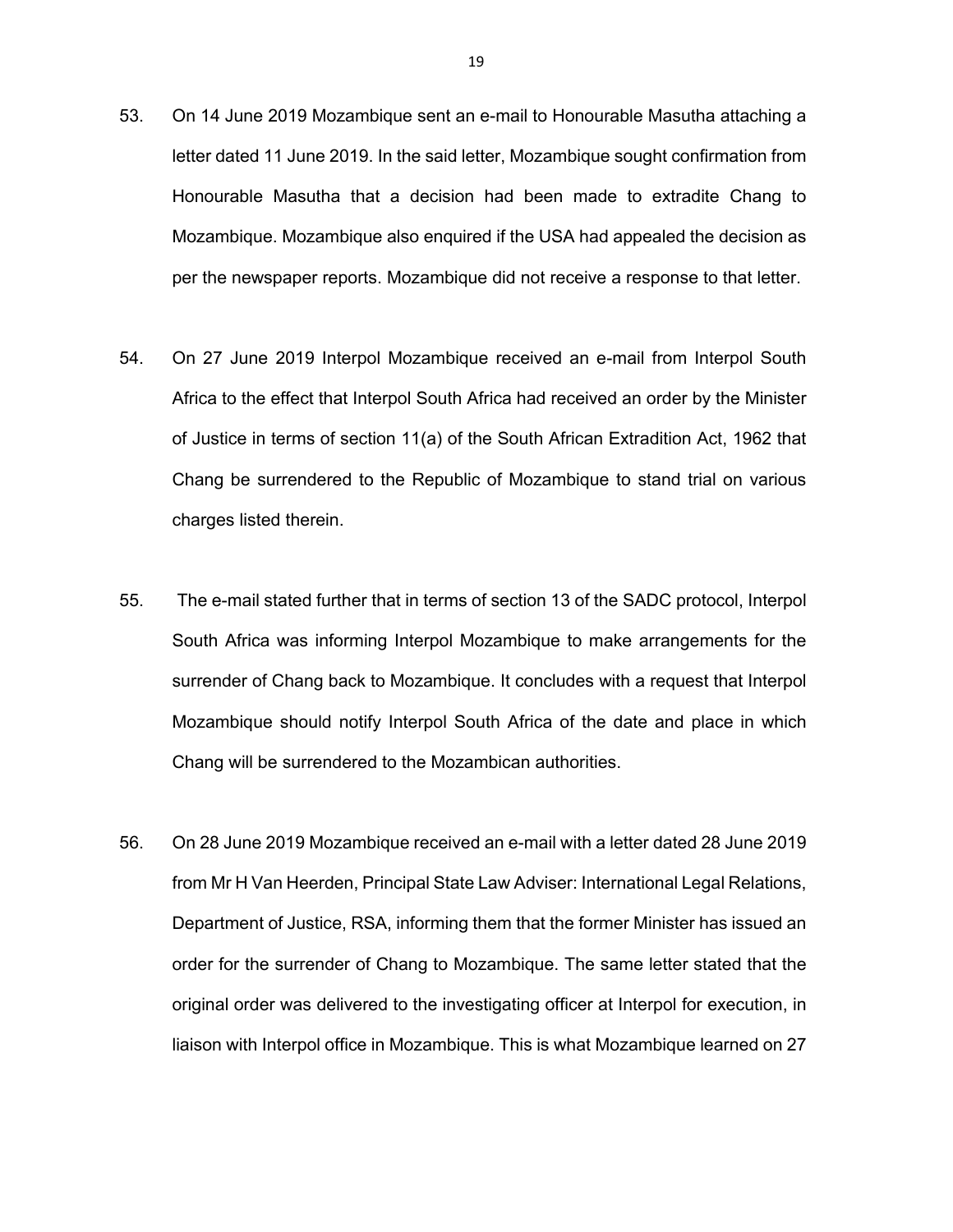53. On 14 June 2019 Mozambique sent an e-mail to Honourable Masutha attaching a letter dated 11 June 2019. In the said letter, Mozambique sought confirmation from Honourable Masutha that a decision had been made to extradite Chang to Mozambique. Mozambique also enquired if the USA had appealed the decision as per the newspaper reports. Mozambique did not receive a response to that letter.

54. On 27 June 2019 Interpol Mozambique received an e-mail from Interpol South Africa to the effect that Interpol South Africa had received an order by the Minister of Justice in terms of section 11(a) of the South African Extradition Act, 1962 that Chang be surrendered to the Republic of Mozambique to stand trial on various charges listed therein.

55. The e-mail stated further that in terms of section 13 of the SADC protocol, Interpol South Africa was informing Interpol Mozambique to make arrangements for the surrender of Chang back to Mozambique. It concludes with a request that Interpol Mozambique should notify Interpol South Africa of the date and place in which Chang will be surrendered to the Mozambican authorities.

56. On 28 June 2019 Mozambique received an e-mail with a letter dated 28 June 2019 from Mr H Van Heerden, Principal State Law Adviser: International Legal Relations, Department of Justice, RSA, informing them that the former Minister has issued an order for the surrender of Chang to Mozambique. The same letter stated that the original order was delivered to the investigating officer at Interpol for execution, in liaison with Interpol office in Mozambique. This is what Mozambique learned on 27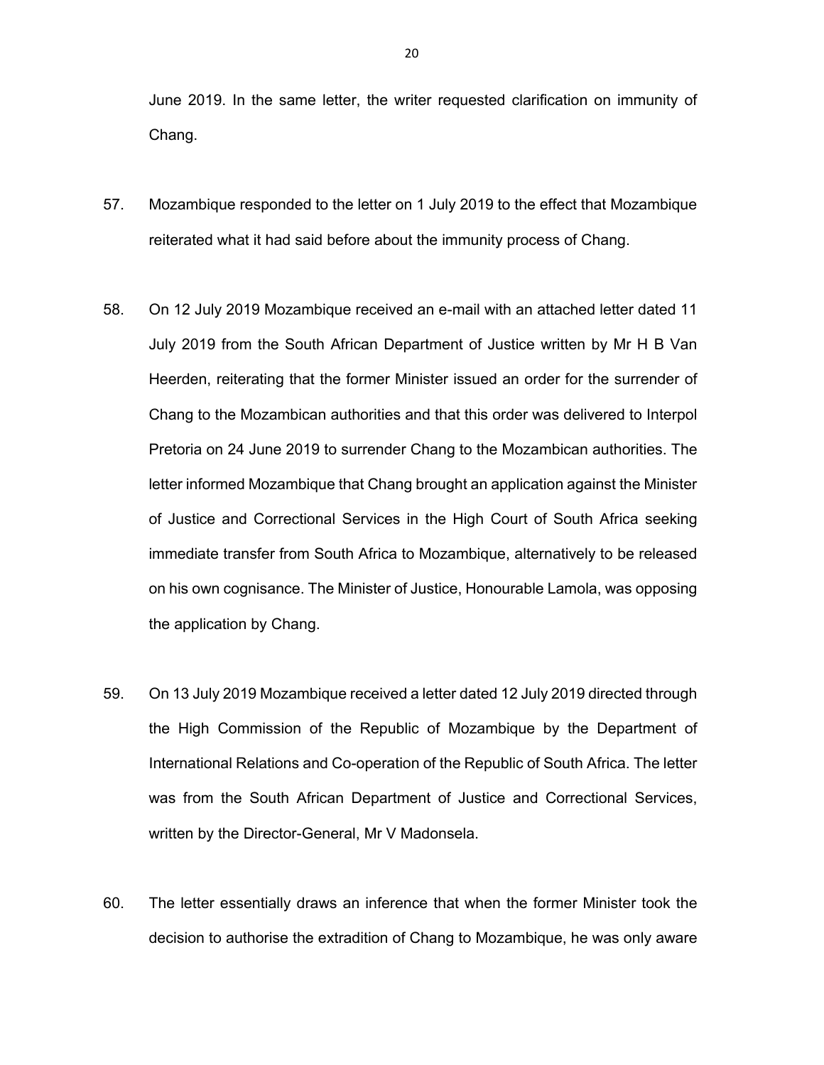June 2019. In the same letter, the writer requested clarification on immunity of Chang.

57. Mozambique responded to the letter on 1 July 2019 to the effect that Mozambique reiterated what it had said before about the immunity process of Chang.

58. On 12 July 2019 Mozambique received an e-mail with an attached letter dated 11 July 2019 from the South African Department of Justice written by Mr H B Van Heerden, reiterating that the former Minister issued an order for the surrender of Chang to the Mozambican authorities and that this order was delivered to Interpol Pretoria on 24 June 2019 to surrender Chang to the Mozambican authorities. The letter informed Mozambique that Chang brought an application against the Minister of Justice and Correctional Services in the High Court of South Africa seeking immediate transfer from South Africa to Mozambique, alternatively to be released on his own cognisance. The Minister of Justice, Honourable Lamola, was opposing the application by Chang.

59. On 13 July 2019 Mozambique received a letter dated 12 July 2019 directed through the High Commission of the Republic of Mozambique by the Department of International Relations and Co-operation of the Republic of South Africa. The letter was from the South African Department of Justice and Correctional Services, written by the Director-General, Mr V Madonsela.

60. The letter essentially draws an inference that when the former Minister took the decision to authorise the extradition of Chang to Mozambique, he was only aware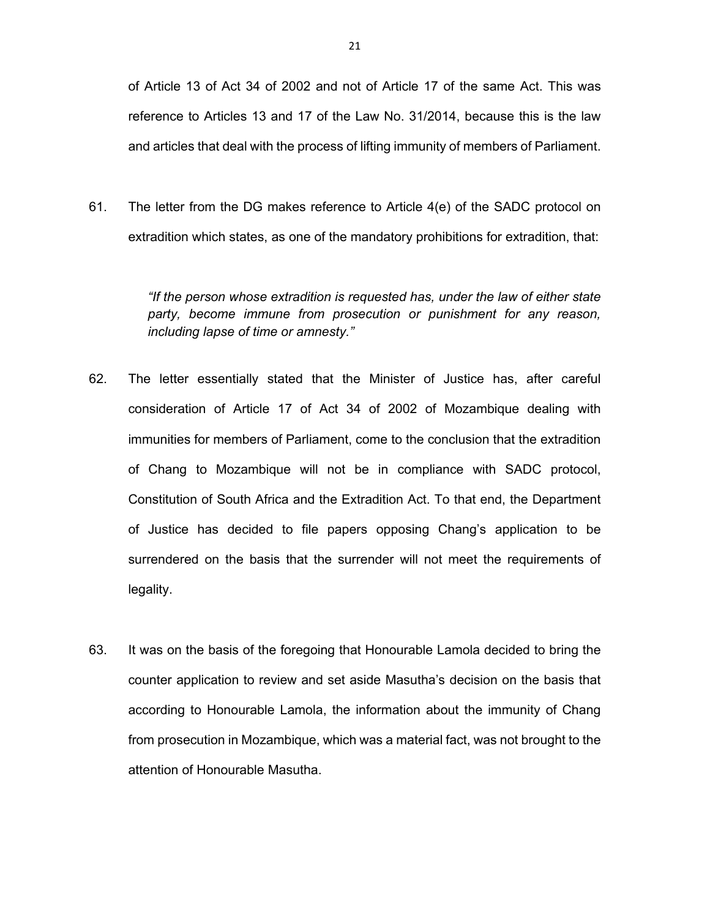of Article 13 of Act 34 of 2002 and not of Article 17 of the same Act. This was reference to Articles 13 and 17 of the Law No. 31/2014, because this is the law and articles that deal with the process of lifting immunity of members of Parliament.

61. The letter from the DG makes reference to Article 4(e) of the SADC protocol on extradition which states, as one of the mandatory prohibitions for extradition, that:

> *"If the person whose extradition is requested has, under the law of either state party, become immune from prosecution or punishment for any reason, including lapse of time or amnesty."*

62. The letter essentially stated that the Minister of Justice has, after careful consideration of Article 17 of Act 34 of 2002 of Mozambique dealing with immunities for members of Parliament, come to the conclusion that the extradition of Chang to Mozambique will not be in compliance with SADC protocol, Constitution of South Africa and the Extradition Act. To that end, the Department of Justice has decided to file papers opposing Chang's application to be surrendered on the basis that the surrender will not meet the requirements of legality.

63. It was on the basis of the foregoing that Honourable Lamola decided to bring the counter application to review and set aside Masutha's decision on the basis that according to Honourable Lamola, the information about the immunity of Chang from prosecution in Mozambique, which was a material fact, was not brought to the attention of Honourable Masutha.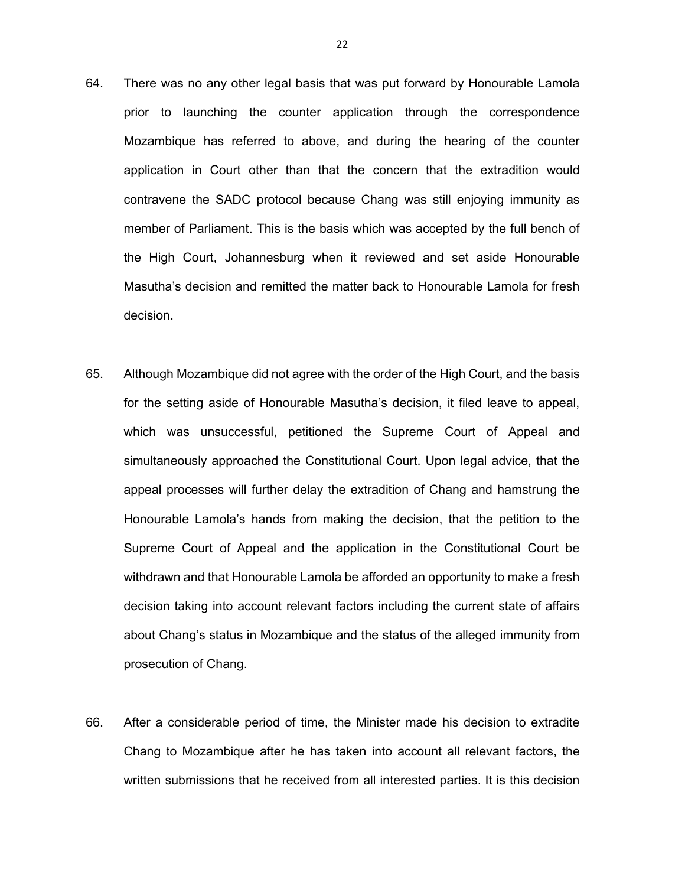64. There was no any other legal basis that was put forward by Honourable Lamola prior to launching the counter application through the correspondence Mozambique has referred to above, and during the hearing of the counter application in Court other than that the concern that the extradition would contravene the SADC protocol because Chang was still enjoying immunity as member of Parliament. This is the basis which was accepted by the full bench of the High Court, Johannesburg when it reviewed and set aside Honourable Masutha's decision and remitted the matter back to Honourable Lamola for fresh decision.

65. Although Mozambique did not agree with the order of the High Court, and the basis for the setting aside of Honourable Masutha's decision, it filed leave to appeal, which was unsuccessful, petitioned the Supreme Court of Appeal and simultaneously approached the Constitutional Court. Upon legal advice, that the appeal processes will further delay the extradition of Chang and hamstrung the Honourable Lamola's hands from making the decision, that the petition to the Supreme Court of Appeal and the application in the Constitutional Court be withdrawn and that Honourable Lamola be afforded an opportunity to make a fresh decision taking into account relevant factors including the current state of affairs about Chang's status in Mozambique and the status of the alleged immunity from prosecution of Chang.

66. After a considerable period of time, the Minister made his decision to extradite Chang to Mozambique after he has taken into account all relevant factors, the written submissions that he received from all interested parties. It is this decision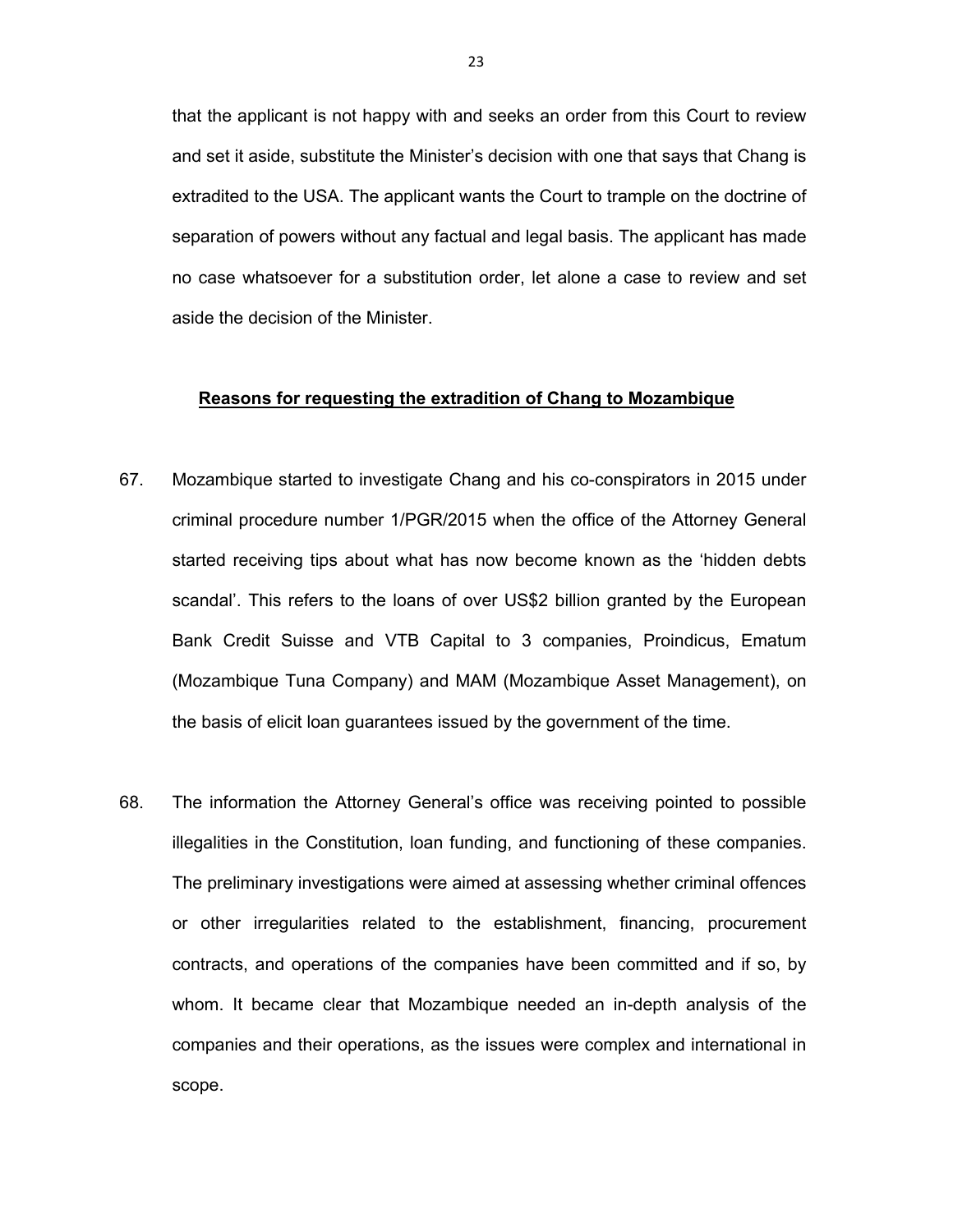that the applicant is not happy with and seeks an order from this Court to review and set it aside, substitute the Minister's decision with one that says that Chang is extradited to the USA. The applicant wants the Court to trample on the doctrine of separation of powers without any factual and legal basis. The applicant has made no case whatsoever for a substitution order, let alone a case to review and set aside the decision of the Minister.

**<u>Reasons for requesting the extradition of Chang to Mozambique</u>**

67. Mozambique started to investigate Chang and his co-conspirators in 2015 under criminal procedure number 1/PGR/2015 when the office of the Attorney General started receiving tips about what has now become known as the 'hidden debts scandal'. This refers to the loans of over US$2 billion granted by the European Bank Credit Suisse and VTB Capital to 3 companies, Proindicus, Ematum (Mozambique Tuna Company) and MAM (Mozambique Asset Management), on the basis of elicit loan guarantees issued by the government of the time.

68. The information the Attorney General's office was receiving pointed to possible illegalities in the Constitution, loan funding, and functioning of these companies. The preliminary investigations were aimed at assessing whether criminal offences or other irregularities related to the establishment, financing, procurement contracts, and operations of the companies have been committed and if so, by whom. It became clear that Mozambique needed an in-depth analysis of the companies and their operations, as the issues were complex and international in scope.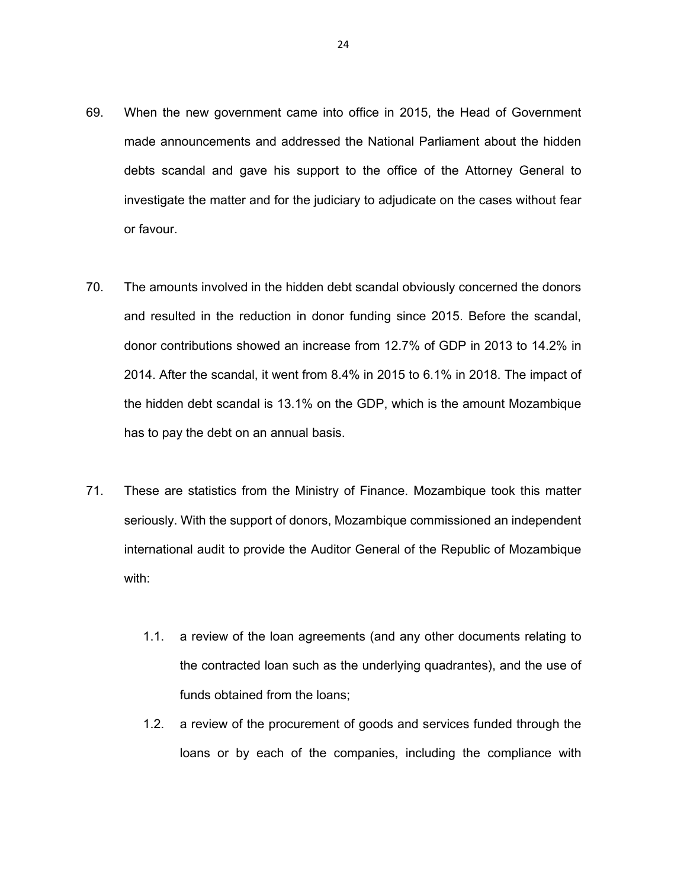69. When the new government came into office in 2015, the Head of Government made announcements and addressed the National Parliament about the hidden debts scandal and gave his support to the office of the Attorney General to investigate the matter and for the judiciary to adjudicate on the cases without fear or favour.

70. The amounts involved in the hidden debt scandal obviously concerned the donors and resulted in the reduction in donor funding since 2015. Before the scandal, donor contributions showed an increase from 12.7% of GDP in 2013 to 14.2% in 2014. After the scandal, it went from 8.4% in 2015 to 6.1% in 2018. The impact of the hidden debt scandal is 13.1% on the GDP, which is the amount Mozambique has to pay the debt on an annual basis.

71. These are statistics from the Ministry of Finance. Mozambique took this matter seriously. With the support of donors, Mozambique commissioned an independent international audit to provide the Auditor General of the Republic of Mozambique with:

    1.1. a review of the loan agreements (and any other documents relating to the contracted loan such as the underlying quadrantes), and the use of funds obtained from the loans;

    1.2. a review of the procurement of goods and services funded through the loans or by each of the companies, including the compliance with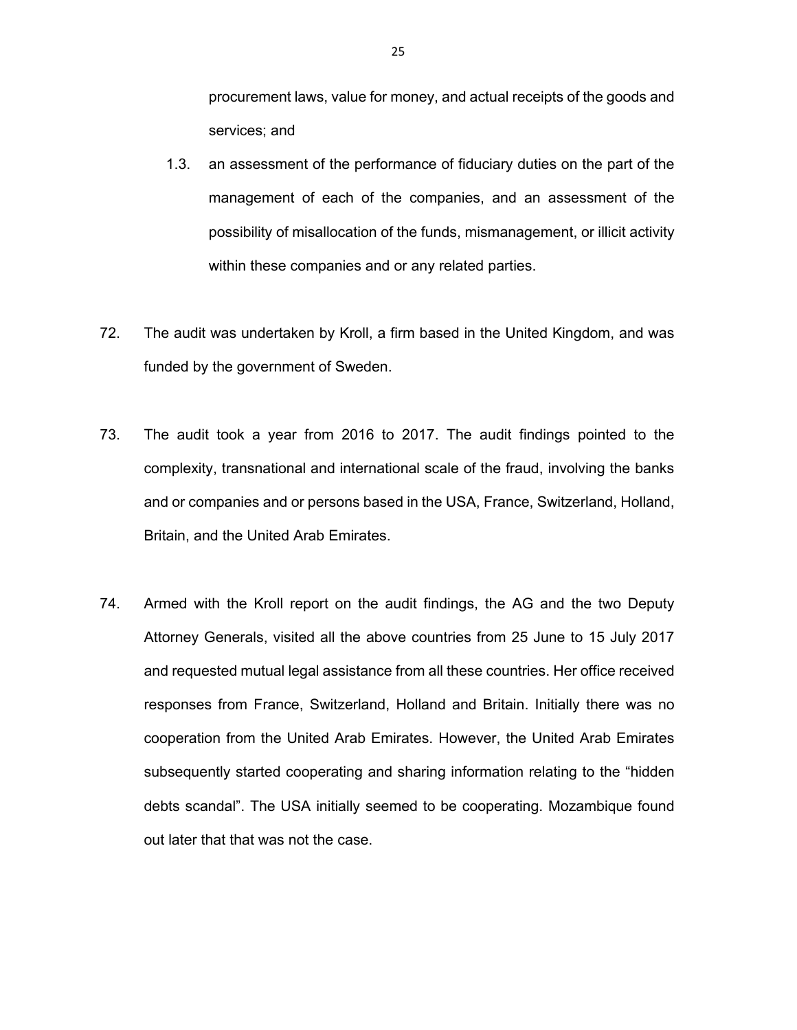procurement laws, value for money, and actual receipts of the goods and services; and

1.3. an assessment of the performance of fiduciary duties on the part of the management of each of the companies, and an assessment of the possibility of misallocation of the funds, mismanagement, or illicit activity within these companies and or any related parties.

72. The audit was undertaken by Kroll, a firm based in the United Kingdom, and was funded by the government of Sweden.

73. The audit took a year from 2016 to 2017. The audit findings pointed to the complexity, transnational and international scale of the fraud, involving the banks and or companies and or persons based in the USA, France, Switzerland, Holland, Britain, and the United Arab Emirates.

74. Armed with the Kroll report on the audit findings, the AG and the two Deputy Attorney Generals, visited all the above countries from 25 June to 15 July 2017 and requested mutual legal assistance from all these countries. Her office received responses from France, Switzerland, Holland and Britain. Initially there was no cooperation from the United Arab Emirates. However, the United Arab Emirates subsequently started cooperating and sharing information relating to the "hidden debts scandal". The USA initially seemed to be cooperating. Mozambique found out later that that was not the case.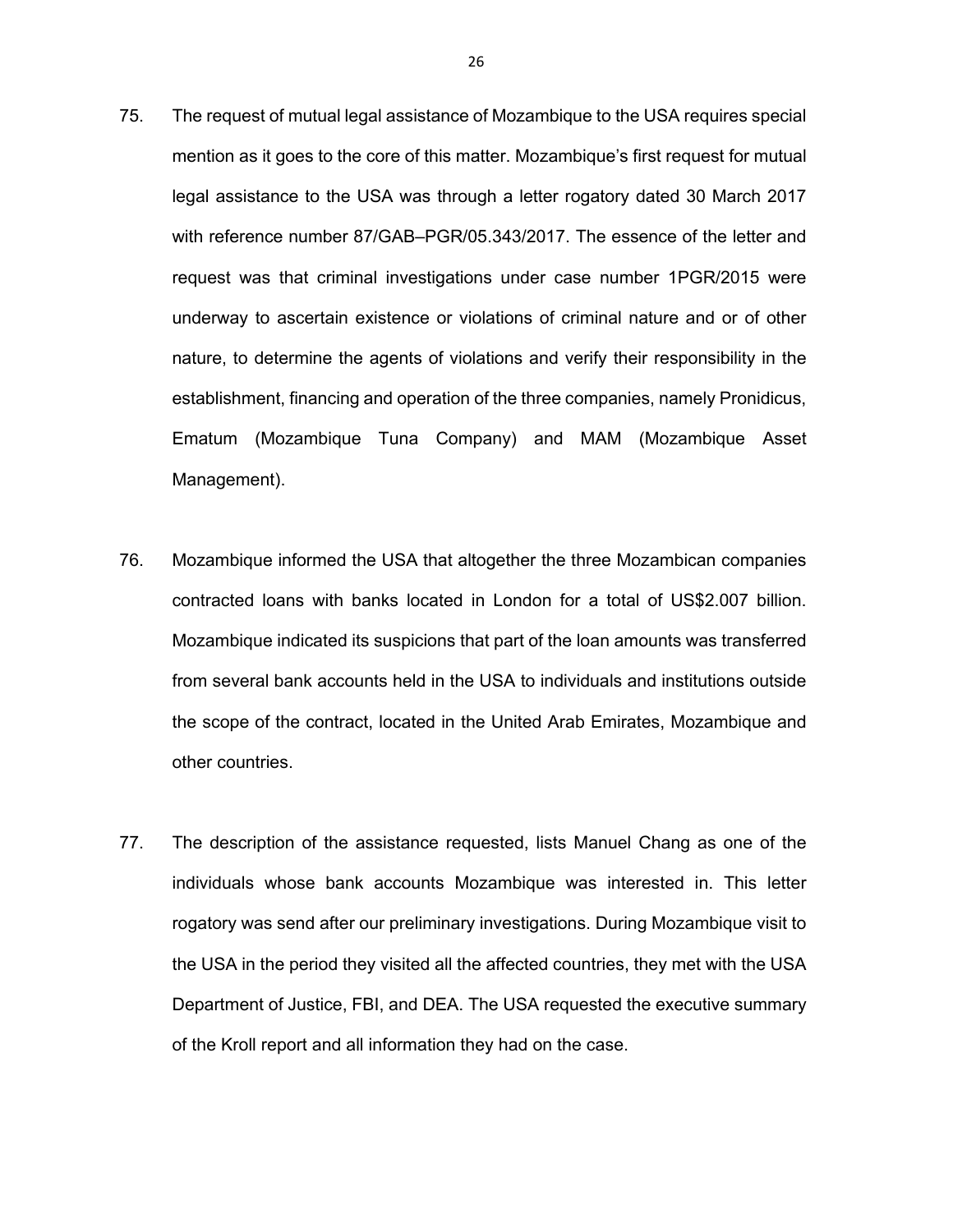75. The request of mutual legal assistance of Mozambique to the USA requires special mention as it goes to the core of this matter. Mozambique's first request for mutual legal assistance to the USA was through a letter rogatory dated 30 March 2017 with reference number 87/GAB–PGR/05.343/2017. The essence of the letter and request was that criminal investigations under case number 1PGR/2015 were underway to ascertain existence or violations of criminal nature and or of other nature, to determine the agents of violations and verify their responsibility in the establishment, financing and operation of the three companies, namely Pronidicus, Ematum (Mozambique Tuna Company) and MAM (Mozambique Asset Management).

76. Mozambique informed the USA that altogether the three Mozambican companies contracted loans with banks located in London for a total of US$2.007 billion. Mozambique indicated its suspicions that part of the loan amounts was transferred from several bank accounts held in the USA to individuals and institutions outside the scope of the contract, located in the United Arab Emirates, Mozambique and other countries.

77. The description of the assistance requested, lists Manuel Chang as one of the individuals whose bank accounts Mozambique was interested in. This letter rogatory was send after our preliminary investigations. During Mozambique visit to the USA in the period they visited all the affected countries, they met with the USA Department of Justice, FBI, and DEA. The USA requested the executive summary of the Kroll report and all information they had on the case.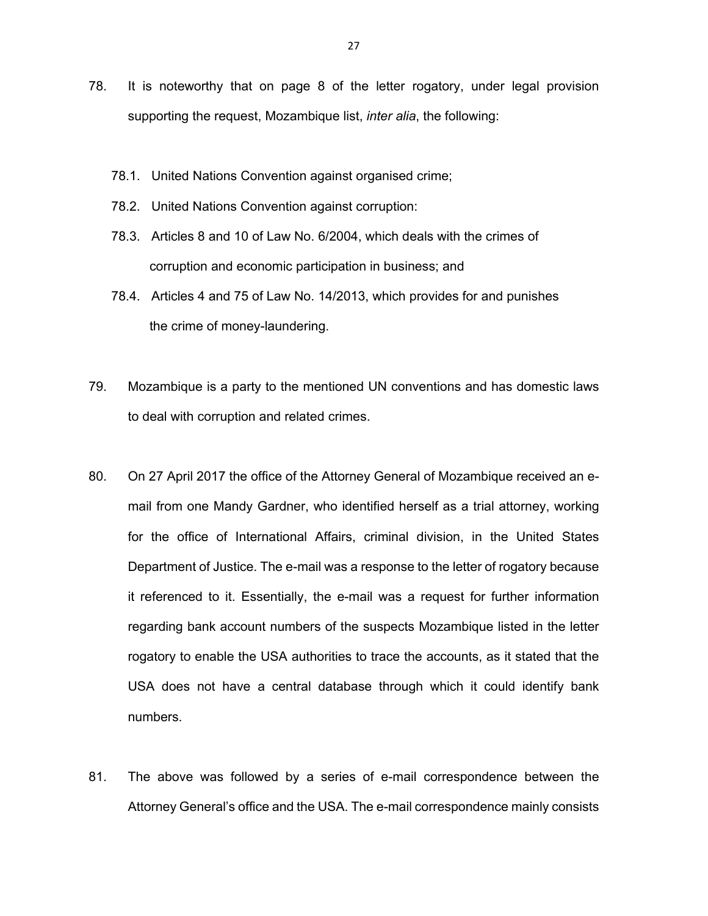78. It is noteworthy that on page 8 of the letter rogatory, under legal provision supporting the request, Mozambique list, *inter alia*, the following:

    78.1. United Nations Convention against organised crime;

    78.2. United Nations Convention against corruption:

    78.3. Articles 8 and 10 of Law No. 6/2004, which deals with the crimes of corruption and economic participation in business; and

    78.4. Articles 4 and 75 of Law No. 14/2013, which provides for and punishes the crime of money-laundering.

79. Mozambique is a party to the mentioned UN conventions and has domestic laws to deal with corruption and related crimes.

80. On 27 April 2017 the office of the Attorney General of Mozambique received an e-mail from one Mandy Gardner, who identified herself as a trial attorney, working for the office of International Affairs, criminal division, in the United States Department of Justice. The e-mail was a response to the letter of rogatory because it referenced to it. Essentially, the e-mail was a request for further information regarding bank account numbers of the suspects Mozambique listed in the letter rogatory to enable the USA authorities to trace the accounts, as it stated that the USA does not have a central database through which it could identify bank numbers.

81. The above was followed by a series of e-mail correspondence between the Attorney General's office and the USA. The e-mail correspondence mainly consists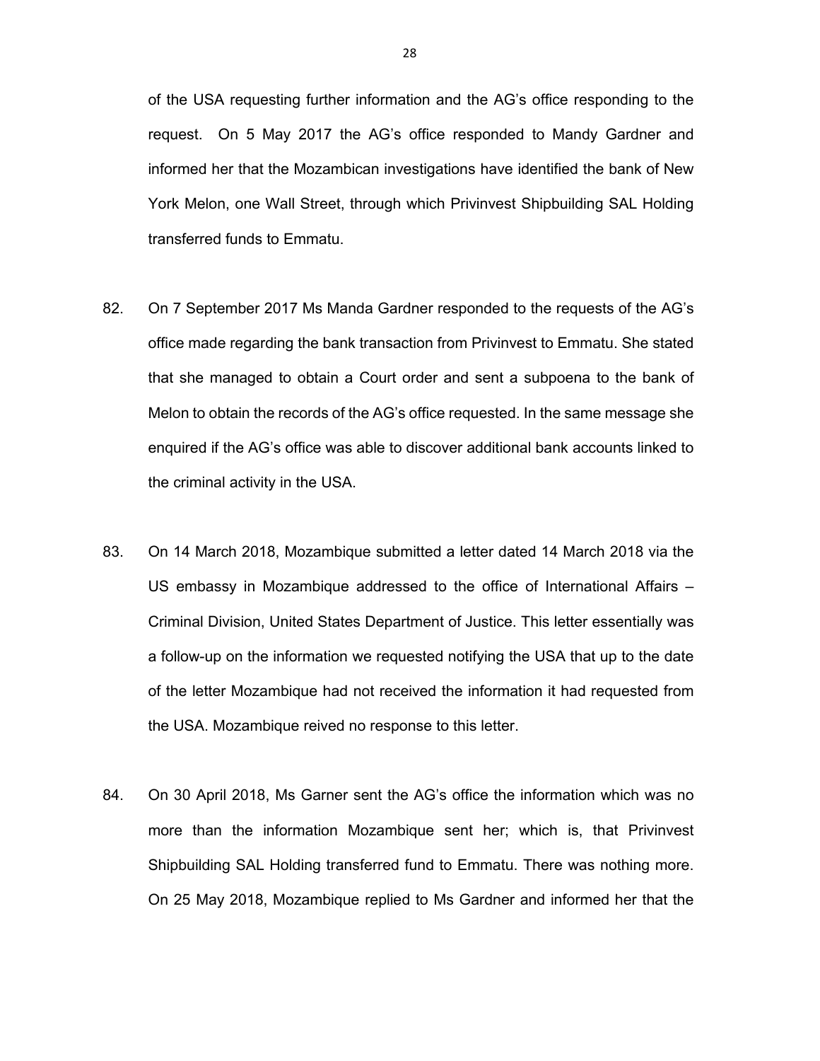of the USA requesting further information and the AG's office responding to the request. On 5 May 2017 the AG's office responded to Mandy Gardner and informed her that the Mozambican investigations have identified the bank of New York Melon, one Wall Street, through which Privinvest Shipbuilding SAL Holding transferred funds to Emmatu.

82. On 7 September 2017 Ms Manda Gardner responded to the requests of the AG's office made regarding the bank transaction from Privinvest to Emmatu. She stated that she managed to obtain a Court order and sent a subpoena to the bank of Melon to obtain the records of the AG's office requested. In the same message she enquired if the AG's office was able to discover additional bank accounts linked to the criminal activity in the USA.

83. On 14 March 2018, Mozambique submitted a letter dated 14 March 2018 via the US embassy in Mozambique addressed to the office of International Affairs – Criminal Division, United States Department of Justice. This letter essentially was a follow-up on the information we requested notifying the USA that up to the date of the letter Mozambique had not received the information it had requested from the USA. Mozambique reived no response to this letter.

84. On 30 April 2018, Ms Garner sent the AG's office the information which was no more than the information Mozambique sent her; which is, that Privinvest Shipbuilding SAL Holding transferred fund to Emmatu. There was nothing more. On 25 May 2018, Mozambique replied to Ms Gardner and informed her that the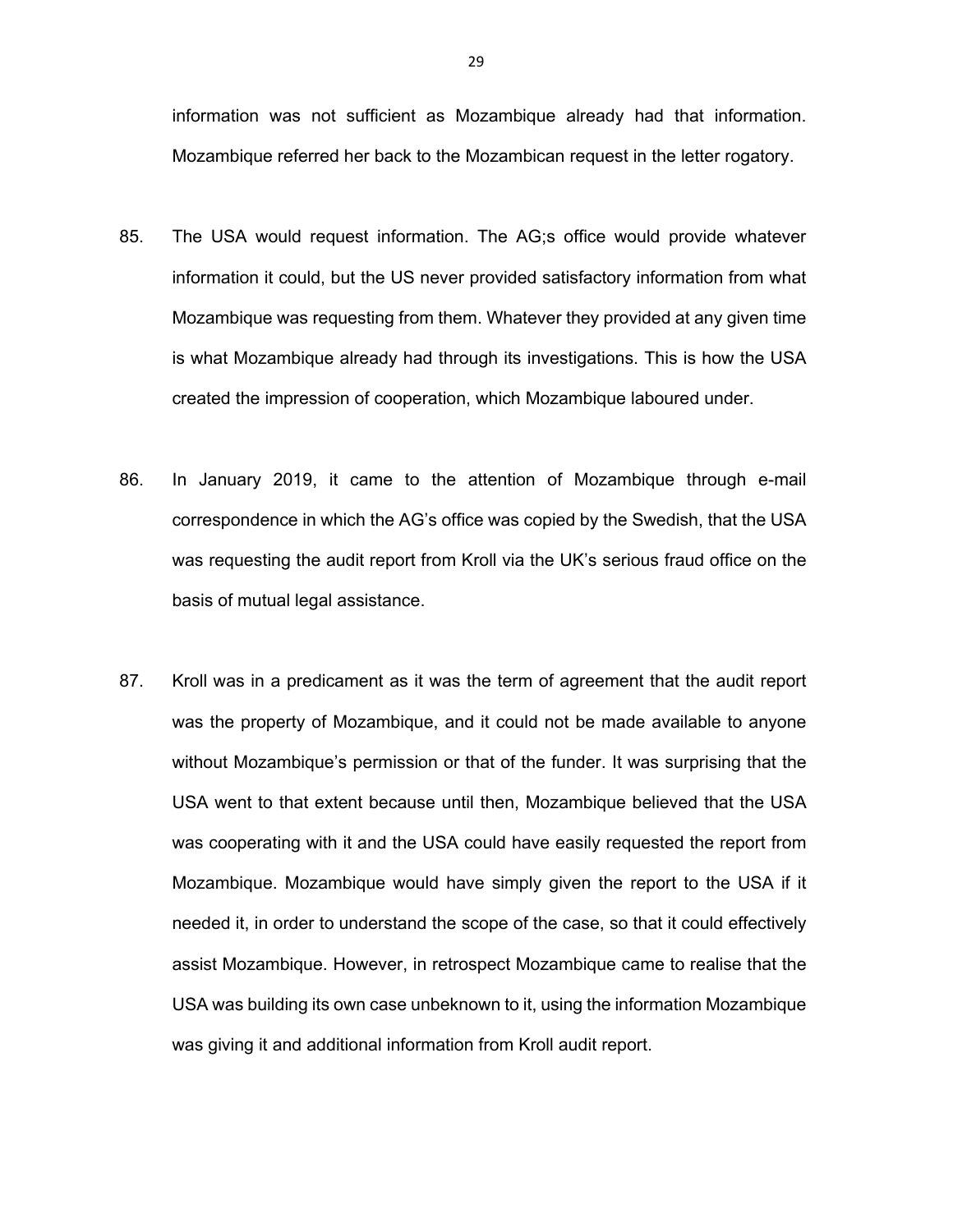information was not sufficient as Mozambique already had that information. Mozambique referred her back to the Mozambican request in the letter rogatory.

85. The USA would request information. The AG;s office would provide whatever information it could, but the US never provided satisfactory information from what Mozambique was requesting from them. Whatever they provided at any given time is what Mozambique already had through its investigations. This is how the USA created the impression of cooperation, which Mozambique laboured under.

86. In January 2019, it came to the attention of Mozambique through e-mail correspondence in which the AG's office was copied by the Swedish, that the USA was requesting the audit report from Kroll via the UK's serious fraud office on the basis of mutual legal assistance.

87. Kroll was in a predicament as it was the term of agreement that the audit report was the property of Mozambique, and it could not be made available to anyone without Mozambique's permission or that of the funder. It was surprising that the USA went to that extent because until then, Mozambique believed that the USA was cooperating with it and the USA could have easily requested the report from Mozambique. Mozambique would have simply given the report to the USA if it needed it, in order to understand the scope of the case, so that it could effectively assist Mozambique. However, in retrospect Mozambique came to realise that the USA was building its own case unbeknown to it, using the information Mozambique was giving it and additional information from Kroll audit report.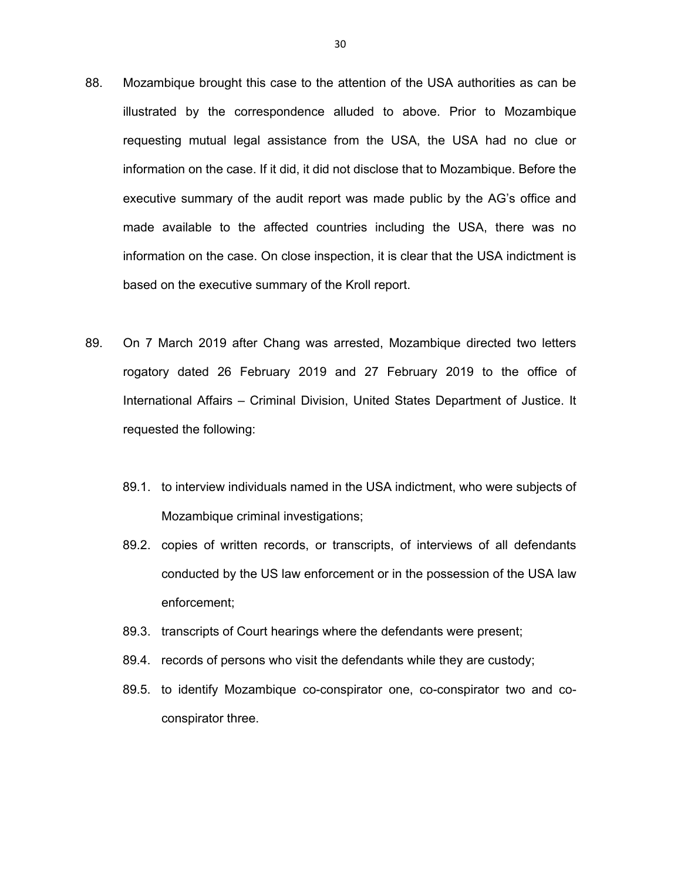88. Mozambique brought this case to the attention of the USA authorities as can be illustrated by the correspondence alluded to above. Prior to Mozambique requesting mutual legal assistance from the USA, the USA had no clue or information on the case. If it did, it did not disclose that to Mozambique. Before the executive summary of the audit report was made public by the AG's office and made available to the affected countries including the USA, there was no information on the case. On close inspection, it is clear that the USA indictment is based on the executive summary of the Kroll report.

89. On 7 March 2019 after Chang was arrested, Mozambique directed two letters rogatory dated 26 February 2019 and 27 February 2019 to the office of International Affairs – Criminal Division, United States Department of Justice. It requested the following:

    89.1. to interview individuals named in the USA indictment, who were subjects of Mozambique criminal investigations;

    89.2. copies of written records, or transcripts, of interviews of all defendants conducted by the US law enforcement or in the possession of the USA law enforcement;

    89.3. transcripts of Court hearings where the defendants were present;

    89.4. records of persons who visit the defendants while they are custody;

    89.5. to identify Mozambique co-conspirator one, co-conspirator two and co-conspirator three.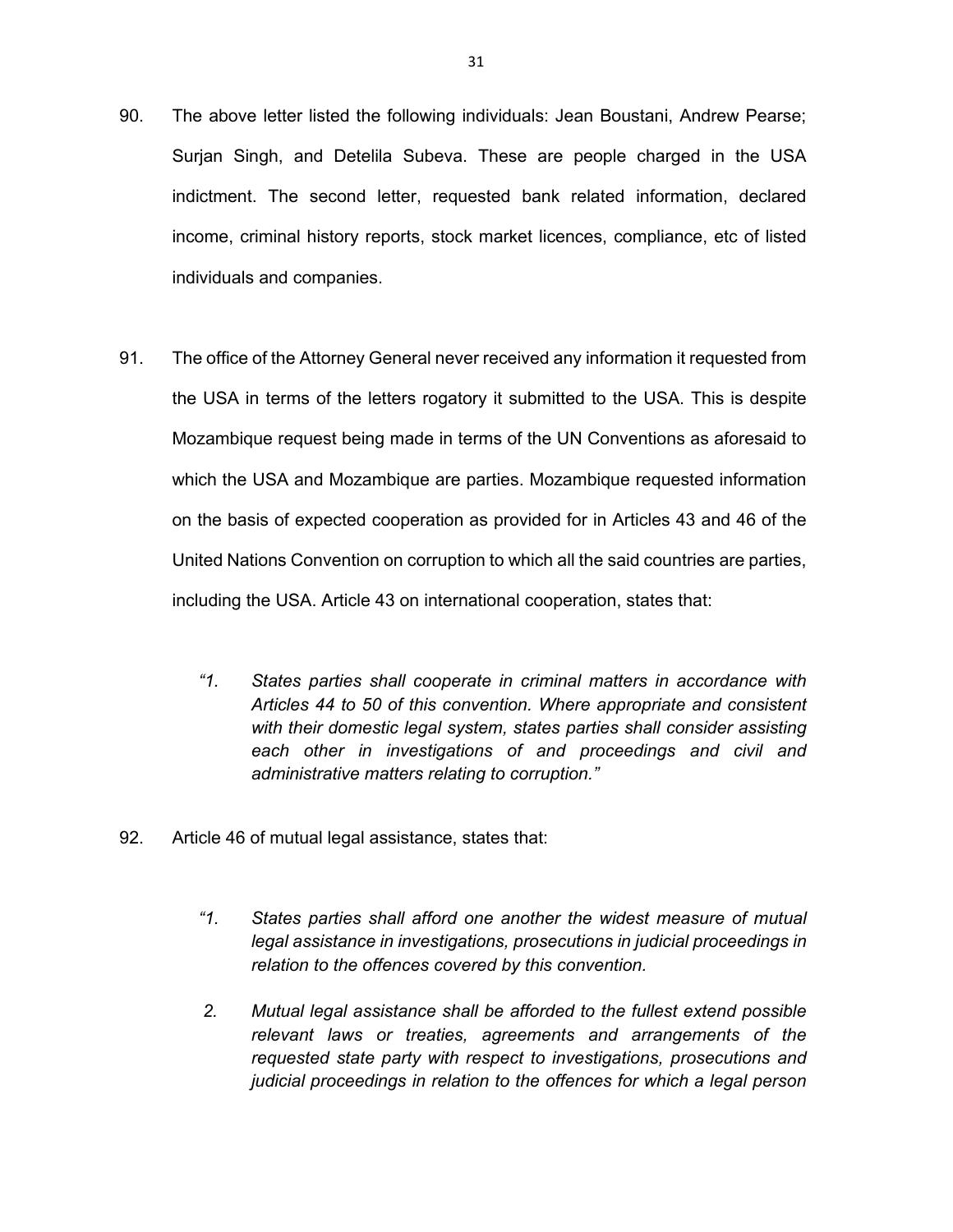90. The above letter listed the following individuals: Jean Boustani, Andrew Pearse; Surjan Singh, and Detelila Subeva. These are people charged in the USA indictment. The second letter, requested bank related information, declared income, criminal history reports, stock market licences, compliance, etc of listed individuals and companies.

91. The office of the Attorney General never received any information it requested from the USA in terms of the letters rogatory it submitted to the USA. This is despite Mozambique request being made in terms of the UN Conventions as aforesaid to which the USA and Mozambique are parties. Mozambique requested information on the basis of expected cooperation as provided for in Articles 43 and 46 of the United Nations Convention on corruption to which all the said countries are parties, including the USA. Article 43 on international cooperation, states that:

> *"1. States parties shall cooperate in criminal matters in accordance with Articles 44 to 50 of this convention. Where appropriate and consistent with their domestic legal system, states parties shall consider assisting each other in investigations of and proceedings and civil and administrative matters relating to corruption."*

92. Article 46 of mutual legal assistance, states that:

> *"1. States parties shall afford one another the widest measure of mutual legal assistance in investigations, prosecutions in judicial proceedings in relation to the offences covered by this convention.*
>
> *2. Mutual legal assistance shall be afforded to the fullest extend possible relevant laws or treaties, agreements and arrangements of the requested state party with respect to investigations, prosecutions and judicial proceedings in relation to the offences for which a legal person*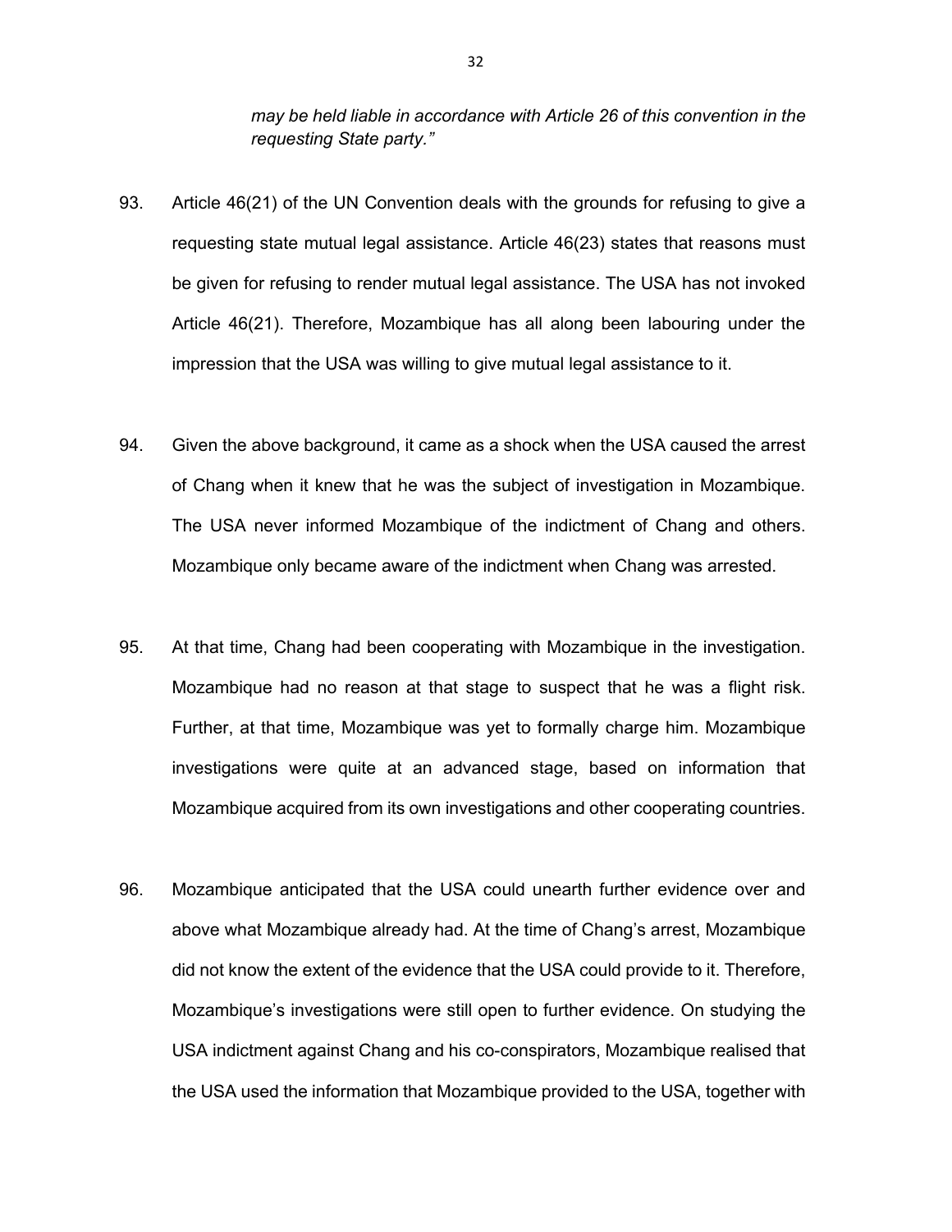*may be held liable in accordance with Article 26 of this convention in the requesting State party."*

93. Article 46(21) of the UN Convention deals with the grounds for refusing to give a requesting state mutual legal assistance. Article 46(23) states that reasons must be given for refusing to render mutual legal assistance. The USA has not invoked Article 46(21). Therefore, Mozambique has all along been labouring under the impression that the USA was willing to give mutual legal assistance to it.

94. Given the above background, it came as a shock when the USA caused the arrest of Chang when it knew that he was the subject of investigation in Mozambique. The USA never informed Mozambique of the indictment of Chang and others. Mozambique only became aware of the indictment when Chang was arrested.

95. At that time, Chang had been cooperating with Mozambique in the investigation. Mozambique had no reason at that stage to suspect that he was a flight risk. Further, at that time, Mozambique was yet to formally charge him. Mozambique investigations were quite at an advanced stage, based on information that Mozambique acquired from its own investigations and other cooperating countries.

96. Mozambique anticipated that the USA could unearth further evidence over and above what Mozambique already had. At the time of Chang's arrest, Mozambique did not know the extent of the evidence that the USA could provide to it. Therefore, Mozambique's investigations were still open to further evidence. On studying the USA indictment against Chang and his co-conspirators, Mozambique realised that the USA used the information that Mozambique provided to the USA, together with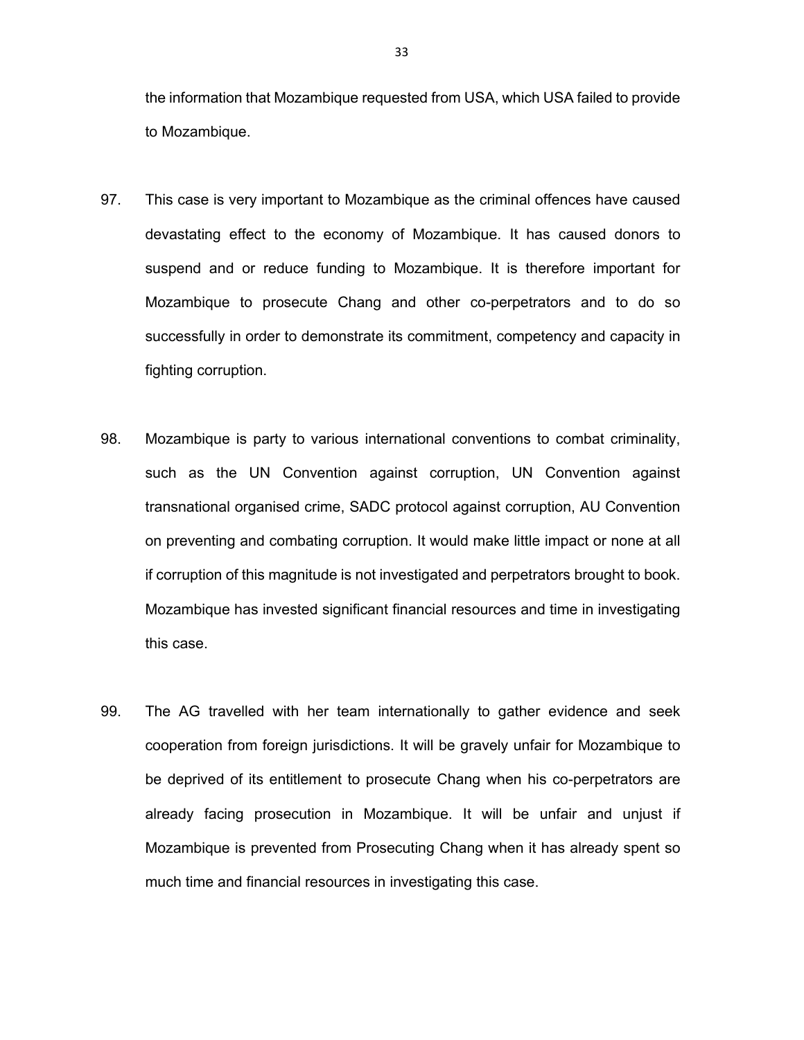the information that Mozambique requested from USA, which USA failed to provide to Mozambique.

97. This case is very important to Mozambique as the criminal offences have caused devastating effect to the economy of Mozambique. It has caused donors to suspend and or reduce funding to Mozambique. It is therefore important for Mozambique to prosecute Chang and other co-perpetrators and to do so successfully in order to demonstrate its commitment, competency and capacity in fighting corruption.

98. Mozambique is party to various international conventions to combat criminality, such as the UN Convention against corruption, UN Convention against transnational organised crime, SADC protocol against corruption, AU Convention on preventing and combating corruption. It would make little impact or none at all if corruption of this magnitude is not investigated and perpetrators brought to book. Mozambique has invested significant financial resources and time in investigating this case.

99. The AG travelled with her team internationally to gather evidence and seek cooperation from foreign jurisdictions. It will be gravely unfair for Mozambique to be deprived of its entitlement to prosecute Chang when his co-perpetrators are already facing prosecution in Mozambique. It will be unfair and unjust if Mozambique is prevented from Prosecuting Chang when it has already spent so much time and financial resources in investigating this case.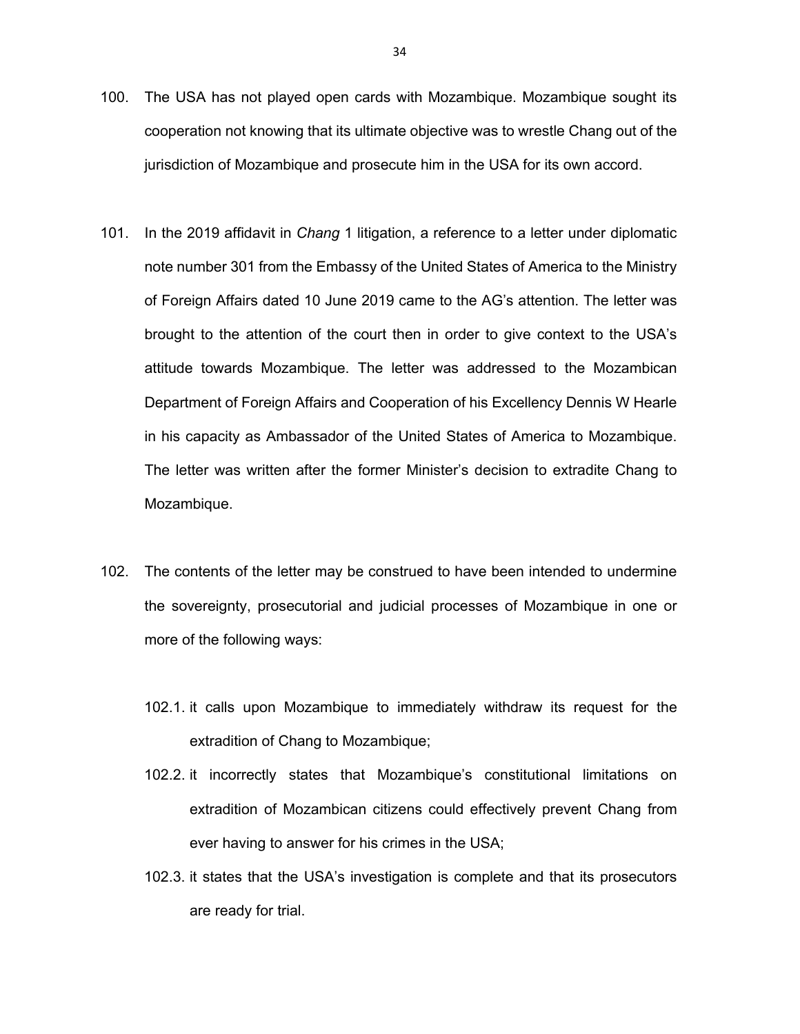100. The USA has not played open cards with Mozambique. Mozambique sought its cooperation not knowing that its ultimate objective was to wrestle Chang out of the jurisdiction of Mozambique and prosecute him in the USA for its own accord.

101. In the 2019 affidavit in *Chang* 1 litigation, a reference to a letter under diplomatic note number 301 from the Embassy of the United States of America to the Ministry of Foreign Affairs dated 10 June 2019 came to the AG's attention. The letter was brought to the attention of the court then in order to give context to the USA's attitude towards Mozambique. The letter was addressed to the Mozambican Department of Foreign Affairs and Cooperation of his Excellency Dennis W Hearle in his capacity as Ambassador of the United States of America to Mozambique. The letter was written after the former Minister's decision to extradite Chang to Mozambique.

102. The contents of the letter may be construed to have been intended to undermine the sovereignty, prosecutorial and judicial processes of Mozambique in one or more of the following ways:

   102.1. it calls upon Mozambique to immediately withdraw its request for the extradition of Chang to Mozambique;

   102.2. it incorrectly states that Mozambique's constitutional limitations on extradition of Mozambican citizens could effectively prevent Chang from ever having to answer for his crimes in the USA;

   102.3. it states that the USA's investigation is complete and that its prosecutors are ready for trial.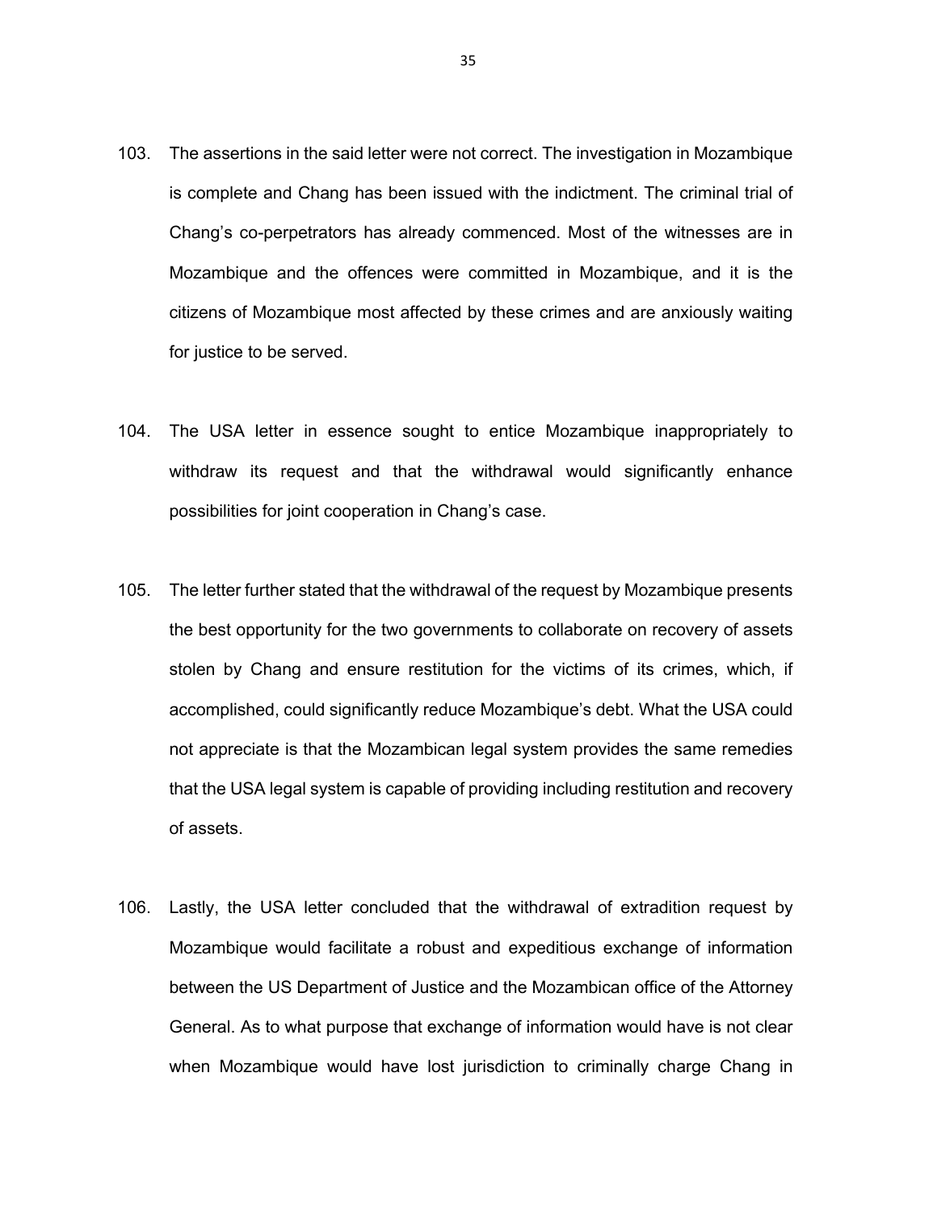103. The assertions in the said letter were not correct. The investigation in Mozambique is complete and Chang has been issued with the indictment. The criminal trial of Chang's co-perpetrators has already commenced. Most of the witnesses are in Mozambique and the offences were committed in Mozambique, and it is the citizens of Mozambique most affected by these crimes and are anxiously waiting for justice to be served.

104. The USA letter in essence sought to entice Mozambique inappropriately to withdraw its request and that the withdrawal would significantly enhance possibilities for joint cooperation in Chang's case.

105. The letter further stated that the withdrawal of the request by Mozambique presents the best opportunity for the two governments to collaborate on recovery of assets stolen by Chang and ensure restitution for the victims of its crimes, which, if accomplished, could significantly reduce Mozambique's debt. What the USA could not appreciate is that the Mozambican legal system provides the same remedies that the USA legal system is capable of providing including restitution and recovery of assets.

106. Lastly, the USA letter concluded that the withdrawal of extradition request by Mozambique would facilitate a robust and expeditious exchange of information between the US Department of Justice and the Mozambican office of the Attorney General. As to what purpose that exchange of information would have is not clear when Mozambique would have lost jurisdiction to criminally charge Chang in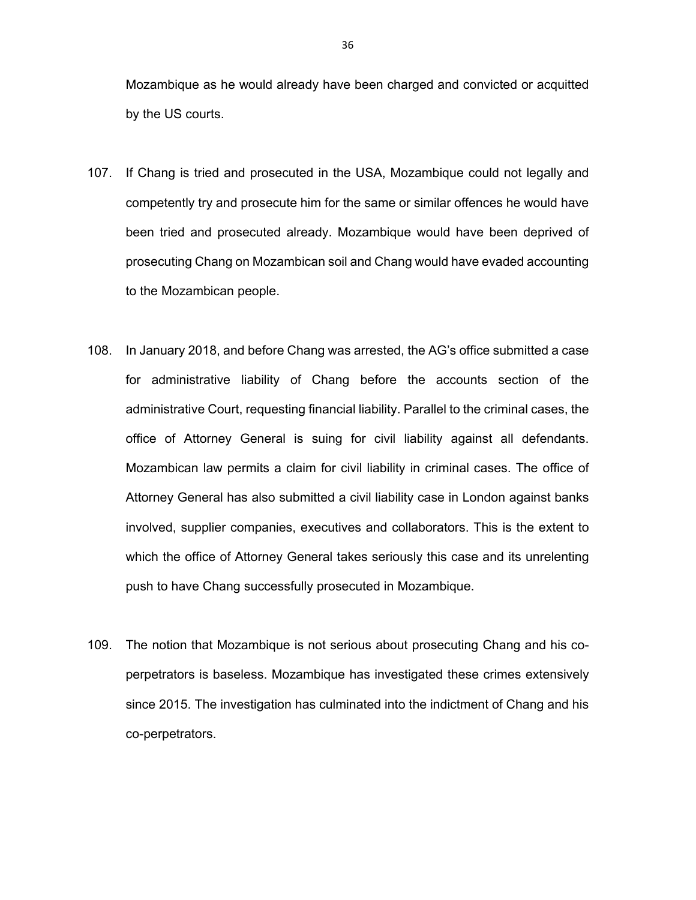Mozambique as he would already have been charged and convicted or acquitted by the US courts.

107. If Chang is tried and prosecuted in the USA, Mozambique could not legally and competently try and prosecute him for the same or similar offences he would have been tried and prosecuted already. Mozambique would have been deprived of prosecuting Chang on Mozambican soil and Chang would have evaded accounting to the Mozambican people.

108. In January 2018, and before Chang was arrested, the AG's office submitted a case for administrative liability of Chang before the accounts section of the administrative Court, requesting financial liability. Parallel to the criminal cases, the office of Attorney General is suing for civil liability against all defendants. Mozambican law permits a claim for civil liability in criminal cases. The office of Attorney General has also submitted a civil liability case in London against banks involved, supplier companies, executives and collaborators. This is the extent to which the office of Attorney General takes seriously this case and its unrelenting push to have Chang successfully prosecuted in Mozambique.

109. The notion that Mozambique is not serious about prosecuting Chang and his co-perpetrators is baseless. Mozambique has investigated these crimes extensively since 2015. The investigation has culminated into the indictment of Chang and his co-perpetrators.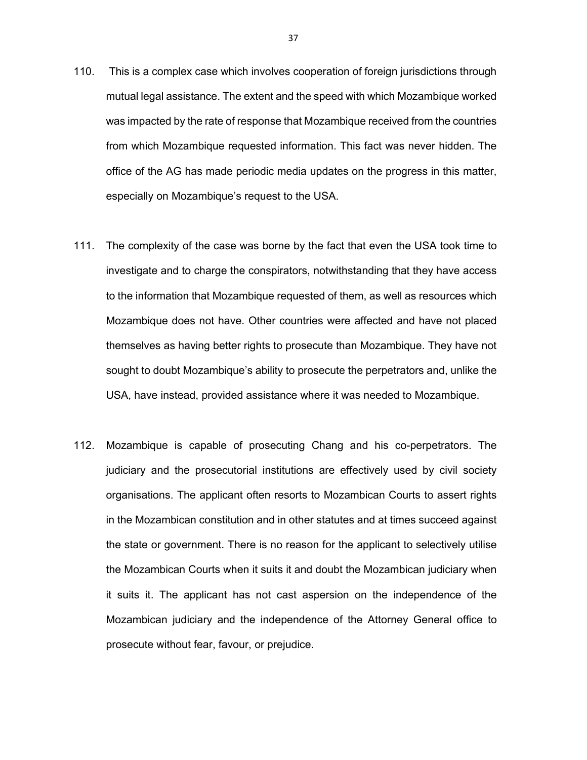110. This is a complex case which involves cooperation of foreign jurisdictions through mutual legal assistance. The extent and the speed with which Mozambique worked was impacted by the rate of response that Mozambique received from the countries from which Mozambique requested information. This fact was never hidden. The office of the AG has made periodic media updates on the progress in this matter, especially on Mozambique's request to the USA.

111. The complexity of the case was borne by the fact that even the USA took time to investigate and to charge the conspirators, notwithstanding that they have access to the information that Mozambique requested of them, as well as resources which Mozambique does not have. Other countries were affected and have not placed themselves as having better rights to prosecute than Mozambique. They have not sought to doubt Mozambique's ability to prosecute the perpetrators and, unlike the USA, have instead, provided assistance where it was needed to Mozambique.

112. Mozambique is capable of prosecuting Chang and his co-perpetrators. The judiciary and the prosecutorial institutions are effectively used by civil society organisations. The applicant often resorts to Mozambican Courts to assert rights in the Mozambican constitution and in other statutes and at times succeed against the state or government. There is no reason for the applicant to selectively utilise the Mozambican Courts when it suits it and doubt the Mozambican judiciary when it suits it. The applicant has not cast aspersion on the independence of the Mozambican judiciary and the independence of the Attorney General office to prosecute without fear, favour, or prejudice.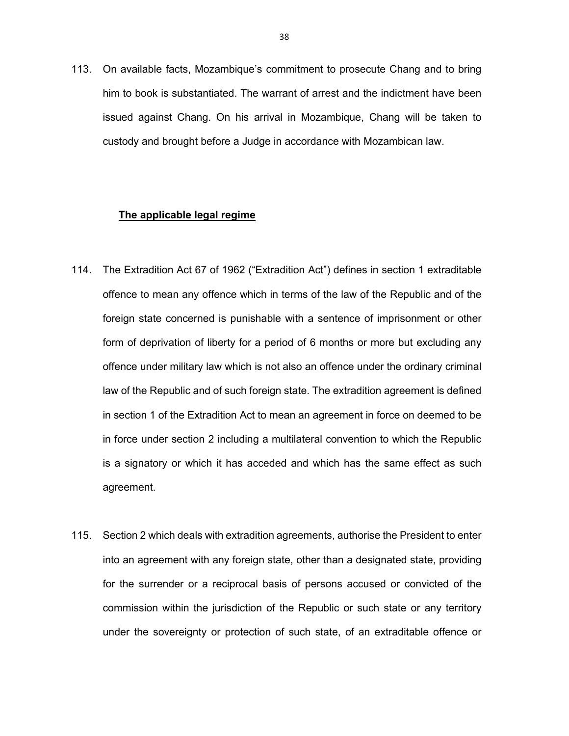113. On available facts, Mozambique's commitment to prosecute Chang and to bring him to book is substantiated. The warrant of arrest and the indictment have been issued against Chang. On his arrival in Mozambique, Chang will be taken to custody and brought before a Judge in accordance with Mozambican law.

**The applicable legal regime**

114. The Extradition Act 67 of 1962 ("Extradition Act") defines in section 1 extraditable offence to mean any offence which in terms of the law of the Republic and of the foreign state concerned is punishable with a sentence of imprisonment or other form of deprivation of liberty for a period of 6 months or more but excluding any offence under military law which is not also an offence under the ordinary criminal law of the Republic and of such foreign state. The extradition agreement is defined in section 1 of the Extradition Act to mean an agreement in force on deemed to be in force under section 2 including a multilateral convention to which the Republic is a signatory or which it has acceded and which has the same effect as such agreement.

115. Section 2 which deals with extradition agreements, authorise the President to enter into an agreement with any foreign state, other than a designated state, providing for the surrender or a reciprocal basis of persons accused or convicted of the commission within the jurisdiction of the Republic or such state or any territory under the sovereignty or protection of such state, of an extraditable offence or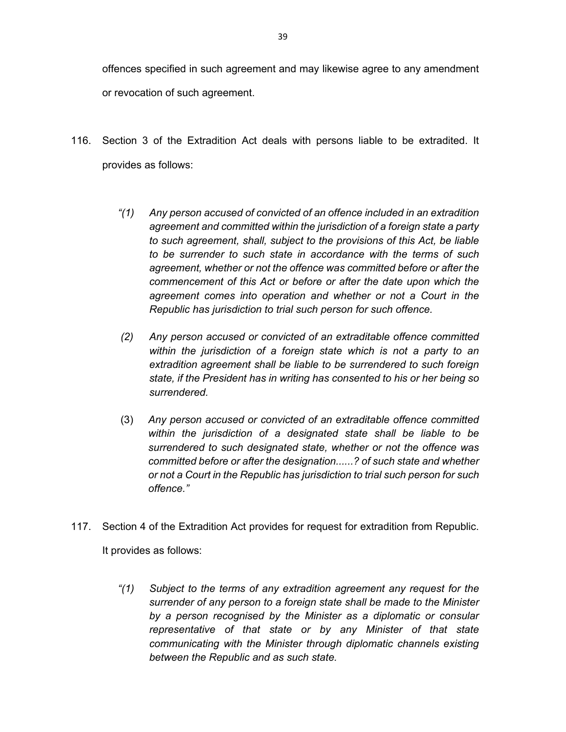offences specified in such agreement and may likewise agree to any amendment or revocation of such agreement.

116. Section 3 of the Extradition Act deals with persons liable to be extradited. It provides as follows:

> *"(1) Any person accused of convicted of an offence included in an extradition agreement and committed within the jurisdiction of a foreign state a party to such agreement, shall, subject to the provisions of this Act, be liable to be surrender to such state in accordance with the terms of such agreement, whether or not the offence was committed before or after the commencement of this Act or before or after the date upon which the agreement comes into operation and whether or not a Court in the Republic has jurisdiction to trial such person for such offence.*
>
> *(2) Any person accused or convicted of an extraditable offence committed within the jurisdiction of a foreign state which is not a party to an extradition agreement shall be liable to be surrendered to such foreign state, if the President has in writing has consented to his or her being so surrendered.*
>
> (3) *Any person accused or convicted of an extraditable offence committed within the jurisdiction of a designated state shall be liable to be surrendered to such designated state, whether or not the offence was committed before or after the designation......? of such state and whether or not a Court in the Republic has jurisdiction to trial such person for such offence."*

117. Section 4 of the Extradition Act provides for request for extradition from Republic. It provides as follows:

> *"(1) Subject to the terms of any extradition agreement any request for the surrender of any person to a foreign state shall be made to the Minister by a person recognised by the Minister as a diplomatic or consular representative of that state or by any Minister of that state communicating with the Minister through diplomatic channels existing between the Republic and as such state.*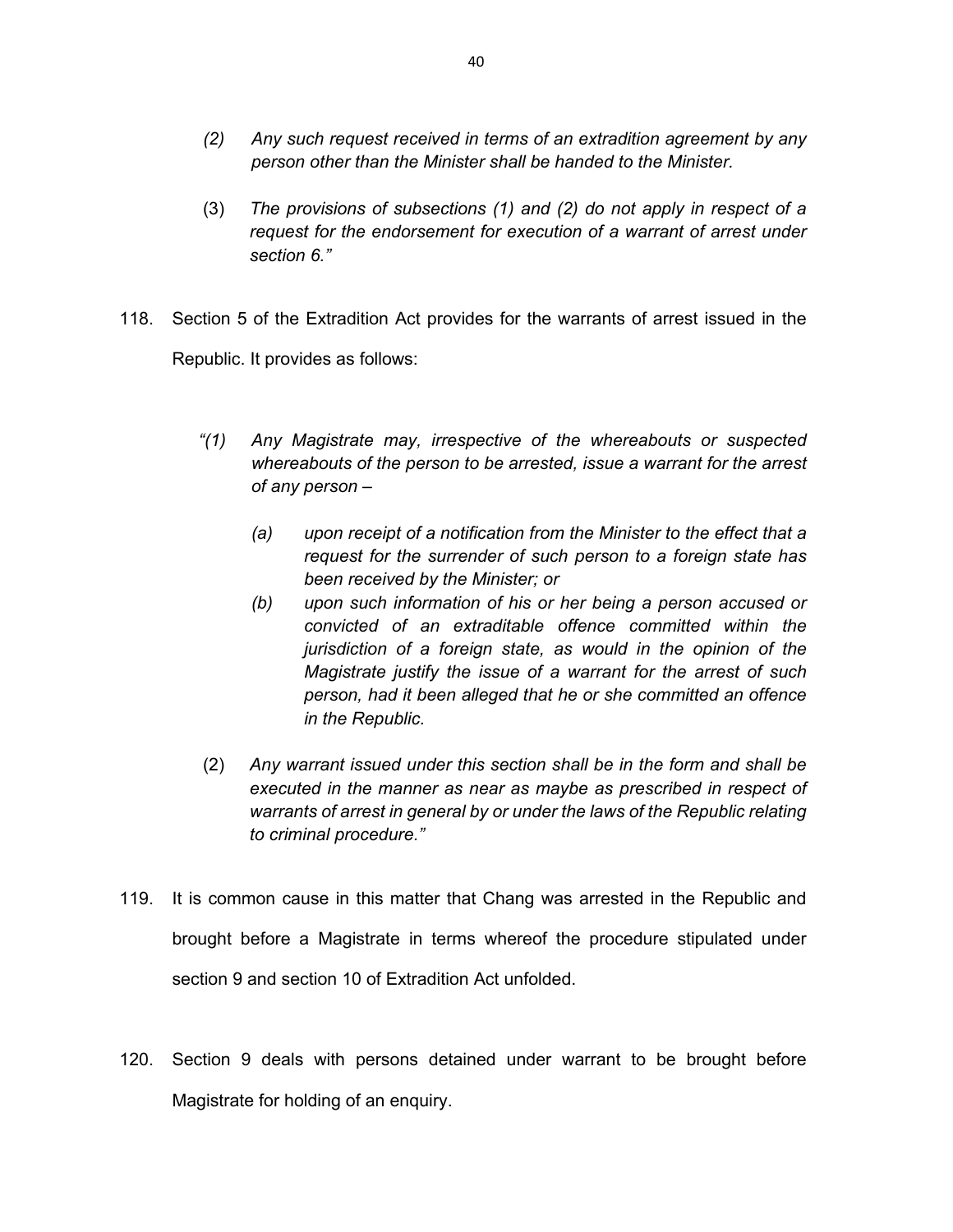> *(2) Any such request received in terms of an extradition agreement by any person other than the Minister shall be handed to the Minister.*
>
> (3) *The provisions of subsections (1) and (2) do not apply in respect of a request for the endorsement for execution of a warrant of arrest under section 6."*

118. Section 5 of the Extradition Act provides for the warrants of arrest issued in the Republic. It provides as follows:

> *"(1) Any Magistrate may, irrespective of the whereabouts or suspected whereabouts of the person to be arrested, issue a warrant for the arrest of any person –*
>
> > *(a) upon receipt of a notification from the Minister to the effect that a request for the surrender of such person to a foreign state has been received by the Minister; or*
> >
> > *(b) upon such information of his or her being a person accused or convicted of an extraditable offence committed within the jurisdiction of a foreign state, as would in the opinion of the Magistrate justify the issue of a warrant for the arrest of such person, had it been alleged that he or she committed an offence in the Republic.*
>
> (2) *Any warrant issued under this section shall be in the form and shall be executed in the manner as near as maybe as prescribed in respect of warrants of arrest in general by or under the laws of the Republic relating to criminal procedure."*

119. It is common cause in this matter that Chang was arrested in the Republic and brought before a Magistrate in terms whereof the procedure stipulated under section 9 and section 10 of Extradition Act unfolded.

120. Section 9 deals with persons detained under warrant to be brought before Magistrate for holding of an enquiry.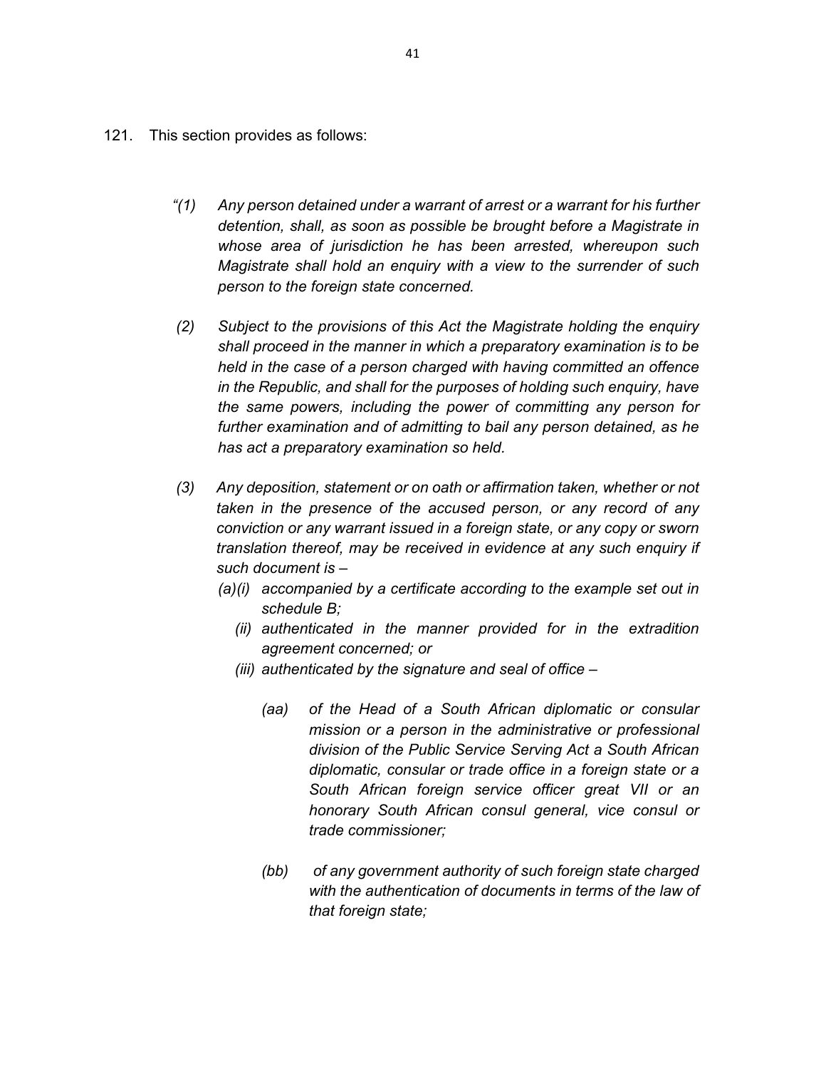121. This section provides as follows:

> *"(1) Any person detained under a warrant of arrest or a warrant for his further detention, shall, as soon as possible be brought before a Magistrate in whose area of jurisdiction he has been arrested, whereupon such Magistrate shall hold an enquiry with a view to the surrender of such person to the foreign state concerned.*
>
> *(2) Subject to the provisions of this Act the Magistrate holding the enquiry shall proceed in the manner in which a preparatory examination is to be held in the case of a person charged with having committed an offence in the Republic, and shall for the purposes of holding such enquiry, have the same powers, including the power of committing any person for further examination and of admitting to bail any person detained, as he has act a preparatory examination so held.*
>
> *(3) Any deposition, statement or on oath or affirmation taken, whether or not taken in the presence of the accused person, or any record of any conviction or any warrant issued in a foreign state, or any copy or sworn translation thereof, may be received in evidence at any such enquiry if such document is –*
>
> *(a)(i) accompanied by a certificate according to the example set out in schedule B;*
>
> *(ii) authenticated in the manner provided for in the extradition agreement concerned; or*
>
> *(iii) authenticated by the signature and seal of office –*
>
> *(aa) of the Head of a South African diplomatic or consular mission or a person in the administrative or professional division of the Public Service Serving Act a South African diplomatic, consular or trade office in a foreign state or a South African foreign service officer great VII or an honorary South African consul general, vice consul or trade commissioner;*
>
> *(bb) of any government authority of such foreign state charged with the authentication of documents in terms of the law of that foreign state;*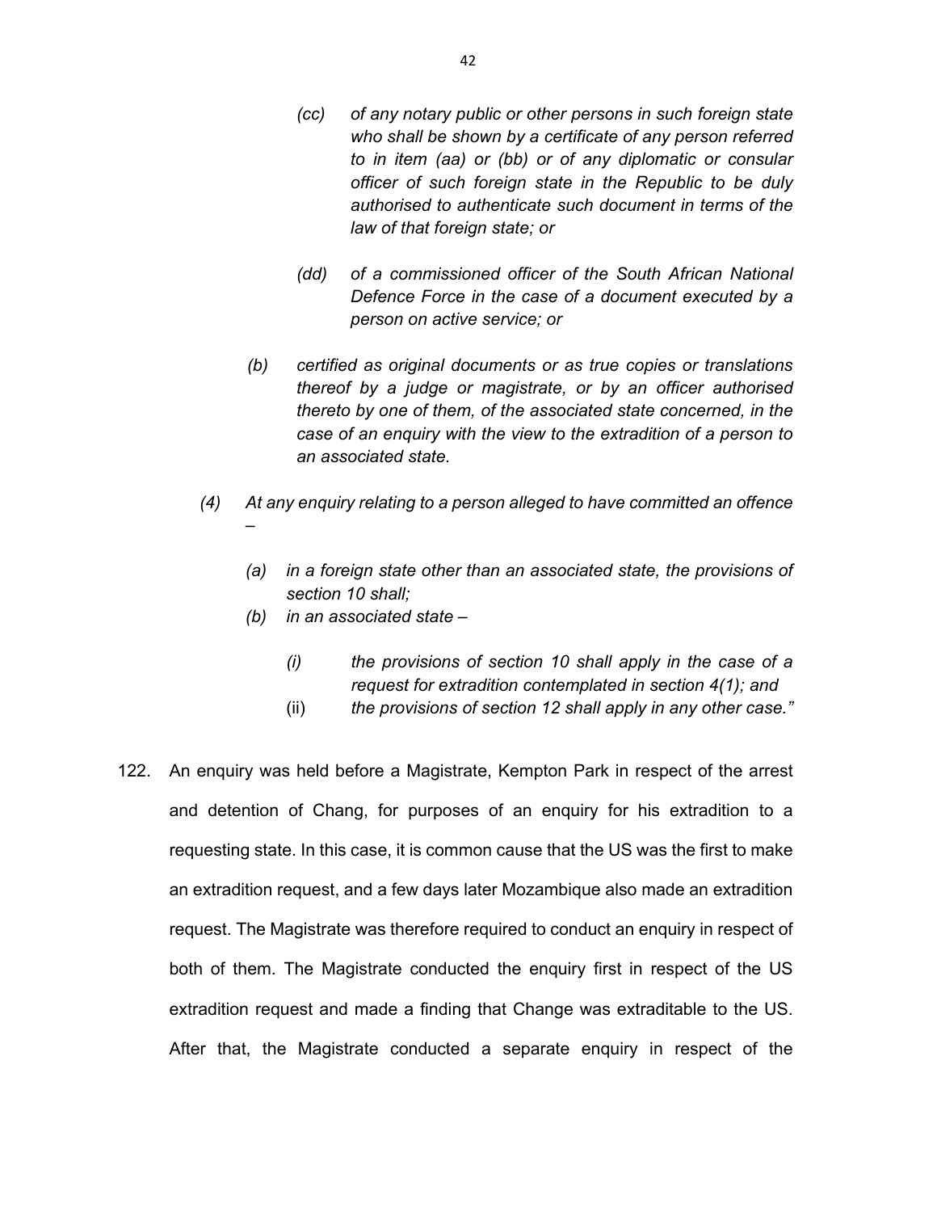*(cc) of any notary public or other persons in such foreign state who shall be shown by a certificate of any person referred to in item (aa) or (bb) or of any diplomatic or consular officer of such foreign state in the Republic to be duly authorised to authenticate such document in terms of the law of that foreign state; or*

*(dd) of a commissioned officer of the South African National Defence Force in the case of a document executed by a person on active service; or*

*(b) certified as original documents or as true copies or translations thereof by a judge or magistrate, or by an officer authorised thereto by one of them, of the associated state concerned, in the case of an enquiry with the view to the extradition of a person to an associated state.*

*(4) At any enquiry relating to a person alleged to have committed an offence –*

*(a) in a foreign state other than an associated state, the provisions of section 10 shall;*

*(b) in an associated state –*

*(i) the provisions of section 10 shall apply in the case of a request for extradition contemplated in section 4(1); and*

(ii) *the provisions of section 12 shall apply in any other case."*

122. An enquiry was held before a Magistrate, Kempton Park in respect of the arrest and detention of Chang, for purposes of an enquiry for his extradition to a requesting state. In this case, it is common cause that the US was the first to make an extradition request, and a few days later Mozambique also made an extradition request. The Magistrate was therefore required to conduct an enquiry in respect of both of them. The Magistrate conducted the enquiry first in respect of the US extradition request and made a finding that Change was extraditable to the US. After that, the Magistrate conducted a separate enquiry in respect of the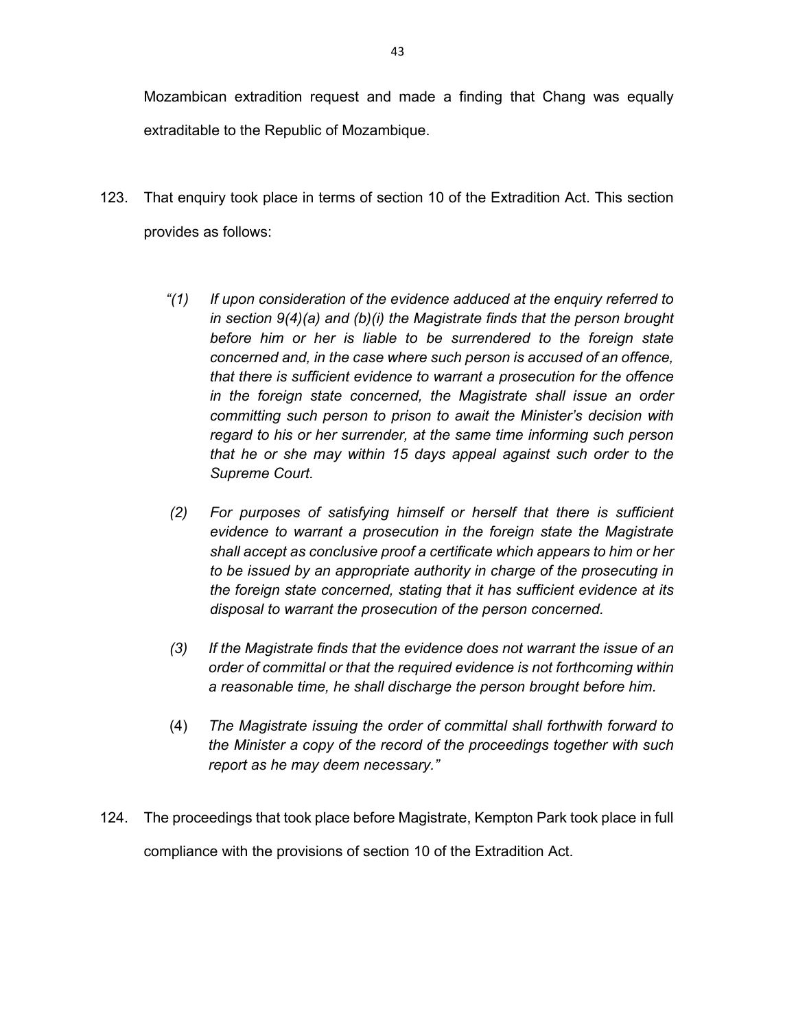Mozambican extradition request and made a finding that Chang was equally extraditable to the Republic of Mozambique.

123. That enquiry took place in terms of section 10 of the Extradition Act. This section provides as follows:

> *"(1) If upon consideration of the evidence adduced at the enquiry referred to in section 9(4)(a) and (b)(i) the Magistrate finds that the person brought before him or her is liable to be surrendered to the foreign state concerned and, in the case where such person is accused of an offence, that there is sufficient evidence to warrant a prosecution for the offence in the foreign state concerned, the Magistrate shall issue an order committing such person to prison to await the Minister's decision with regard to his or her surrender, at the same time informing such person that he or she may within 15 days appeal against such order to the Supreme Court.*
>
> *(2) For purposes of satisfying himself or herself that there is sufficient evidence to warrant a prosecution in the foreign state the Magistrate shall accept as conclusive proof a certificate which appears to him or her to be issued by an appropriate authority in charge of the prosecuting in the foreign state concerned, stating that it has sufficient evidence at its disposal to warrant the prosecution of the person concerned.*
>
> *(3) If the Magistrate finds that the evidence does not warrant the issue of an order of committal or that the required evidence is not forthcoming within a reasonable time, he shall discharge the person brought before him.*
>
> (4) *The Magistrate issuing the order of committal shall forthwith forward to the Minister a copy of the record of the proceedings together with such report as he may deem necessary."*

124. The proceedings that took place before Magistrate, Kempton Park took place in full compliance with the provisions of section 10 of the Extradition Act.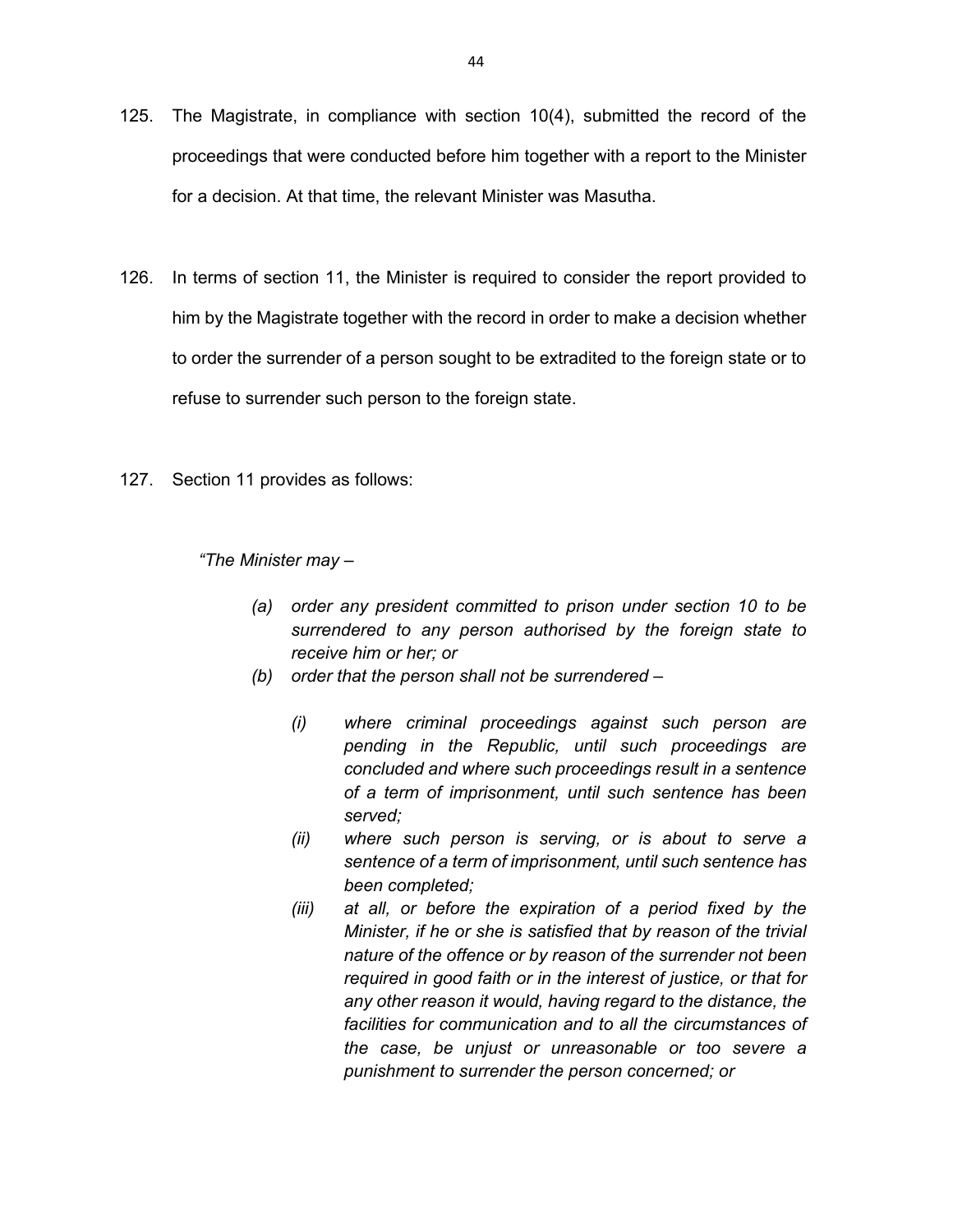125. The Magistrate, in compliance with section 10(4), submitted the record of the proceedings that were conducted before him together with a report to the Minister for a decision. At that time, the relevant Minister was Masutha.

126. In terms of section 11, the Minister is required to consider the report provided to him by the Magistrate together with the record in order to make a decision whether to order the surrender of a person sought to be extradited to the foreign state or to refuse to surrender such person to the foreign state.

127. Section 11 provides as follows:

> *"The Minister may –*
>
> *(a) order any president committed to prison under section 10 to be surrendered to any person authorised by the foreign state to receive him or her; or*
>
> *(b) order that the person shall not be surrendered –*
>
> > *(i) where criminal proceedings against such person are pending in the Republic, until such proceedings are concluded and where such proceedings result in a sentence of a term of imprisonment, until such sentence has been served;*
> >
> > *(ii) where such person is serving, or is about to serve a sentence of a term of imprisonment, until such sentence has been completed;*
> >
> > *(iii) at all, or before the expiration of a period fixed by the Minister, if he or she is satisfied that by reason of the trivial nature of the offence or by reason of the surrender not been required in good faith or in the interest of justice, or that for any other reason it would, having regard to the distance, the facilities for communication and to all the circumstances of the case, be unjust or unreasonable or too severe a punishment to surrender the person concerned; or*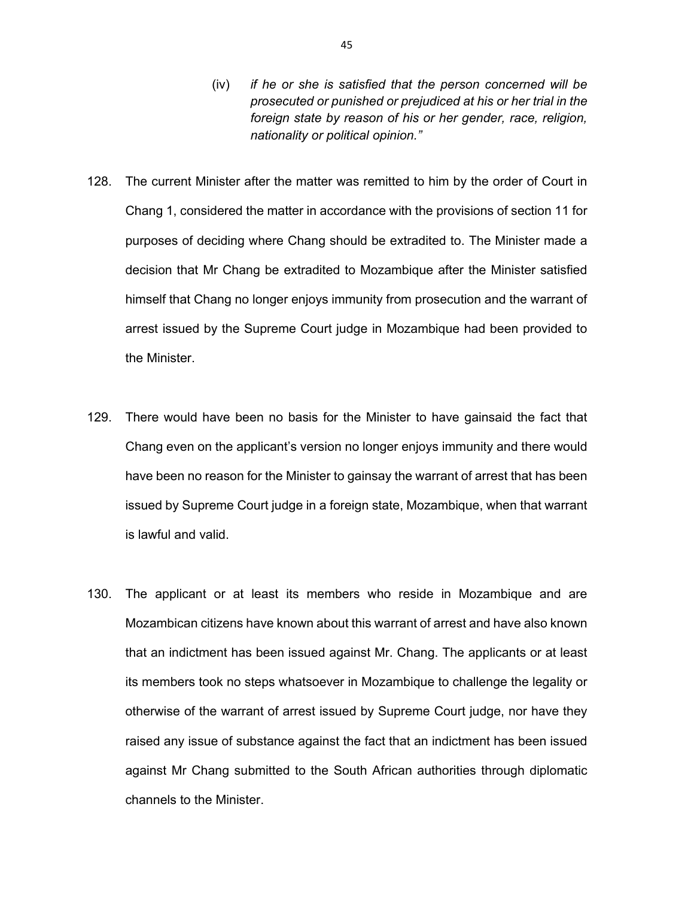(iv) *if he or she is satisfied that the person concerned will be prosecuted or punished or prejudiced at his or her trial in the foreign state by reason of his or her gender, race, religion, nationality or political opinion."*

128. The current Minister after the matter was remitted to him by the order of Court in Chang 1, considered the matter in accordance with the provisions of section 11 for purposes of deciding where Chang should be extradited to. The Minister made a decision that Mr Chang be extradited to Mozambique after the Minister satisfied himself that Chang no longer enjoys immunity from prosecution and the warrant of arrest issued by the Supreme Court judge in Mozambique had been provided to the Minister.

129. There would have been no basis for the Minister to have gainsaid the fact that Chang even on the applicant's version no longer enjoys immunity and there would have been no reason for the Minister to gainsay the warrant of arrest that has been issued by Supreme Court judge in a foreign state, Mozambique, when that warrant is lawful and valid.

130. The applicant or at least its members who reside in Mozambique and are Mozambican citizens have known about this warrant of arrest and have also known that an indictment has been issued against Mr. Chang. The applicants or at least its members took no steps whatsoever in Mozambique to challenge the legality or otherwise of the warrant of arrest issued by Supreme Court judge, nor have they raised any issue of substance against the fact that an indictment has been issued against Mr Chang submitted to the South African authorities through diplomatic channels to the Minister.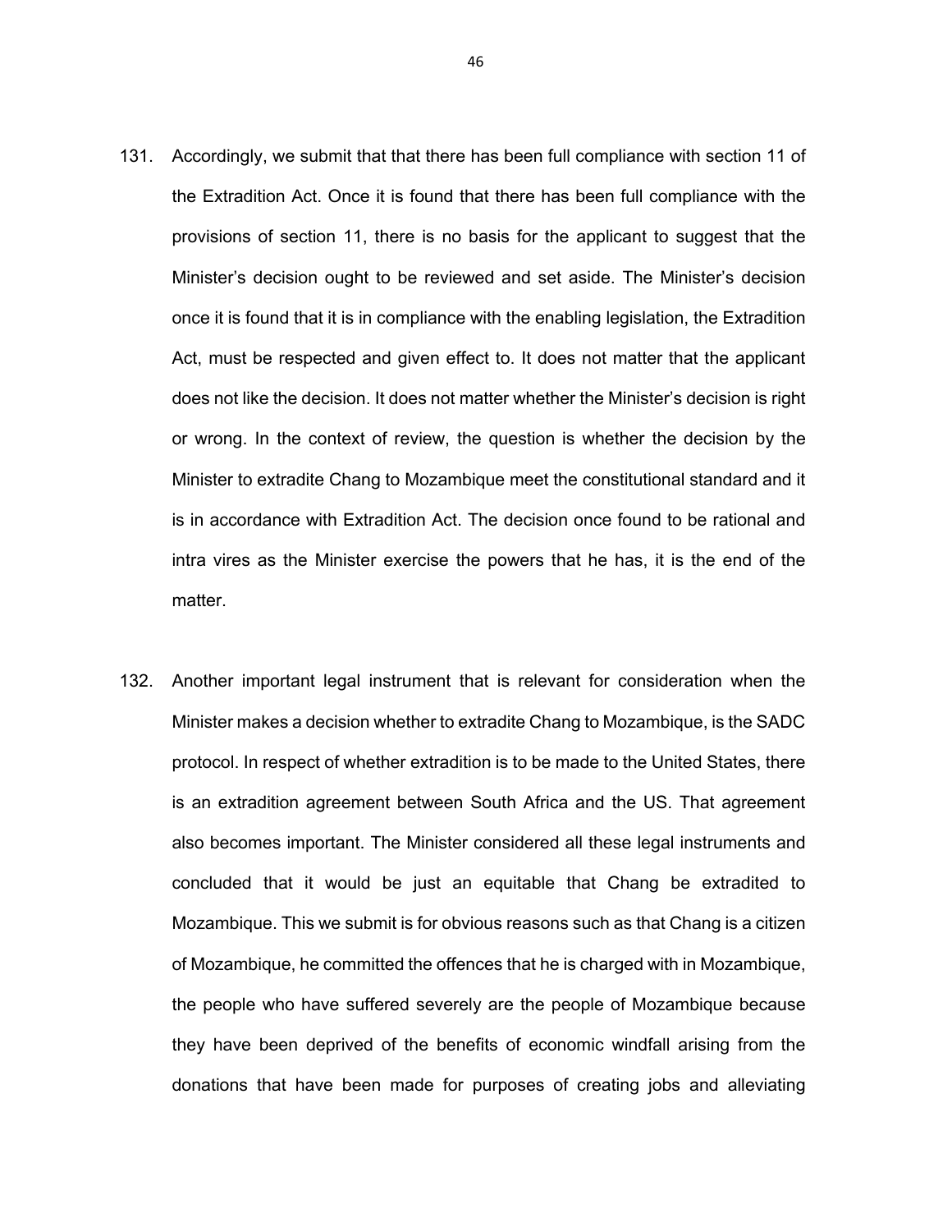131. Accordingly, we submit that that there has been full compliance with section 11 of the Extradition Act. Once it is found that there has been full compliance with the provisions of section 11, there is no basis for the applicant to suggest that the Minister's decision ought to be reviewed and set aside. The Minister's decision once it is found that it is in compliance with the enabling legislation, the Extradition Act, must be respected and given effect to. It does not matter that the applicant does not like the decision. It does not matter whether the Minister's decision is right or wrong. In the context of review, the question is whether the decision by the Minister to extradite Chang to Mozambique meet the constitutional standard and it is in accordance with Extradition Act. The decision once found to be rational and intra vires as the Minister exercise the powers that he has, it is the end of the matter.

132. Another important legal instrument that is relevant for consideration when the Minister makes a decision whether to extradite Chang to Mozambique, is the SADC protocol. In respect of whether extradition is to be made to the United States, there is an extradition agreement between South Africa and the US. That agreement also becomes important. The Minister considered all these legal instruments and concluded that it would be just an equitable that Chang be extradited to Mozambique. This we submit is for obvious reasons such as that Chang is a citizen of Mozambique, he committed the offences that he is charged with in Mozambique, the people who have suffered severely are the people of Mozambique because they have been deprived of the benefits of economic windfall arising from the donations that have been made for purposes of creating jobs and alleviating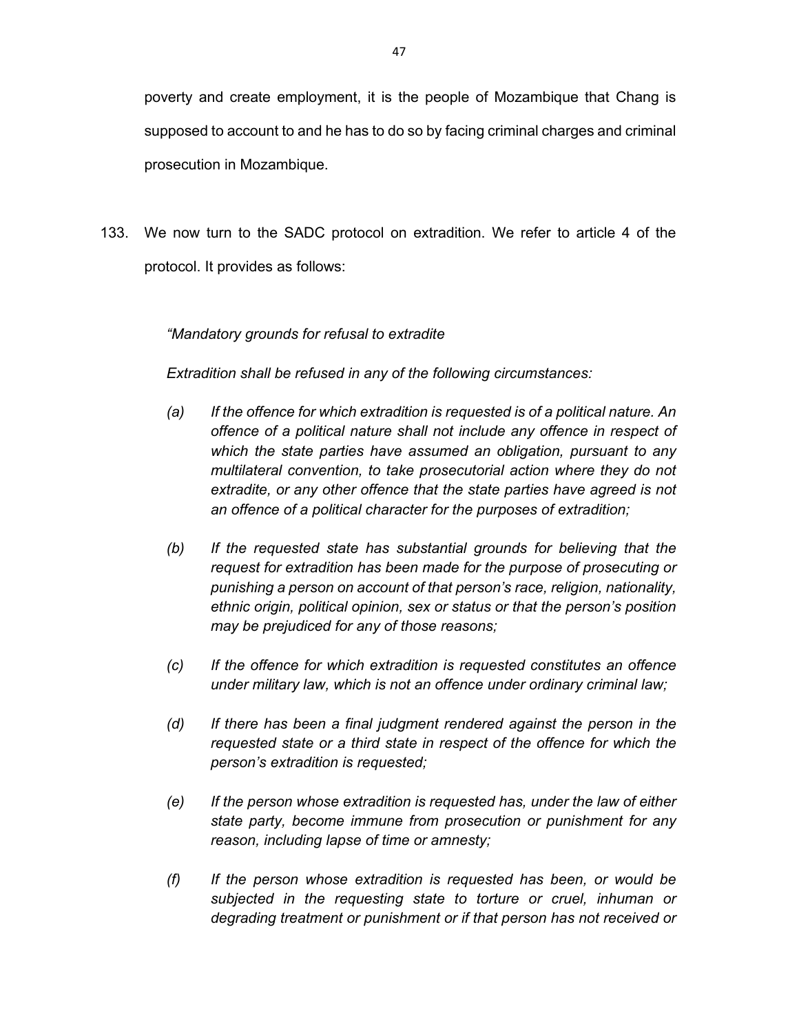poverty and create employment, it is the people of Mozambique that Chang is supposed to account to and he has to do so by facing criminal charges and criminal prosecution in Mozambique.

133. We now turn to the SADC protocol on extradition. We refer to article 4 of the protocol. It provides as follows:

> *"Mandatory grounds for refusal to extradite*
>
> *Extradition shall be refused in any of the following circumstances:*
>
> *(a) If the offence for which extradition is requested is of a political nature. An offence of a political nature shall not include any offence in respect of which the state parties have assumed an obligation, pursuant to any multilateral convention, to take prosecutorial action where they do not extradite, or any other offence that the state parties have agreed is not an offence of a political character for the purposes of extradition;*
>
> *(b) If the requested state has substantial grounds for believing that the request for extradition has been made for the purpose of prosecuting or punishing a person on account of that person's race, religion, nationality, ethnic origin, political opinion, sex or status or that the person's position may be prejudiced for any of those reasons;*
>
> *(c) If the offence for which extradition is requested constitutes an offence under military law, which is not an offence under ordinary criminal law;*
>
> *(d) If there has been a final judgment rendered against the person in the requested state or a third state in respect of the offence for which the person's extradition is requested;*
>
> *(e) If the person whose extradition is requested has, under the law of either state party, become immune from prosecution or punishment for any reason, including lapse of time or amnesty;*
>
> *(f) If the person whose extradition is requested has been, or would be subjected in the requesting state to torture or cruel, inhuman or degrading treatment or punishment or if that person has not received or*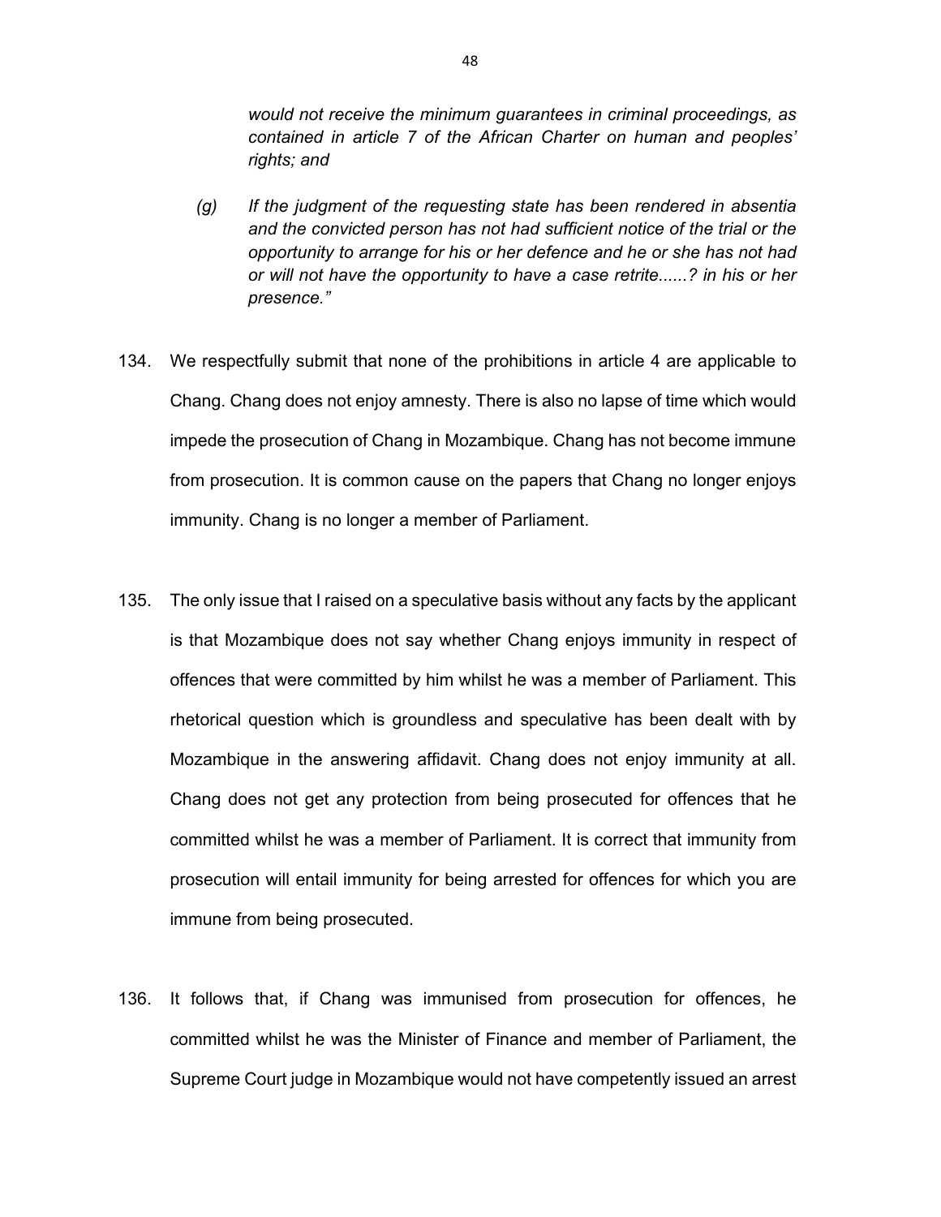*would not receive the minimum guarantees in criminal proceedings, as contained in article 7 of the African Charter on human and peoples' rights; and*

*(g) If the judgment of the requesting state has been rendered in absentia and the convicted person has not had sufficient notice of the trial or the opportunity to arrange for his or her defence and he or she has not had or will not have the opportunity to have a case retrite......? in his or her presence."*

134. We respectfully submit that none of the prohibitions in article 4 are applicable to Chang. Chang does not enjoy amnesty. There is also no lapse of time which would impede the prosecution of Chang in Mozambique. Chang has not become immune from prosecution. It is common cause on the papers that Chang no longer enjoys immunity. Chang is no longer a member of Parliament.

135. The only issue that I raised on a speculative basis without any facts by the applicant is that Mozambique does not say whether Chang enjoys immunity in respect of offences that were committed by him whilst he was a member of Parliament. This rhetorical question which is groundless and speculative has been dealt with by Mozambique in the answering affidavit. Chang does not enjoy immunity at all. Chang does not get any protection from being prosecuted for offences that he committed whilst he was a member of Parliament. It is correct that immunity from prosecution will entail immunity for being arrested for offences for which you are immune from being prosecuted.

136. It follows that, if Chang was immunised from prosecution for offences, he committed whilst he was the Minister of Finance and member of Parliament, the Supreme Court judge in Mozambique would not have competently issued an arrest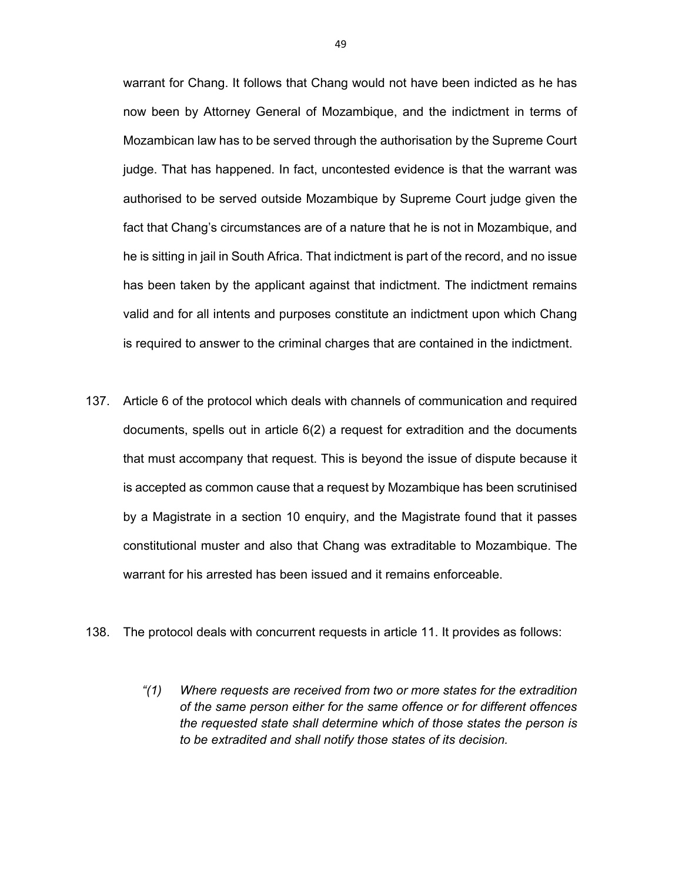warrant for Chang. It follows that Chang would not have been indicted as he has now been by Attorney General of Mozambique, and the indictment in terms of Mozambican law has to be served through the authorisation by the Supreme Court judge. That has happened. In fact, uncontested evidence is that the warrant was authorised to be served outside Mozambique by Supreme Court judge given the fact that Chang's circumstances are of a nature that he is not in Mozambique, and he is sitting in jail in South Africa. That indictment is part of the record, and no issue has been taken by the applicant against that indictment. The indictment remains valid and for all intents and purposes constitute an indictment upon which Chang is required to answer to the criminal charges that are contained in the indictment.

137. Article 6 of the protocol which deals with channels of communication and required documents, spells out in article 6(2) a request for extradition and the documents that must accompany that request. This is beyond the issue of dispute because it is accepted as common cause that a request by Mozambique has been scrutinised by a Magistrate in a section 10 enquiry, and the Magistrate found that it passes constitutional muster and also that Chang was extraditable to Mozambique. The warrant for his arrested has been issued and it remains enforceable.

138. The protocol deals with concurrent requests in article 11. It provides as follows:

> *"(1) Where requests are received from two or more states for the extradition of the same person either for the same offence or for different offences the requested state shall determine which of those states the person is to be extradited and shall notify those states of its decision.*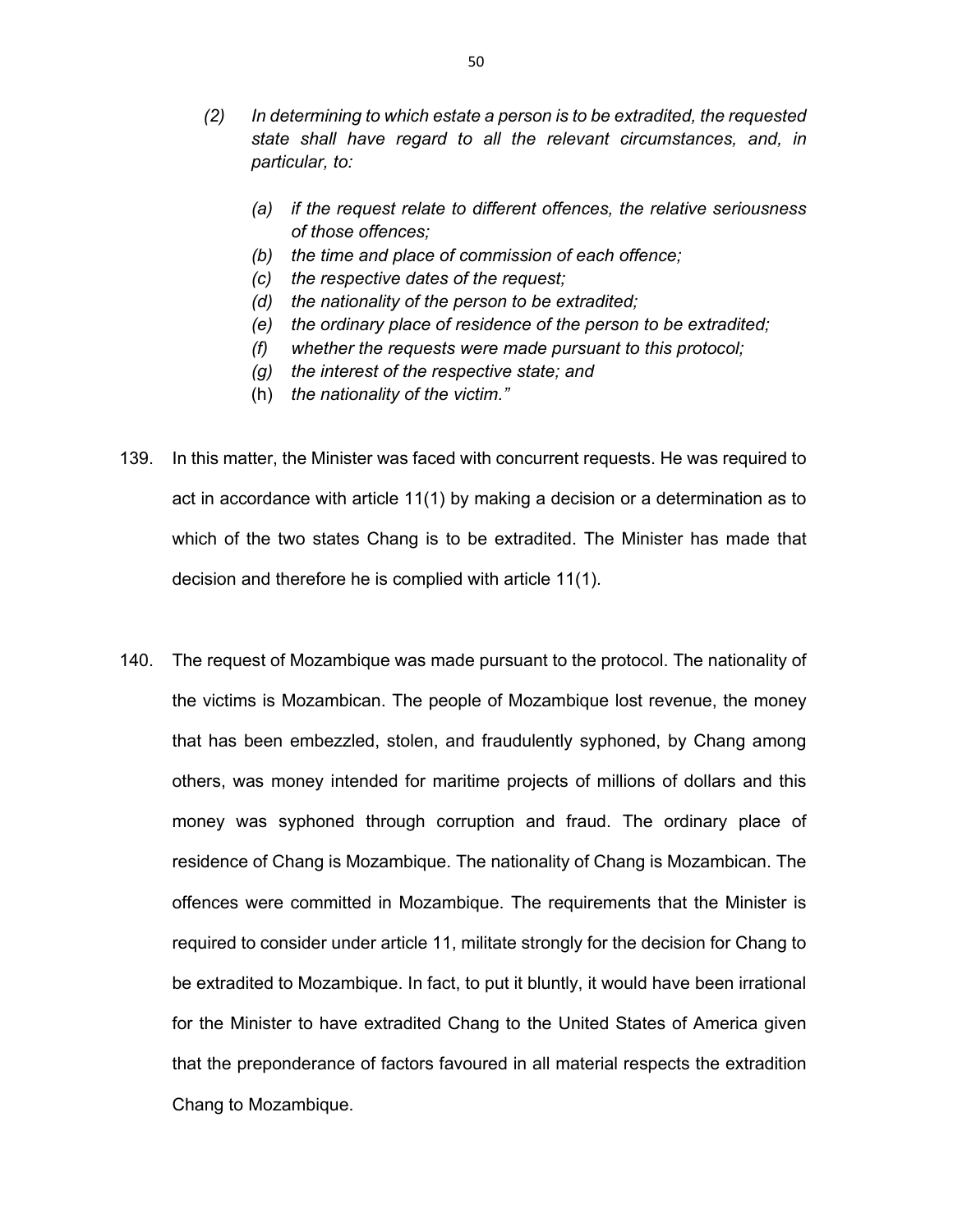*(2) In determining to which estate a person is to be extradited, the requested state shall have regard to all the relevant circumstances, and, in particular, to:*

*(a) if the request relate to different offences, the relative seriousness of those offences;*
*(b) the time and place of commission of each offence;*
*(c) the respective dates of the request;*
*(d) the nationality of the person to be extradited;*
*(e) the ordinary place of residence of the person to be extradited;*
*(f) whether the requests were made pursuant to this protocol;*
*(g) the interest of the respective state; and*
(h) *the nationality of the victim."*

139. In this matter, the Minister was faced with concurrent requests. He was required to act in accordance with article 11(1) by making a decision or a determination as to which of the two states Chang is to be extradited. The Minister has made that decision and therefore he is complied with article 11(1).

140. The request of Mozambique was made pursuant to the protocol. The nationality of the victims is Mozambican. The people of Mozambique lost revenue, the money that has been embezzled, stolen, and fraudulently syphoned, by Chang among others, was money intended for maritime projects of millions of dollars and this money was syphoned through corruption and fraud. The ordinary place of residence of Chang is Mozambique. The nationality of Chang is Mozambican. The offences were committed in Mozambique. The requirements that the Minister is required to consider under article 11, militate strongly for the decision for Chang to be extradited to Mozambique. In fact, to put it bluntly, it would have been irrational for the Minister to have extradited Chang to the United States of America given that the preponderance of factors favoured in all material respects the extradition Chang to Mozambique.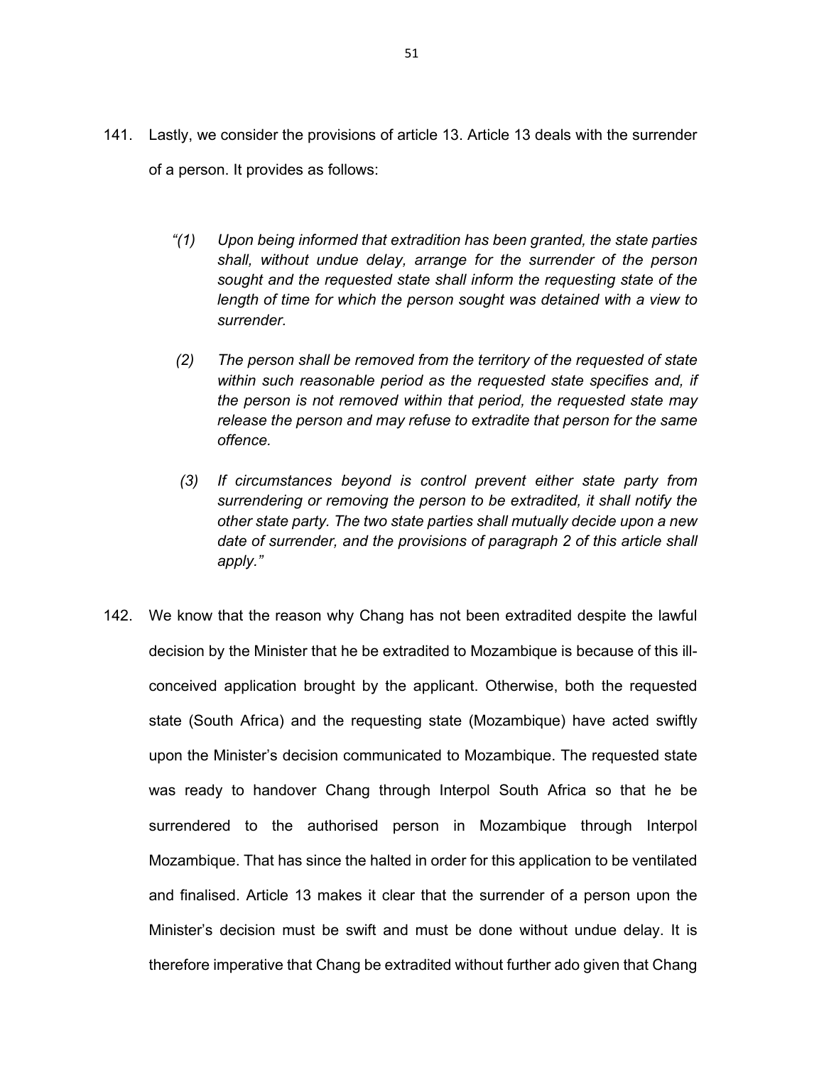141. Lastly, we consider the provisions of article 13. Article 13 deals with the surrender of a person. It provides as follows:

> *"(1) Upon being informed that extradition has been granted, the state parties shall, without undue delay, arrange for the surrender of the person sought and the requested state shall inform the requesting state of the length of time for which the person sought was detained with a view to surrender.*
>
> *(2) The person shall be removed from the territory of the requested of state within such reasonable period as the requested state specifies and, if the person is not removed within that period, the requested state may release the person and may refuse to extradite that person for the same offence.*
>
> *(3) If circumstances beyond is control prevent either state party from surrendering or removing the person to be extradited, it shall notify the other state party. The two state parties shall mutually decide upon a new date of surrender, and the provisions of paragraph 2 of this article shall apply."*

142. We know that the reason why Chang has not been extradited despite the lawful decision by the Minister that he be extradited to Mozambique is because of this ill-conceived application brought by the applicant. Otherwise, both the requested state (South Africa) and the requesting state (Mozambique) have acted swiftly upon the Minister's decision communicated to Mozambique. The requested state was ready to handover Chang through Interpol South Africa so that he be surrendered to the authorised person in Mozambique through Interpol Mozambique. That has since the halted in order for this application to be ventilated and finalised. Article 13 makes it clear that the surrender of a person upon the Minister's decision must be swift and must be done without undue delay. It is therefore imperative that Chang be extradited without further ado given that Chang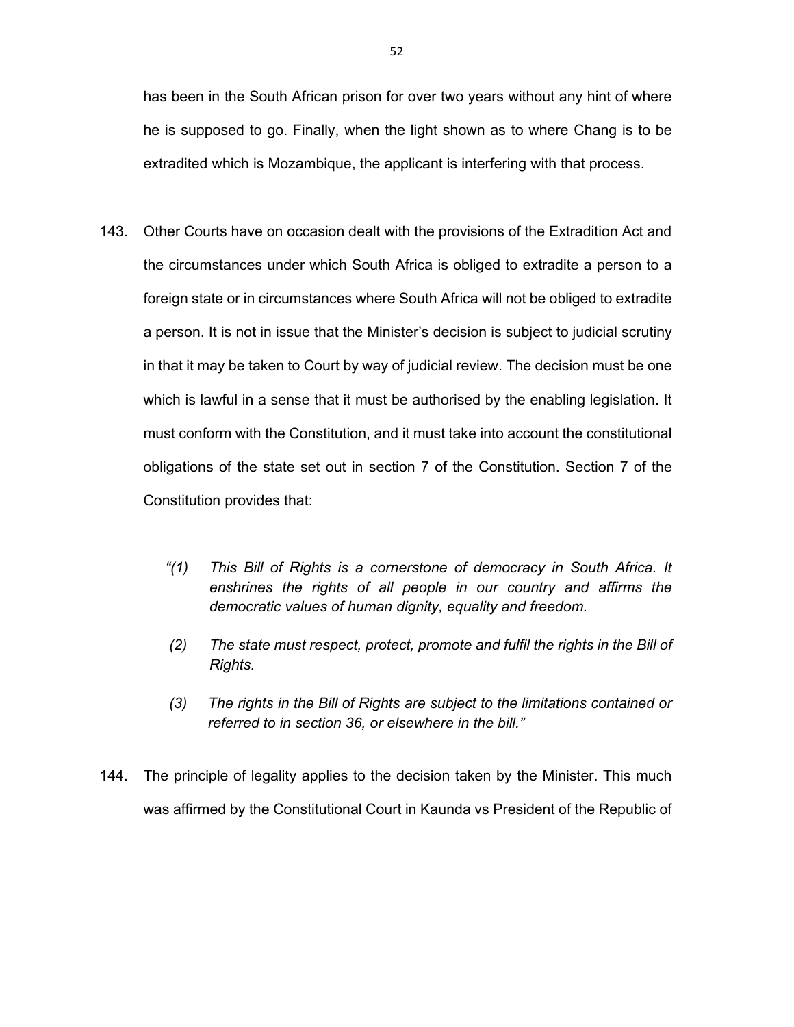has been in the South African prison for over two years without any hint of where he is supposed to go. Finally, when the light shown as to where Chang is to be extradited which is Mozambique, the applicant is interfering with that process.

143. Other Courts have on occasion dealt with the provisions of the Extradition Act and the circumstances under which South Africa is obliged to extradite a person to a foreign state or in circumstances where South Africa will not be obliged to extradite a person. It is not in issue that the Minister's decision is subject to judicial scrutiny in that it may be taken to Court by way of judicial review. The decision must be one which is lawful in a sense that it must be authorised by the enabling legislation. It must conform with the Constitution, and it must take into account the constitutional obligations of the state set out in section 7 of the Constitution. Section 7 of the Constitution provides that:

> *"(1) This Bill of Rights is a cornerstone of democracy in South Africa. It enshrines the rights of all people in our country and affirms the democratic values of human dignity, equality and freedom.*
>
> *(2) The state must respect, protect, promote and fulfil the rights in the Bill of Rights.*
>
> *(3) The rights in the Bill of Rights are subject to the limitations contained or referred to in section 36, or elsewhere in the bill."*

144. The principle of legality applies to the decision taken by the Minister. This much was affirmed by the Constitutional Court in Kaunda vs President of the Republic of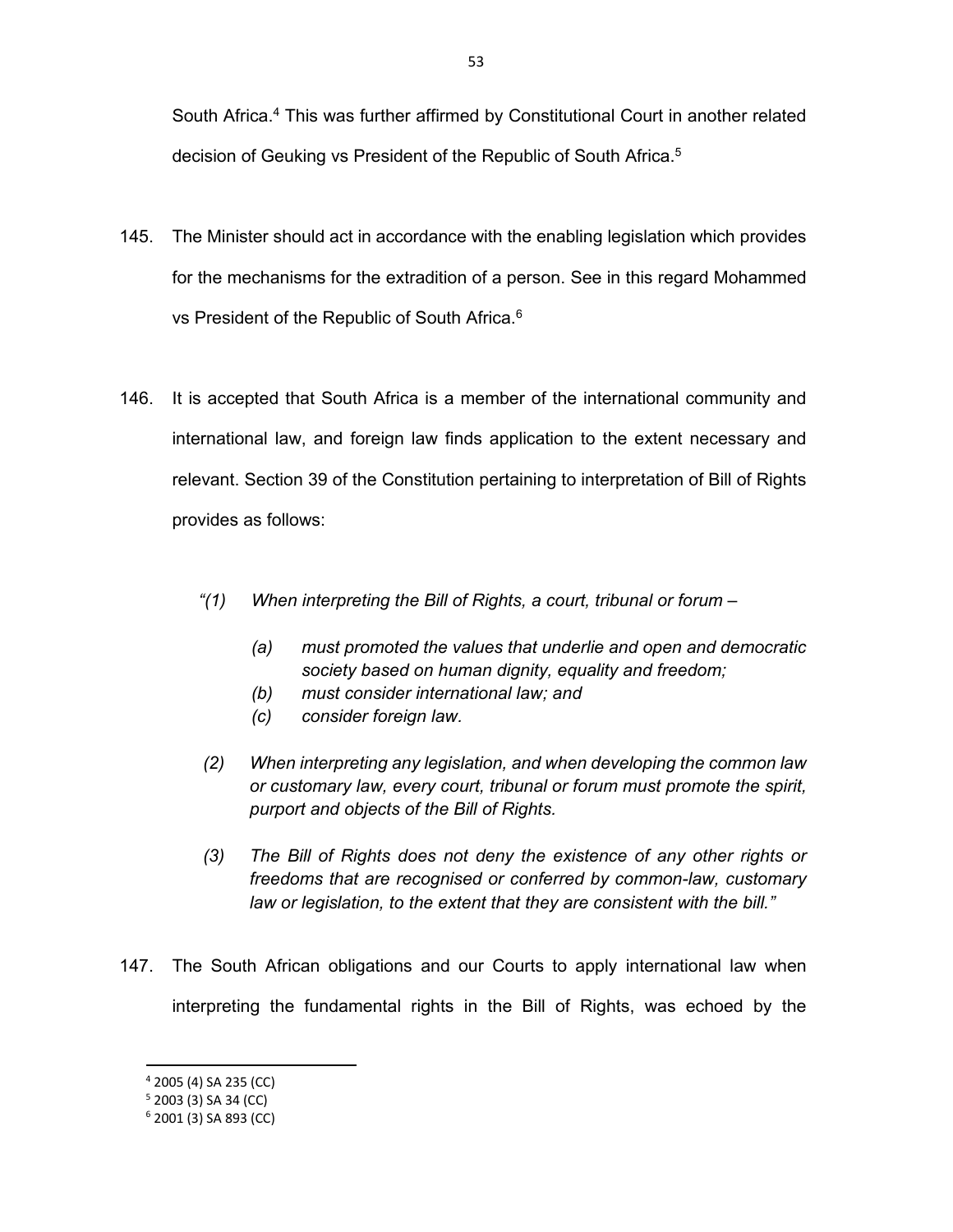South Africa.[4] This was further affirmed by Constitutional Court in another related decision of Geuking vs President of the Republic of South Africa.[5]

145. The Minister should act in accordance with the enabling legislation which provides for the mechanisms for the extradition of a person. See in this regard Mohammed vs President of the Republic of South Africa.[6]

146. It is accepted that South Africa is a member of the international community and international law, and foreign law finds application to the extent necessary and relevant. Section 39 of the Constitution pertaining to interpretation of Bill of Rights provides as follows:

> *"(1) When interpreting the Bill of Rights, a court, tribunal or forum –*
>
> > *(a) must promoted the values that underlie and open and democratic society based on human dignity, equality and freedom;*
> > *(b) must consider international law; and*
> > *(c) consider foreign law.*
>
> *(2) When interpreting any legislation, and when developing the common law or customary law, every court, tribunal or forum must promote the spirit, purport and objects of the Bill of Rights.*
>
> *(3) The Bill of Rights does not deny the existence of any other rights or freedoms that are recognised or conferred by common-law, customary law or legislation, to the extent that they are consistent with the bill."*

147. The South African obligations and our Courts to apply international law when interpreting the fundamental rights in the Bill of Rights, was echoed by the

---

[4] 2005 (4) SA 235 (CC)

[5] 2003 (3) SA 34 (CC)

[6] 2001 (3) SA 893 (CC)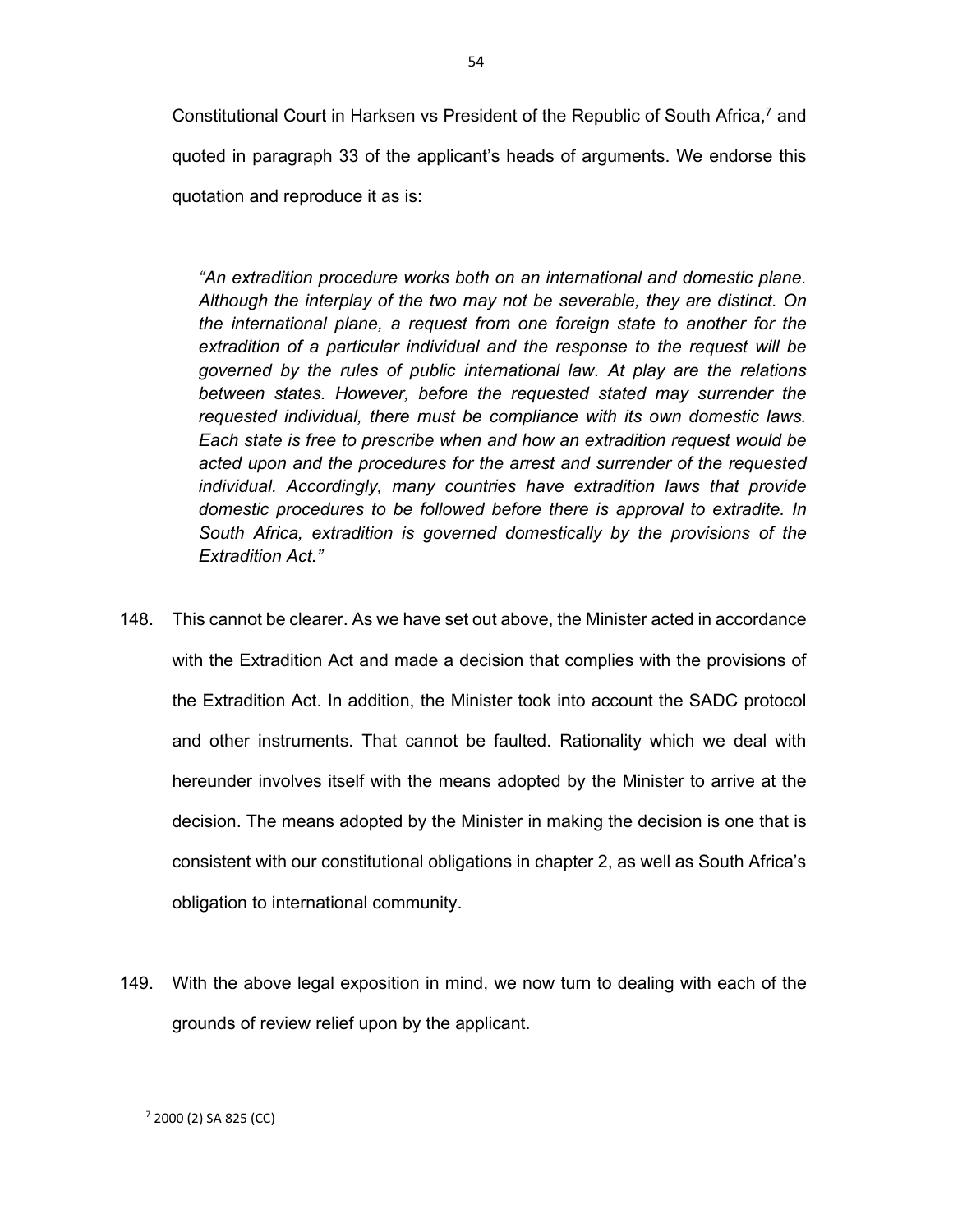Constitutional Court in Harksen vs President of the Republic of South Africa,[7] and quoted in paragraph 33 of the applicant's heads of arguments. We endorse this quotation and reproduce it as is:

> *"An extradition procedure works both on an international and domestic plane. Although the interplay of the two may not be severable, they are distinct. On the international plane, a request from one foreign state to another for the extradition of a particular individual and the response to the request will be governed by the rules of public international law. At play are the relations between states. However, before the requested stated may surrender the requested individual, there must be compliance with its own domestic laws. Each state is free to prescribe when and how an extradition request would be acted upon and the procedures for the arrest and surrender of the requested individual. Accordingly, many countries have extradition laws that provide domestic procedures to be followed before there is approval to extradite. In South Africa, extradition is governed domestically by the provisions of the Extradition Act."*

148. This cannot be clearer. As we have set out above, the Minister acted in accordance with the Extradition Act and made a decision that complies with the provisions of the Extradition Act. In addition, the Minister took into account the SADC protocol and other instruments. That cannot be faulted. Rationality which we deal with hereunder involves itself with the means adopted by the Minister to arrive at the decision. The means adopted by the Minister in making the decision is one that is consistent with our constitutional obligations in chapter 2, as well as South Africa's obligation to international community.

149. With the above legal exposition in mind, we now turn to dealing with each of the grounds of review relief upon by the applicant.

---

[7] 2000 (2) SA 825 (CC)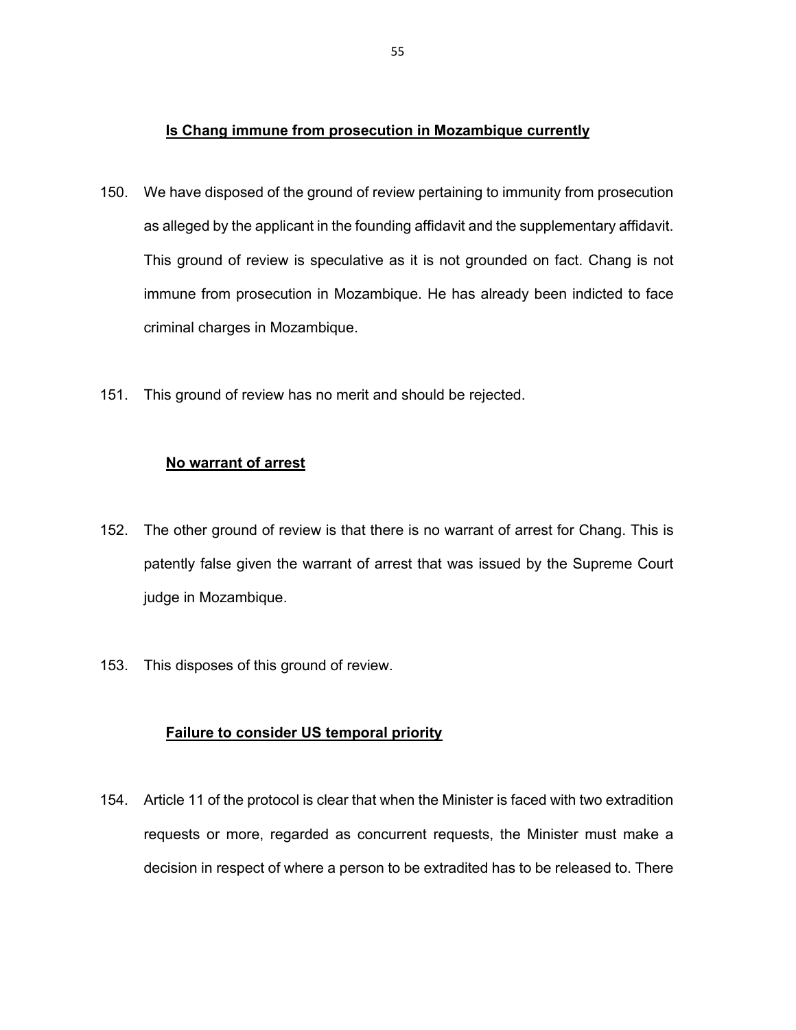**Is Chang immune from prosecution in Mozambique currently**

150. We have disposed of the ground of review pertaining to immunity from prosecution as alleged by the applicant in the founding affidavit and the supplementary affidavit. This ground of review is speculative as it is not grounded on fact. Chang is not immune from prosecution in Mozambique. He has already been indicted to face criminal charges in Mozambique.

151. This ground of review has no merit and should be rejected.

**No warrant of arrest**

152. The other ground of review is that there is no warrant of arrest for Chang. This is patently false given the warrant of arrest that was issued by the Supreme Court judge in Mozambique.

153. This disposes of this ground of review.

**Failure to consider US temporal priority**

154. Article 11 of the protocol is clear that when the Minister is faced with two extradition requests or more, regarded as concurrent requests, the Minister must make a decision in respect of where a person to be extradited has to be released to. There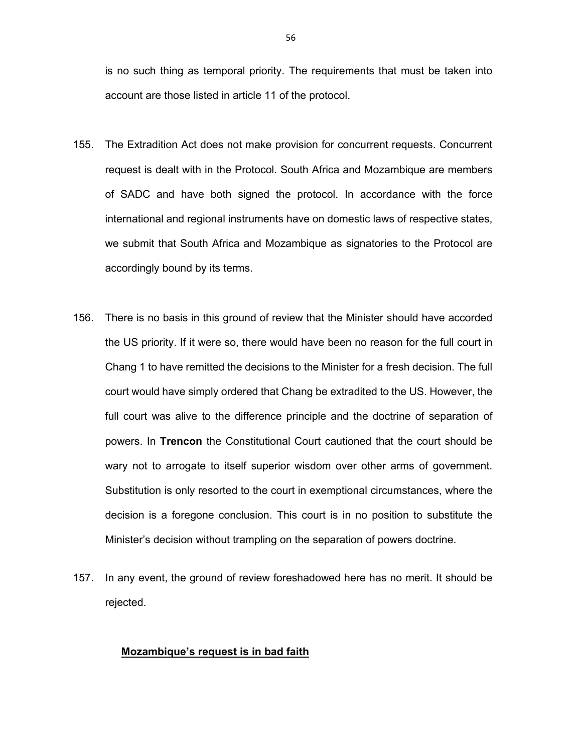is no such thing as temporal priority. The requirements that must be taken into account are those listed in article 11 of the protocol.

155. The Extradition Act does not make provision for concurrent requests. Concurrent request is dealt with in the Protocol. South Africa and Mozambique are members of SADC and have both signed the protocol. In accordance with the force international and regional instruments have on domestic laws of respective states, we submit that South Africa and Mozambique as signatories to the Protocol are accordingly bound by its terms.

156. There is no basis in this ground of review that the Minister should have accorded the US priority. If it were so, there would have been no reason for the full court in Chang 1 to have remitted the decisions to the Minister for a fresh decision. The full court would have simply ordered that Chang be extradited to the US. However, the full court was alive to the difference principle and the doctrine of separation of powers. In **Trencon** the Constitutional Court cautioned that the court should be wary not to arrogate to itself superior wisdom over other arms of government. Substitution is only resorted to the court in exemptional circumstances, where the decision is a foregone conclusion. This court is in no position to substitute the Minister's decision without trampling on the separation of powers doctrine.

157. In any event, the ground of review foreshadowed here has no merit. It should be rejected.

**<u>Mozambique's request is in bad faith</u>**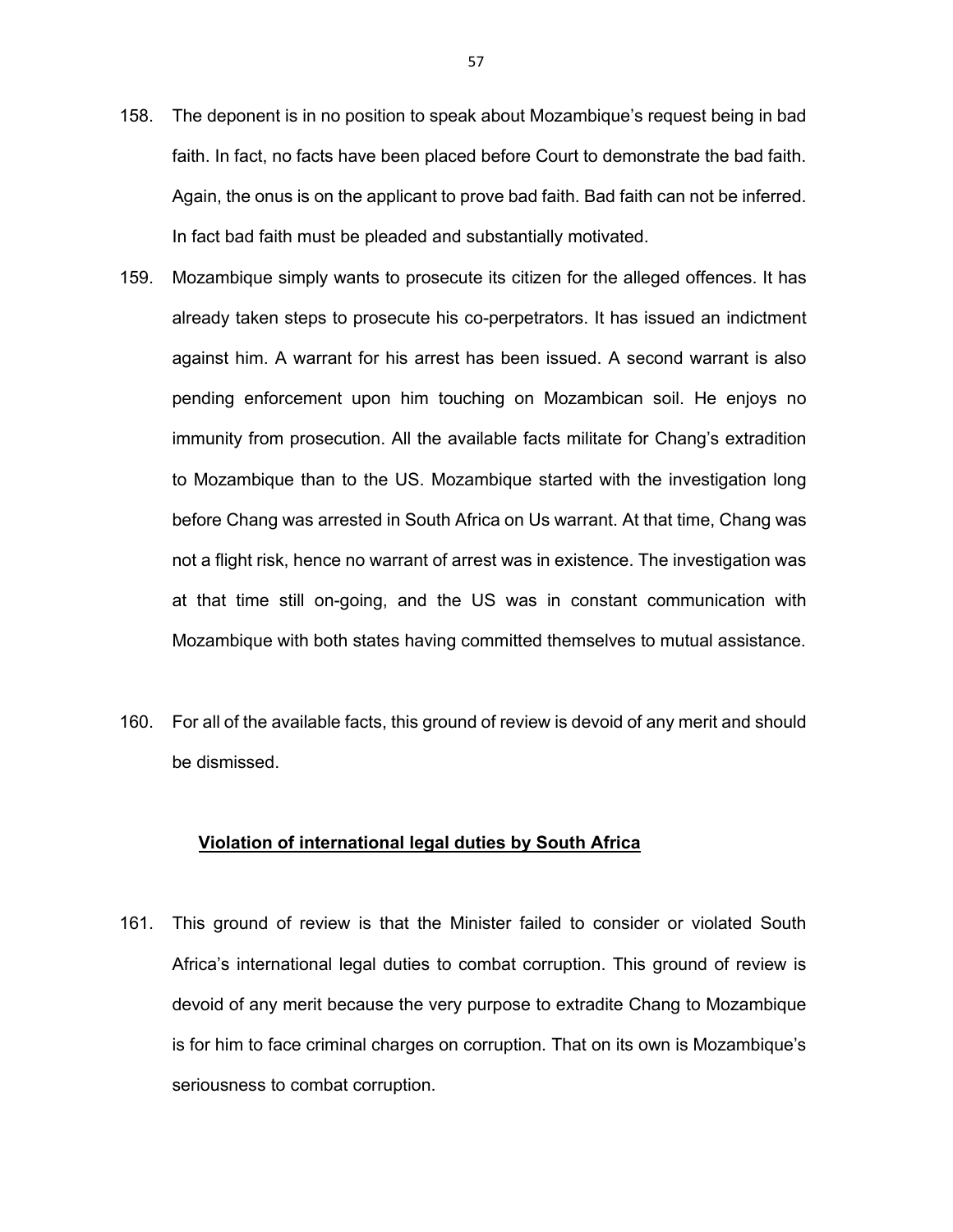158. The deponent is in no position to speak about Mozambique's request being in bad faith. In fact, no facts have been placed before Court to demonstrate the bad faith. Again, the onus is on the applicant to prove bad faith. Bad faith can not be inferred. In fact bad faith must be pleaded and substantially motivated.

159. Mozambique simply wants to prosecute its citizen for the alleged offences. It has already taken steps to prosecute his co-perpetrators. It has issued an indictment against him. A warrant for his arrest has been issued. A second warrant is also pending enforcement upon him touching on Mozambican soil. He enjoys no immunity from prosecution. All the available facts militate for Chang's extradition to Mozambique than to the US. Mozambique started with the investigation long before Chang was arrested in South Africa on Us warrant. At that time, Chang was not a flight risk, hence no warrant of arrest was in existence. The investigation was at that time still on-going, and the US was in constant communication with Mozambique with both states having committed themselves to mutual assistance.

160. For all of the available facts, this ground of review is devoid of any merit and should be dismissed.

**<u>Violation of international legal duties by South Africa</u>**

161. This ground of review is that the Minister failed to consider or violated South Africa's international legal duties to combat corruption. This ground of review is devoid of any merit because the very purpose to extradite Chang to Mozambique is for him to face criminal charges on corruption. That on its own is Mozambique's seriousness to combat corruption.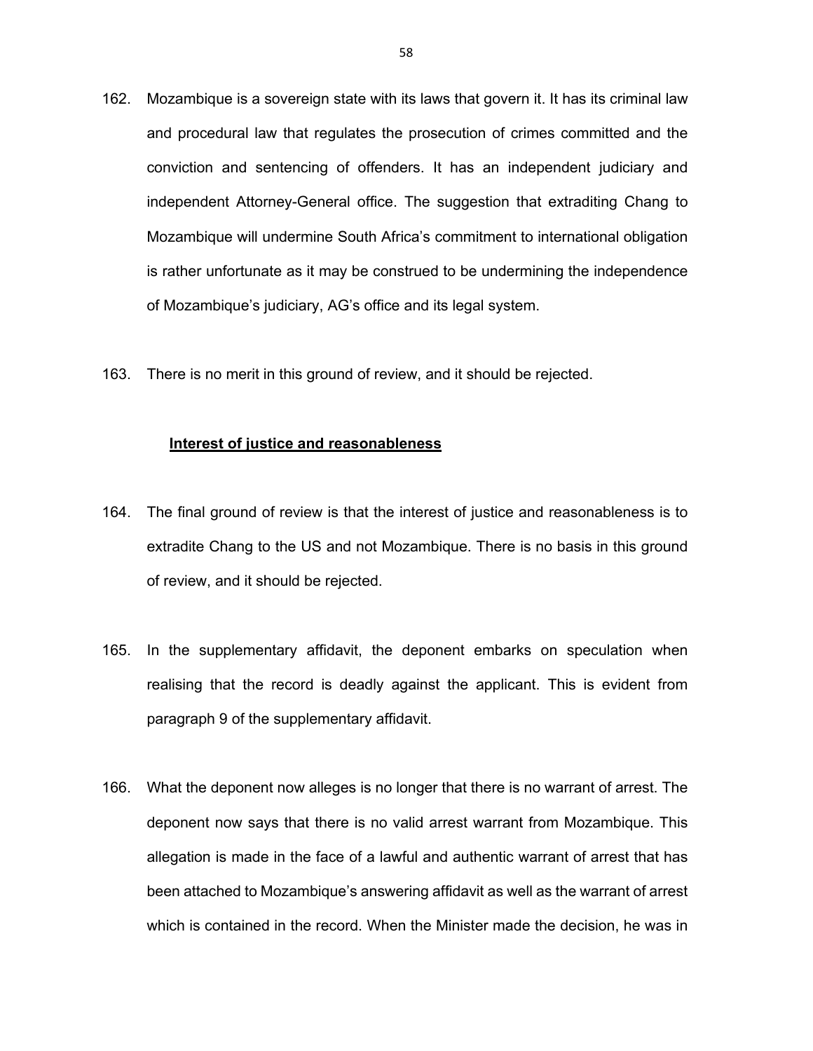162. Mozambique is a sovereign state with its laws that govern it. It has its criminal law and procedural law that regulates the prosecution of crimes committed and the conviction and sentencing of offenders. It has an independent judiciary and independent Attorney-General office. The suggestion that extraditing Chang to Mozambique will undermine South Africa's commitment to international obligation is rather unfortunate as it may be construed to be undermining the independence of Mozambique's judiciary, AG's office and its legal system.

163. There is no merit in this ground of review, and it should be rejected.

**Interest of justice and reasonableness**

164. The final ground of review is that the interest of justice and reasonableness is to extradite Chang to the US and not Mozambique. There is no basis in this ground of review, and it should be rejected.

165. In the supplementary affidavit, the deponent embarks on speculation when realising that the record is deadly against the applicant. This is evident from paragraph 9 of the supplementary affidavit.

166. What the deponent now alleges is no longer that there is no warrant of arrest. The deponent now says that there is no valid arrest warrant from Mozambique. This allegation is made in the face of a lawful and authentic warrant of arrest that has been attached to Mozambique's answering affidavit as well as the warrant of arrest which is contained in the record. When the Minister made the decision, he was in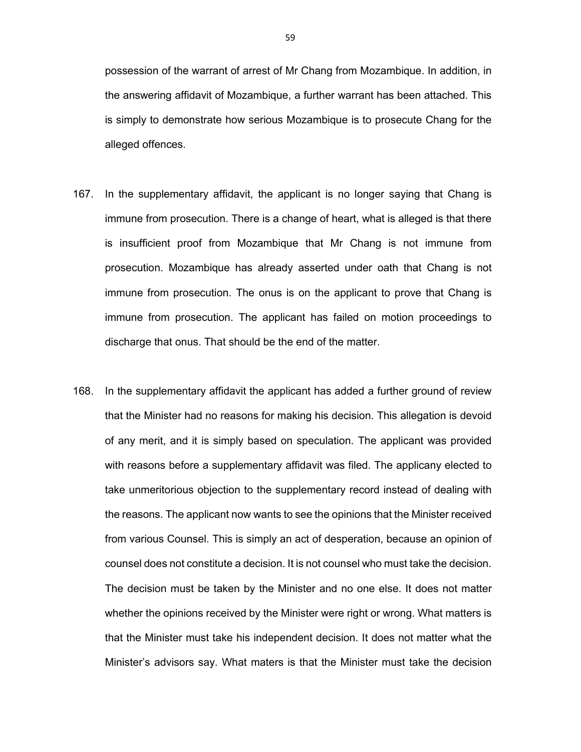possession of the warrant of arrest of Mr Chang from Mozambique. In addition, in the answering affidavit of Mozambique, a further warrant has been attached. This is simply to demonstrate how serious Mozambique is to prosecute Chang for the alleged offences.

167. In the supplementary affidavit, the applicant is no longer saying that Chang is immune from prosecution. There is a change of heart, what is alleged is that there is insufficient proof from Mozambique that Mr Chang is not immune from prosecution. Mozambique has already asserted under oath that Chang is not immune from prosecution. The onus is on the applicant to prove that Chang is immune from prosecution. The applicant has failed on motion proceedings to discharge that onus. That should be the end of the matter.

168. In the supplementary affidavit the applicant has added a further ground of review that the Minister had no reasons for making his decision. This allegation is devoid of any merit, and it is simply based on speculation. The applicant was provided with reasons before a supplementary affidavit was filed. The applicany elected to take unmeritorious objection to the supplementary record instead of dealing with the reasons. The applicant now wants to see the opinions that the Minister received from various Counsel. This is simply an act of desperation, because an opinion of counsel does not constitute a decision. It is not counsel who must take the decision. The decision must be taken by the Minister and no one else. It does not matter whether the opinions received by the Minister were right or wrong. What matters is that the Minister must take his independent decision. It does not matter what the Minister's advisors say. What maters is that the Minister must take the decision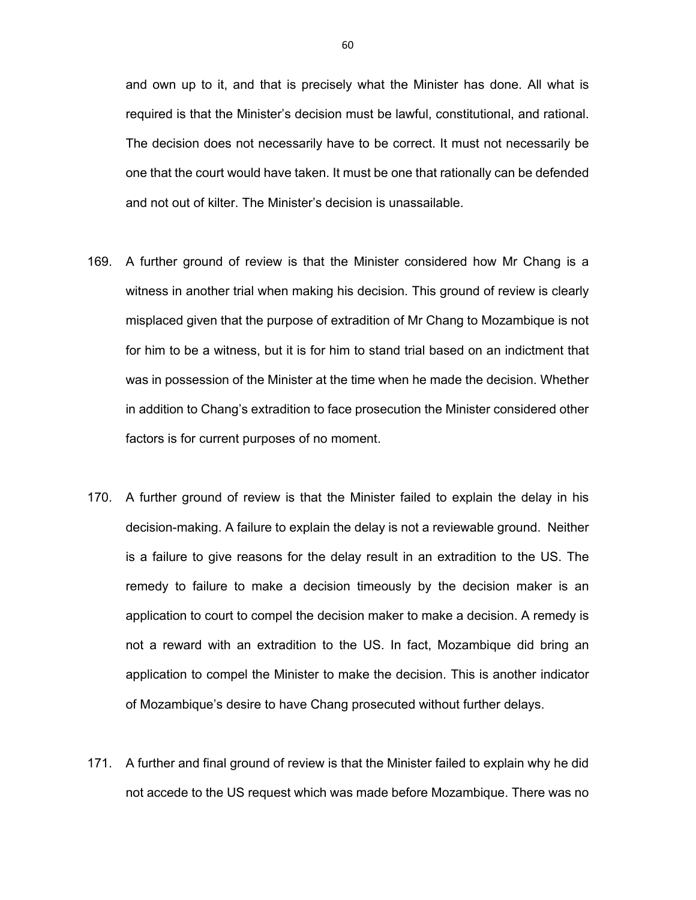and own up to it, and that is precisely what the Minister has done. All what is required is that the Minister's decision must be lawful, constitutional, and rational. The decision does not necessarily have to be correct. It must not necessarily be one that the court would have taken. It must be one that rationally can be defended and not out of kilter. The Minister's decision is unassailable.

169. A further ground of review is that the Minister considered how Mr Chang is a witness in another trial when making his decision. This ground of review is clearly misplaced given that the purpose of extradition of Mr Chang to Mozambique is not for him to be a witness, but it is for him to stand trial based on an indictment that was in possession of the Minister at the time when he made the decision. Whether in addition to Chang's extradition to face prosecution the Minister considered other factors is for current purposes of no moment.

170. A further ground of review is that the Minister failed to explain the delay in his decision-making. A failure to explain the delay is not a reviewable ground. Neither is a failure to give reasons for the delay result in an extradition to the US. The remedy to failure to make a decision timeously by the decision maker is an application to court to compel the decision maker to make a decision. A remedy is not a reward with an extradition to the US. In fact, Mozambique did bring an application to compel the Minister to make the decision. This is another indicator of Mozambique's desire to have Chang prosecuted without further delays.

171. A further and final ground of review is that the Minister failed to explain why he did not accede to the US request which was made before Mozambique. There was no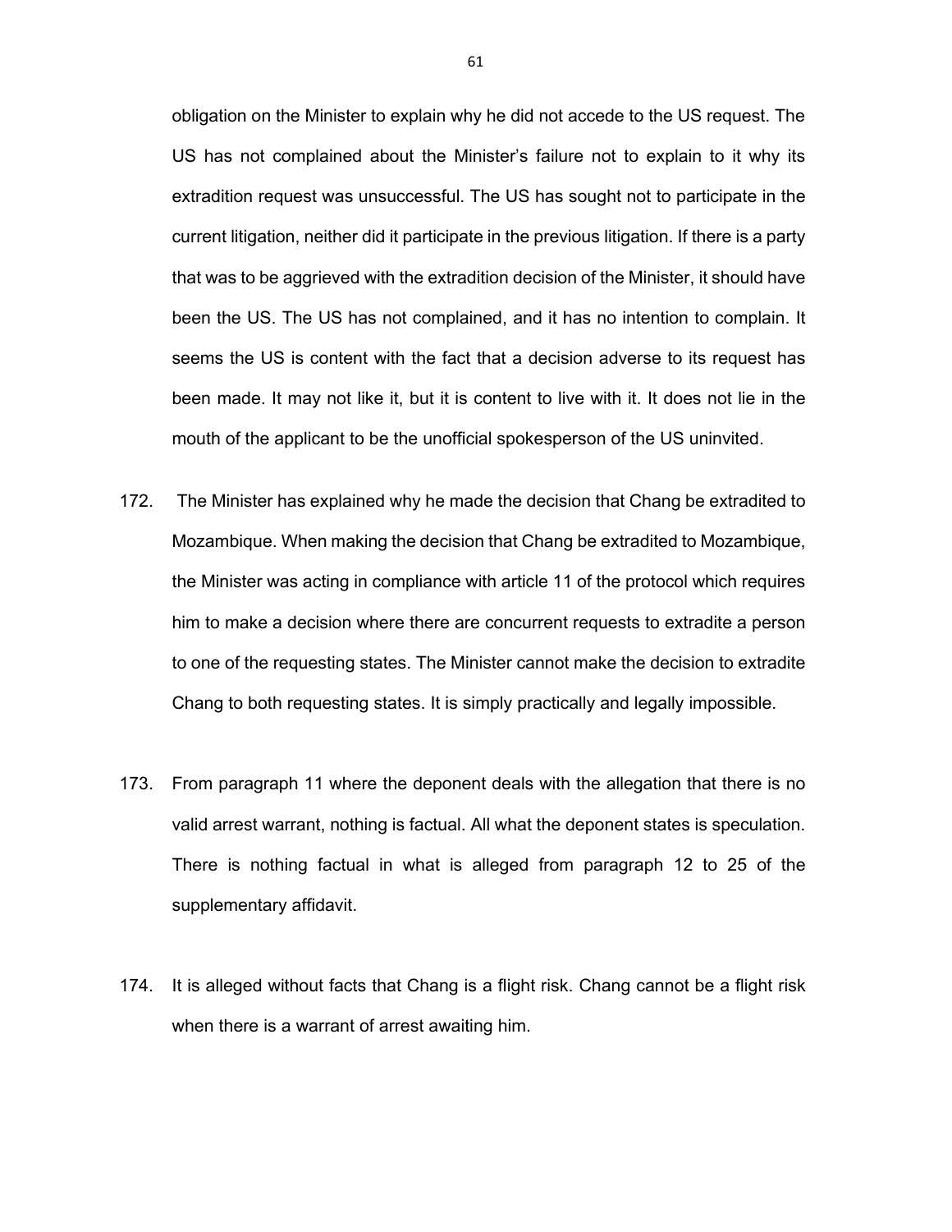obligation on the Minister to explain why he did not accede to the US request. The US has not complained about the Minister's failure not to explain to it why its extradition request was unsuccessful. The US has sought not to participate in the current litigation, neither did it participate in the previous litigation. If there is a party that was to be aggrieved with the extradition decision of the Minister, it should have been the US. The US has not complained, and it has no intention to complain. It seems the US is content with the fact that a decision adverse to its request has been made. It may not like it, but it is content to live with it. It does not lie in the mouth of the applicant to be the unofficial spokesperson of the US uninvited.

172. The Minister has explained why he made the decision that Chang be extradited to Mozambique. When making the decision that Chang be extradited to Mozambique, the Minister was acting in compliance with article 11 of the protocol which requires him to make a decision where there are concurrent requests to extradite a person to one of the requesting states. The Minister cannot make the decision to extradite Chang to both requesting states. It is simply practically and legally impossible.

173. From paragraph 11 where the deponent deals with the allegation that there is no valid arrest warrant, nothing is factual. All what the deponent states is speculation. There is nothing factual in what is alleged from paragraph 12 to 25 of the supplementary affidavit.

174. It is alleged without facts that Chang is a flight risk. Chang cannot be a flight risk when there is a warrant of arrest awaiting him.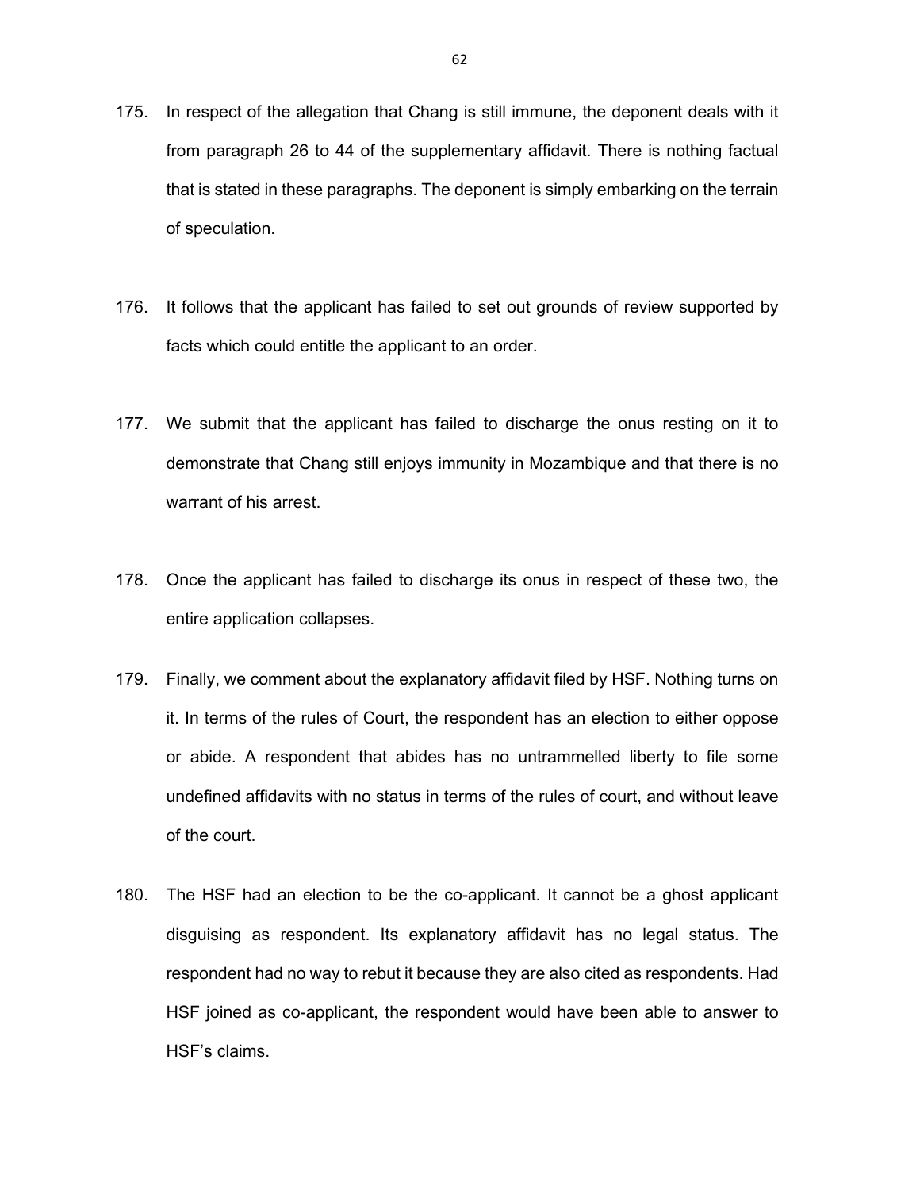175. In respect of the allegation that Chang is still immune, the deponent deals with it from paragraph 26 to 44 of the supplementary affidavit. There is nothing factual that is stated in these paragraphs. The deponent is simply embarking on the terrain of speculation.

176. It follows that the applicant has failed to set out grounds of review supported by facts which could entitle the applicant to an order.

177. We submit that the applicant has failed to discharge the onus resting on it to demonstrate that Chang still enjoys immunity in Mozambique and that there is no warrant of his arrest.

178. Once the applicant has failed to discharge its onus in respect of these two, the entire application collapses.

179. Finally, we comment about the explanatory affidavit filed by HSF. Nothing turns on it. In terms of the rules of Court, the respondent has an election to either oppose or abide. A respondent that abides has no untrammelled liberty to file some undefined affidavits with no status in terms of the rules of court, and without leave of the court.

180. The HSF had an election to be the co-applicant. It cannot be a ghost applicant disguising as respondent. Its explanatory affidavit has no legal status. The respondent had no way to rebut it because they are also cited as respondents. Had HSF joined as co-applicant, the respondent would have been able to answer to HSF's claims.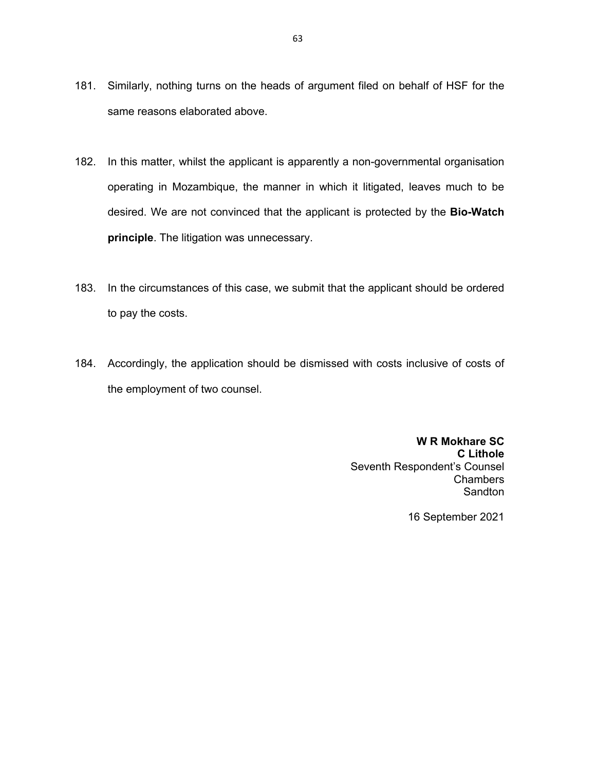181. Similarly, nothing turns on the heads of argument filed on behalf of HSF for the same reasons elaborated above.

182. In this matter, whilst the applicant is apparently a non-governmental organisation operating in Mozambique, the manner in which it litigated, leaves much to be desired. We are not convinced that the applicant is protected by the **Bio-Watch principle**. The litigation was unnecessary.

183. In the circumstances of this case, we submit that the applicant should be ordered to pay the costs.

184. Accordingly, the application should be dismissed with costs inclusive of costs of the employment of two counsel.

**W R Mokhare SC**
**C Lithole**
Seventh Respondent's Counsel
Chambers
Sandton

16 September 2021